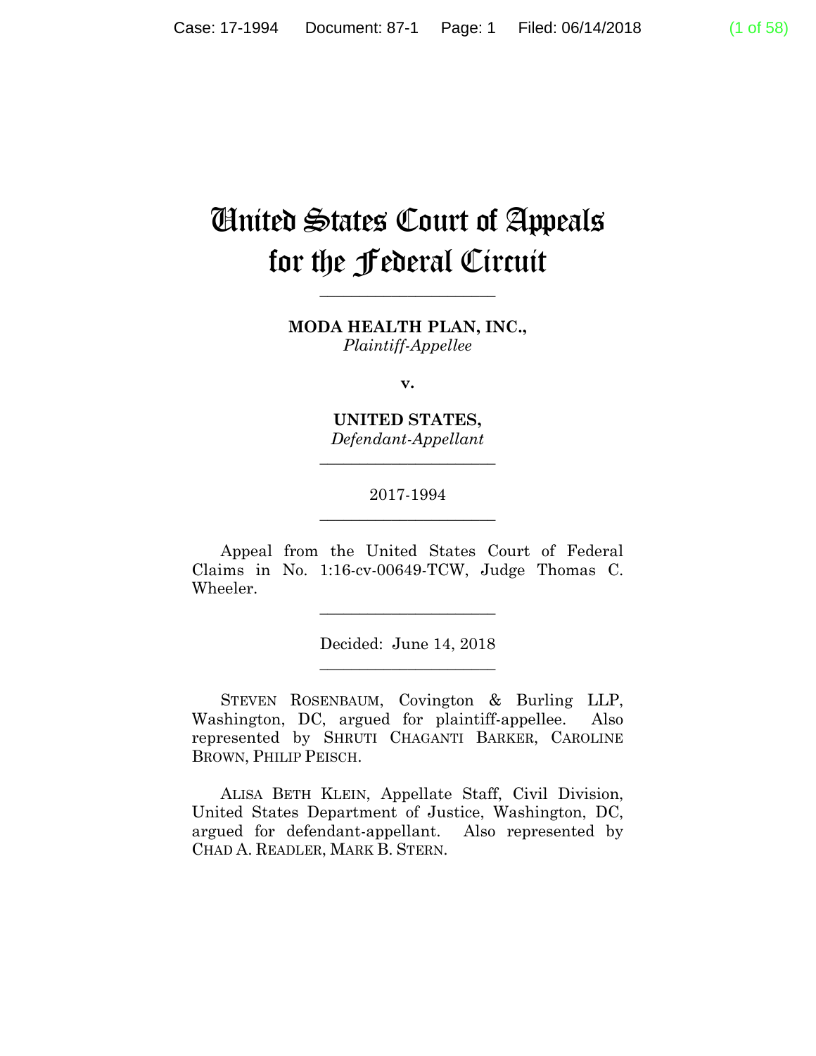# United States Court of Appeals for the Federal Circuit

---

**MODA HEALTH PLAN, INC.,**
*Plaintiff-Appellee*

**v.**

**UNITED STATES,**
*Defendant-Appellant*

---

2017-1994

---

Appeal from the United States Court of Federal Claims in No. 1:16-cv-00649-TCW, Judge Thomas C. Wheeler.

---

Decided: June 14, 2018

---

STEVEN ROSENBAUM, Covington & Burling LLP, Washington, DC, argued for plaintiff-appellee. Also represented by SHRUTI CHAGANTI BARKER, CAROLINE BROWN, PHILIP PEISCH.

ALISA BETH KLEIN, Appellate Staff, Civil Division, United States Department of Justice, Washington, DC, argued for defendant-appellant. Also represented by CHAD A. READLER, MARK B. STERN.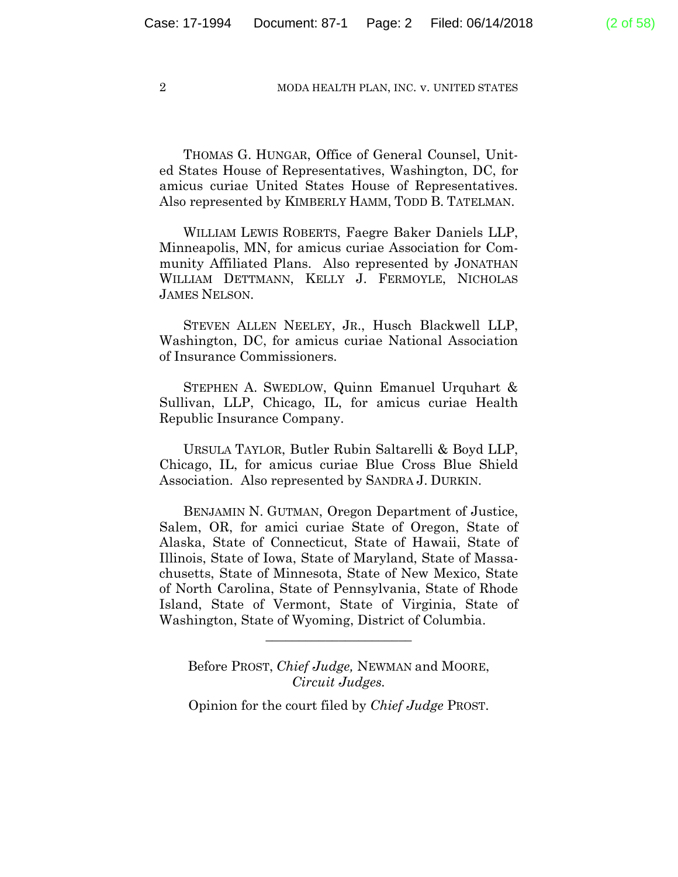THOMAS G. HUNGAR, Office of General Counsel, United States House of Representatives, Washington, DC, for amicus curiae United States House of Representatives. Also represented by KIMBERLY HAMM, TODD B. TATELMAN.

WILLIAM LEWIS ROBERTS, Faegre Baker Daniels LLP, Minneapolis, MN, for amicus curiae Association for Community Affiliated Plans. Also represented by JONATHAN WILLIAM DETTMANN, KELLY J. FERMOYLE, NICHOLAS JAMES NELSON.

STEVEN ALLEN NEELEY, JR., Husch Blackwell LLP, Washington, DC, for amicus curiae National Association of Insurance Commissioners.

STEPHEN A. SWEDLOW, Quinn Emanuel Urquhart & Sullivan, LLP, Chicago, IL, for amicus curiae Health Republic Insurance Company.

URSULA TAYLOR, Butler Rubin Saltarelli & Boyd LLP, Chicago, IL, for amicus curiae Blue Cross Blue Shield Association. Also represented by SANDRA J. DURKIN.

BENJAMIN N. GUTMAN, Oregon Department of Justice, Salem, OR, for amici curiae State of Oregon, State of Alaska, State of Connecticut, State of Hawaii, State of Illinois, State of Iowa, State of Maryland, State of Massachusetts, State of Minnesota, State of New Mexico, State of North Carolina, State of Pennsylvania, State of Rhode Island, State of Vermont, State of Virginia, State of Washington, State of Wyoming, District of Columbia.

---

Before PROST, *Chief Judge,* NEWMAN and MOORE, *Circuit Judges.*

Opinion for the court filed by *Chief Judge* PROST.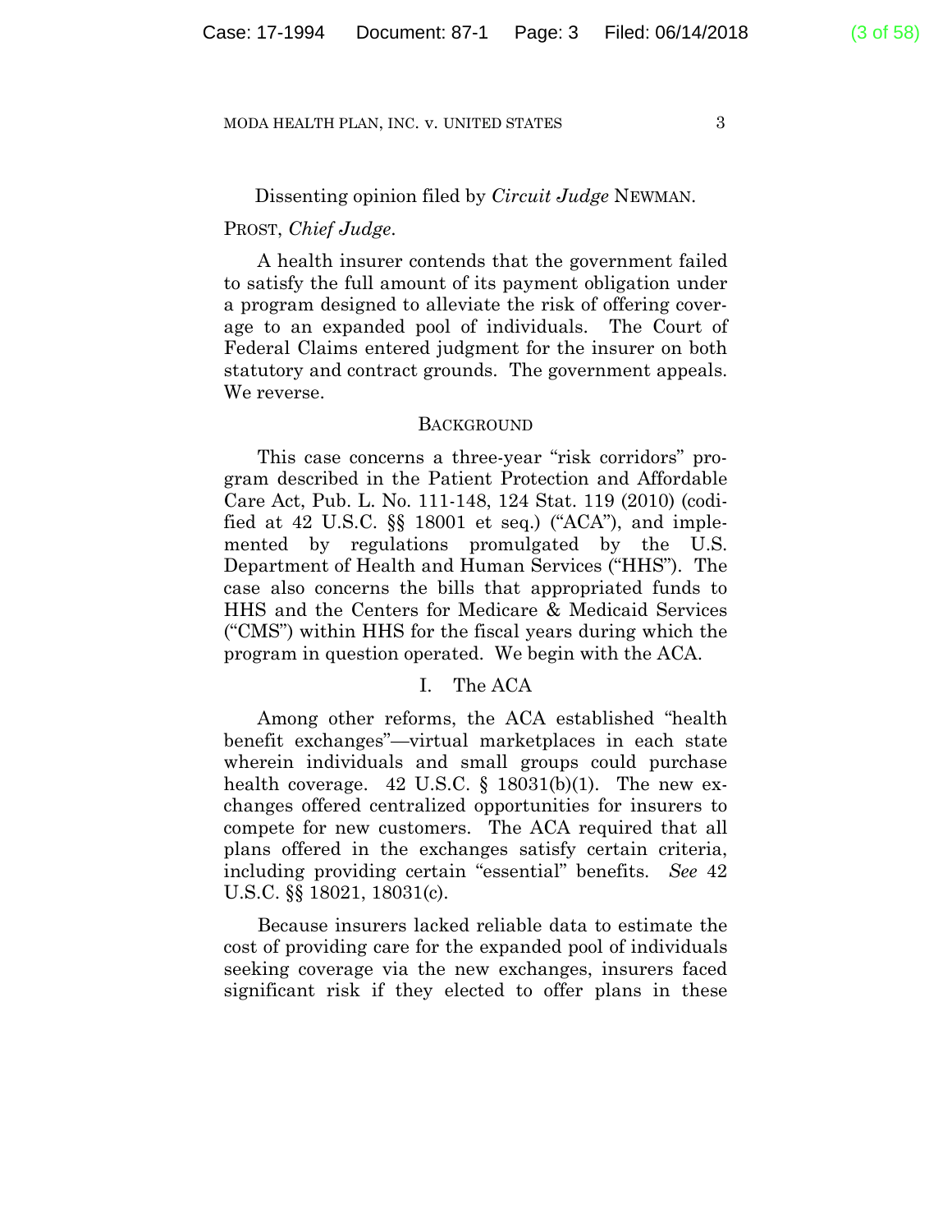Dissenting opinion filed by *Circuit Judge* NEWMAN.

PROST, *Chief Judge*.

A health insurer contends that the government failed to satisfy the full amount of its payment obligation under a program designed to alleviate the risk of offering coverage to an expanded pool of individuals. The Court of Federal Claims entered judgment for the insurer on both statutory and contract grounds. The government appeals. We reverse.

## BACKGROUND

This case concerns a three-year "risk corridors" program described in the Patient Protection and Affordable Care Act, Pub. L. No. 111-148, 124 Stat. 119 (2010) (codified at 42 U.S.C. §§ 18001 et seq.) ("ACA"), and implemented by regulations promulgated by the U.S. Department of Health and Human Services ("HHS"). The case also concerns the bills that appropriated funds to HHS and the Centers for Medicare & Medicaid Services ("CMS") within HHS for the fiscal years during which the program in question operated. We begin with the ACA.

### I. The ACA

Among other reforms, the ACA established "health benefit exchanges"—virtual marketplaces in each state wherein individuals and small groups could purchase health coverage. 42 U.S.C. § 18031(b)(1). The new exchanges offered centralized opportunities for insurers to compete for new customers. The ACA required that all plans offered in the exchanges satisfy certain criteria, including providing certain "essential" benefits. *See* 42 U.S.C. §§ 18021, 18031(c).

Because insurers lacked reliable data to estimate the cost of providing care for the expanded pool of individuals seeking coverage via the new exchanges, insurers faced significant risk if they elected to offer plans in these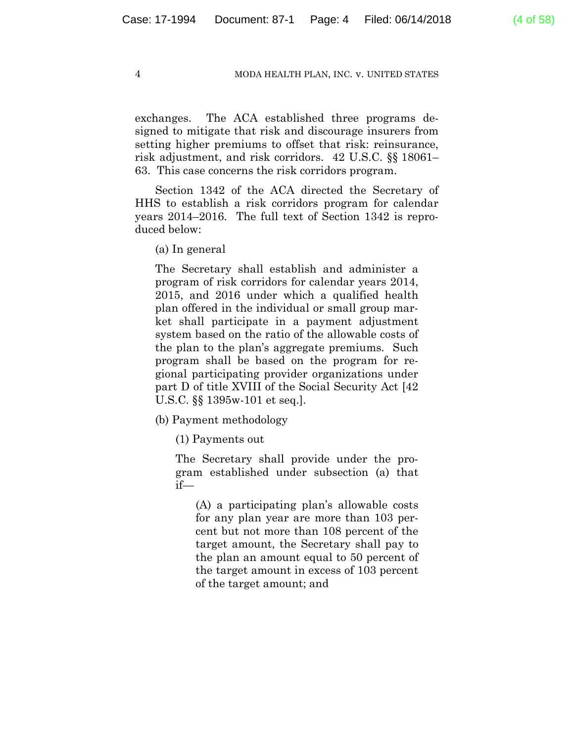exchanges. The ACA established three programs designed to mitigate that risk and discourage insurers from setting higher premiums to offset that risk: reinsurance, risk adjustment, and risk corridors. 42 U.S.C. §§ 18061–63. This case concerns the risk corridors program.

Section 1342 of the ACA directed the Secretary of HHS to establish a risk corridors program for calendar years 2014–2016. The full text of Section 1342 is reproduced below:

> (a) In general
>
> The Secretary shall establish and administer a program of risk corridors for calendar years 2014, 2015, and 2016 under which a qualified health plan offered in the individual or small group market shall participate in a payment adjustment system based on the ratio of the allowable costs of the plan to the plan's aggregate premiums. Such program shall be based on the program for regional participating provider organizations under part D of title XVIII of the Social Security Act [42 U.S.C. §§ 1395w-101 et seq.].
>
> (b) Payment methodology
>
> > (1) Payments out
> >
> > The Secretary shall provide under the program established under subsection (a) that if—
> >
> > > (A) a participating plan's allowable costs for any plan year are more than 103 percent but not more than 108 percent of the target amount, the Secretary shall pay to the plan an amount equal to 50 percent of the target amount in excess of 103 percent of the target amount; and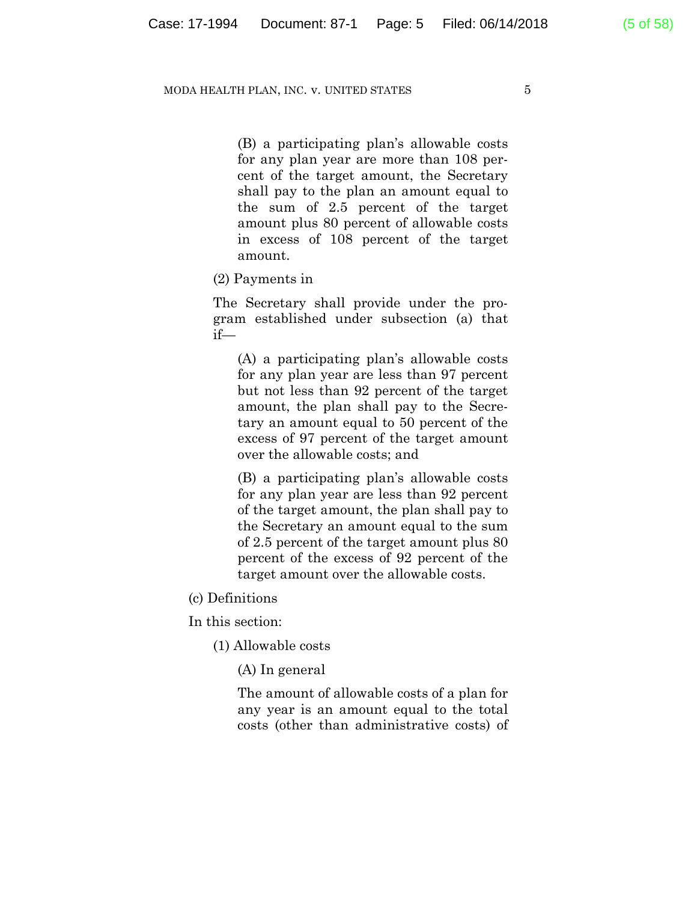(B) a participating plan's allowable costs for any plan year are more than 108 percent of the target amount, the Secretary shall pay to the plan an amount equal to the sum of 2.5 percent of the target amount plus 80 percent of allowable costs in excess of 108 percent of the target amount.

(2) Payments in

The Secretary shall provide under the program established under subsection (a) that if—

(A) a participating plan's allowable costs for any plan year are less than 97 percent but not less than 92 percent of the target amount, the plan shall pay to the Secretary an amount equal to 50 percent of the excess of 97 percent of the target amount over the allowable costs; and

(B) a participating plan's allowable costs for any plan year are less than 92 percent of the target amount, the plan shall pay to the Secretary an amount equal to the sum of 2.5 percent of the target amount plus 80 percent of the excess of 92 percent of the target amount over the allowable costs.

(c) Definitions

In this section:

(1) Allowable costs

(A) In general

The amount of allowable costs of a plan for any year is an amount equal to the total costs (other than administrative costs) of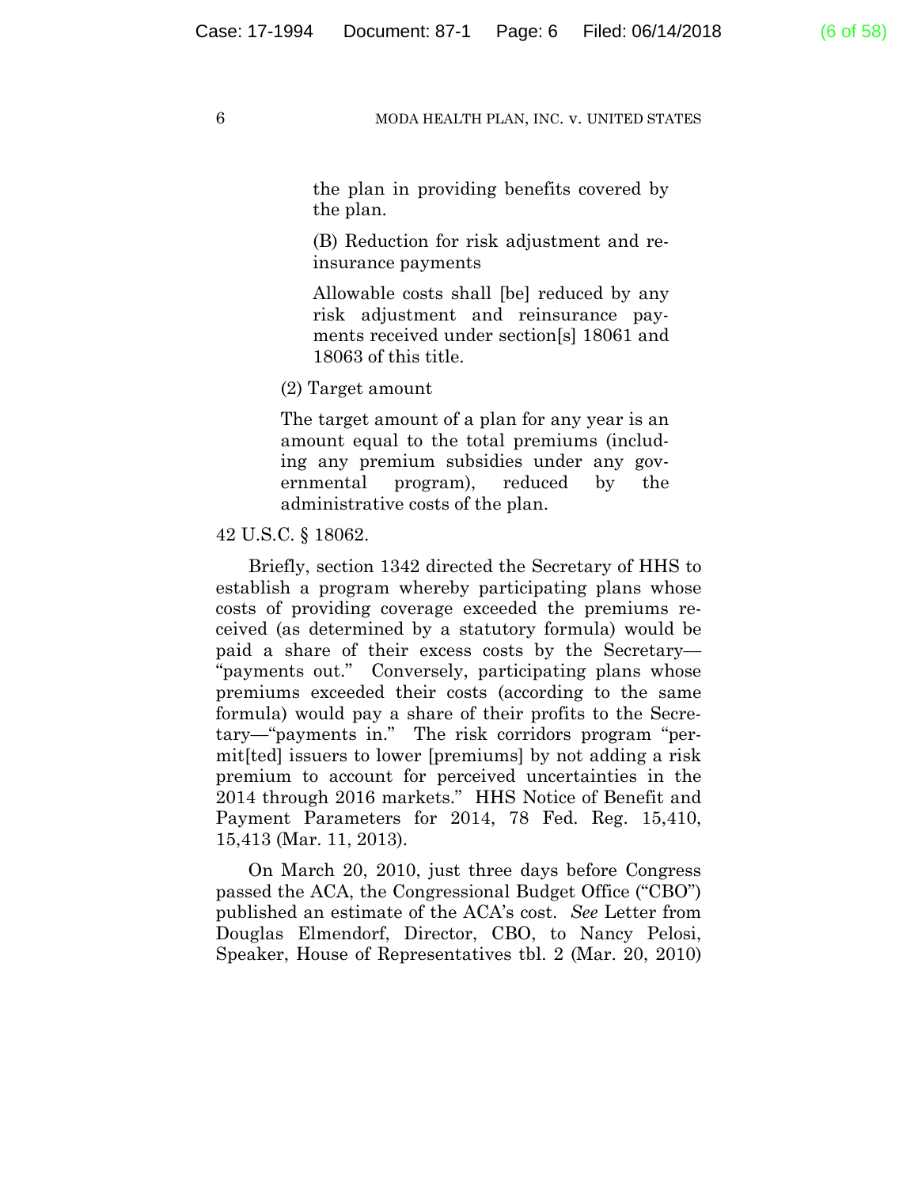> the plan in providing benefits covered by the plan.
>
> (B) Reduction for risk adjustment and reinsurance payments
>
> Allowable costs shall [be] reduced by any risk adjustment and reinsurance payments received under section[s] 18061 and 18063 of this title.
>
> (2) Target amount
>
> The target amount of a plan for any year is an amount equal to the total premiums (including any premium subsidies under any governmental program), reduced by the administrative costs of the plan.

42 U.S.C. § 18062.

Briefly, section 1342 directed the Secretary of HHS to establish a program whereby participating plans whose costs of providing coverage exceeded the premiums received (as determined by a statutory formula) would be paid a share of their excess costs by the Secretary—"payments out." Conversely, participating plans whose premiums exceeded their costs (according to the same formula) would pay a share of their profits to the Secretary—"payments in." The risk corridors program "permit[ted] issuers to lower [premiums] by not adding a risk premium to account for perceived uncertainties in the 2014 through 2016 markets." HHS Notice of Benefit and Payment Parameters for 2014, 78 Fed. Reg. 15,410, 15,413 (Mar. 11, 2013).

On March 20, 2010, just three days before Congress passed the ACA, the Congressional Budget Office ("CBO") published an estimate of the ACA's cost. *See* Letter from Douglas Elmendorf, Director, CBO, to Nancy Pelosi, Speaker, House of Representatives tbl. 2 (Mar. 20, 2010)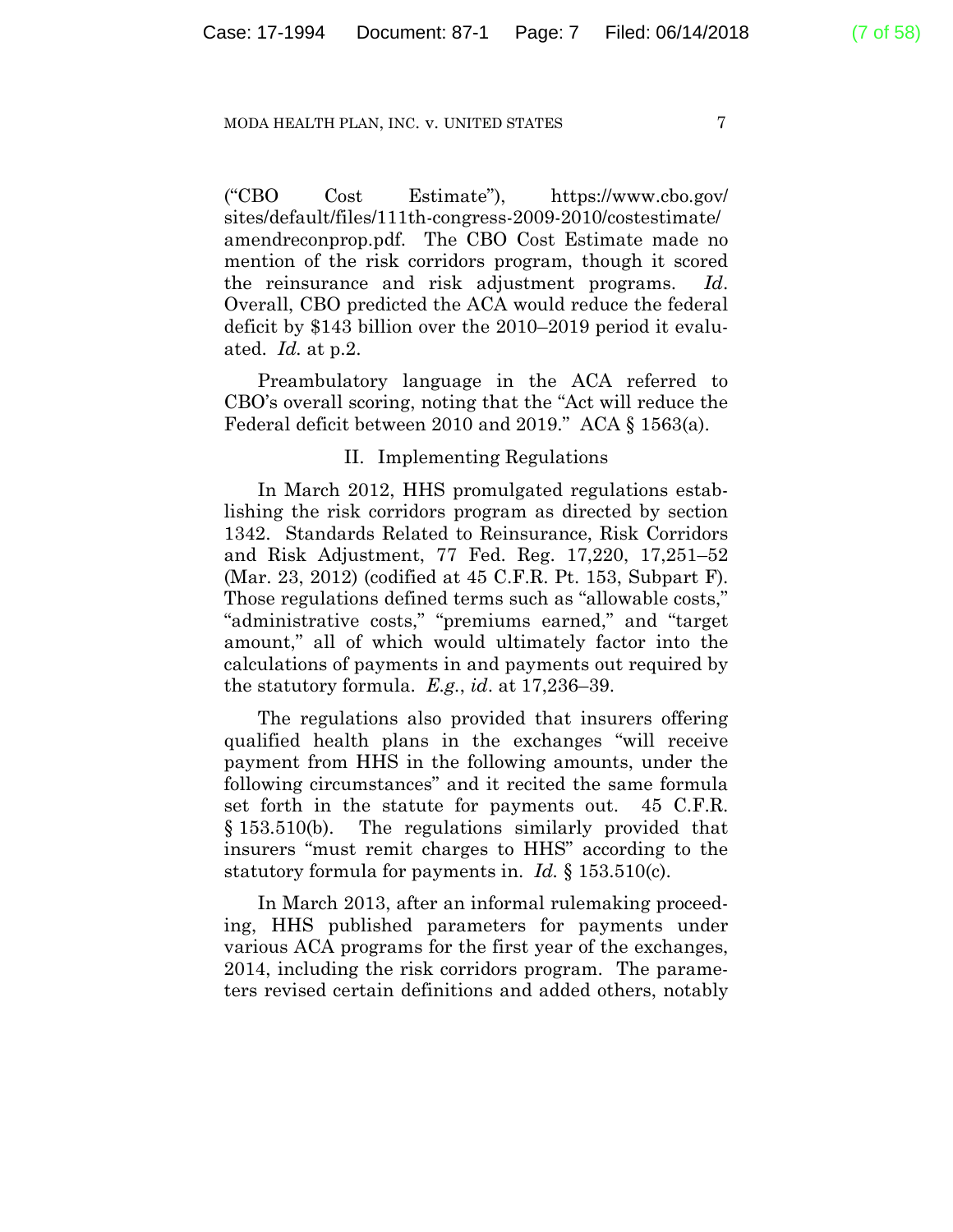("CBO Cost Estimate"), https://www.cbo.gov/sites/default/files/111th-congress-2009-2010/costestimate/amendreconprop.pdf. The CBO Cost Estimate made no mention of the risk corridors program, though it scored the reinsurance and risk adjustment programs. *Id*. Overall, CBO predicted the ACA would reduce the federal deficit by $143 billion over the 2010–2019 period it evaluated. *Id.* at p.2.

Preambulatory language in the ACA referred to CBO's overall scoring, noting that the "Act will reduce the Federal deficit between 2010 and 2019." ACA § 1563(a).

## II. Implementing Regulations

In March 2012, HHS promulgated regulations establishing the risk corridors program as directed by section 1342. Standards Related to Reinsurance, Risk Corridors and Risk Adjustment, 77 Fed. Reg. 17,220, 17,251–52 (Mar. 23, 2012) (codified at 45 C.F.R. Pt. 153, Subpart F). Those regulations defined terms such as "allowable costs," "administrative costs," "premiums earned," and "target amount," all of which would ultimately factor into the calculations of payments in and payments out required by the statutory formula. *E.g.*, *id*. at 17,236–39.

The regulations also provided that insurers offering qualified health plans in the exchanges "will receive payment from HHS in the following amounts, under the following circumstances" and it recited the same formula set forth in the statute for payments out. 45 C.F.R. § 153.510(b). The regulations similarly provided that insurers "must remit charges to HHS" according to the statutory formula for payments in. *Id.* § 153.510(c).

In March 2013, after an informal rulemaking proceeding, HHS published parameters for payments under various ACA programs for the first year of the exchanges, 2014, including the risk corridors program. The parameters revised certain definitions and added others, notably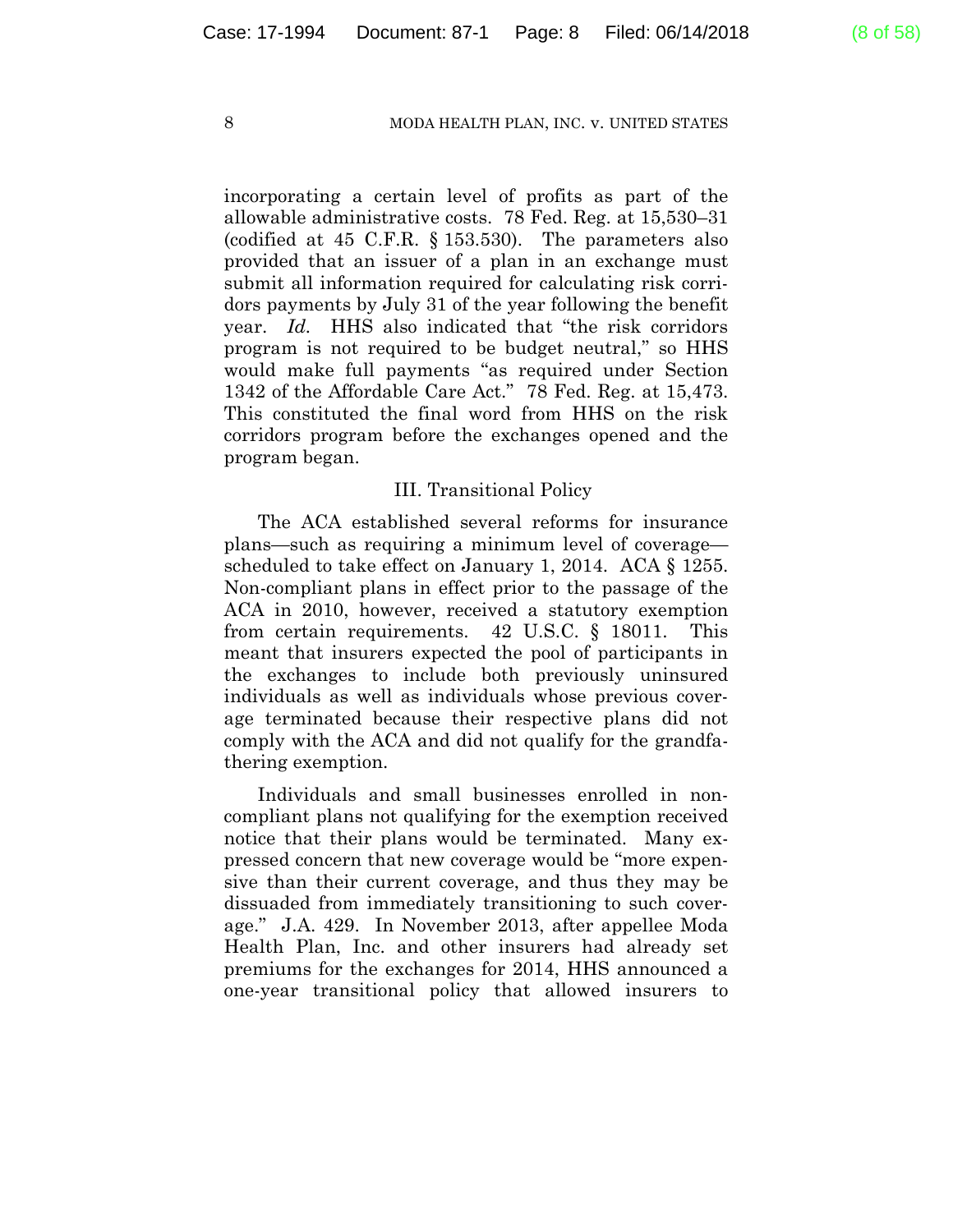incorporating a certain level of profits as part of the allowable administrative costs. 78 Fed. Reg. at 15,530–31 (codified at 45 C.F.R. § 153.530). The parameters also provided that an issuer of a plan in an exchange must submit all information required for calculating risk corridors payments by July 31 of the year following the benefit year. *Id.* HHS also indicated that "the risk corridors program is not required to be budget neutral," so HHS would make full payments "as required under Section 1342 of the Affordable Care Act." 78 Fed. Reg. at 15,473. This constituted the final word from HHS on the risk corridors program before the exchanges opened and the program began.

### III. Transitional Policy

The ACA established several reforms for insurance plans—such as requiring a minimum level of coverage—scheduled to take effect on January 1, 2014. ACA § 1255. Non-compliant plans in effect prior to the passage of the ACA in 2010, however, received a statutory exemption from certain requirements. 42 U.S.C. § 18011. This meant that insurers expected the pool of participants in the exchanges to include both previously uninsured individuals as well as individuals whose previous coverage terminated because their respective plans did not comply with the ACA and did not qualify for the grandfathering exemption.

Individuals and small businesses enrolled in non-compliant plans not qualifying for the exemption received notice that their plans would be terminated. Many expressed concern that new coverage would be "more expensive than their current coverage, and thus they may be dissuaded from immediately transitioning to such coverage." J.A. 429. In November 2013, after appellee Moda Health Plan, Inc. and other insurers had already set premiums for the exchanges for 2014, HHS announced a one-year transitional policy that allowed insurers to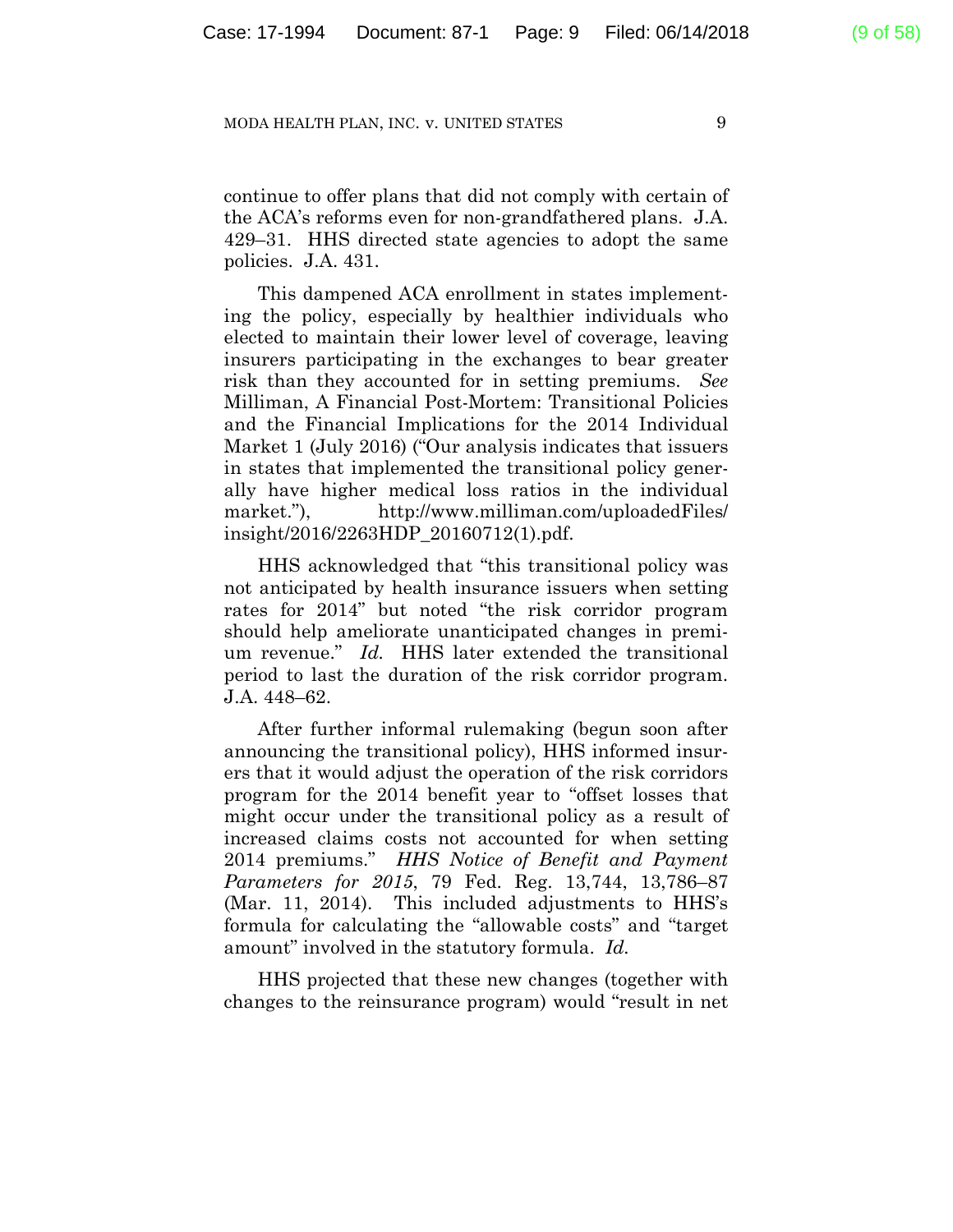continue to offer plans that did not comply with certain of the ACA's reforms even for non-grandfathered plans. J.A. 429–31. HHS directed state agencies to adopt the same policies. J.A. 431.

This dampened ACA enrollment in states implementing the policy, especially by healthier individuals who elected to maintain their lower level of coverage, leaving insurers participating in the exchanges to bear greater risk than they accounted for in setting premiums. *See* Milliman, A Financial Post-Mortem: Transitional Policies and the Financial Implications for the 2014 Individual Market 1 (July 2016) ("Our analysis indicates that issuers in states that implemented the transitional policy generally have higher medical loss ratios in the individual market."), http://www.milliman.com/uploadedFiles/insight/2016/2263HDP_20160712(1).pdf.

HHS acknowledged that "this transitional policy was not anticipated by health insurance issuers when setting rates for 2014" but noted "the risk corridor program should help ameliorate unanticipated changes in premium revenue." *Id.* HHS later extended the transitional period to last the duration of the risk corridor program. J.A. 448–62.

After further informal rulemaking (begun soon after announcing the transitional policy), HHS informed insurers that it would adjust the operation of the risk corridors program for the 2014 benefit year to "offset losses that might occur under the transitional policy as a result of increased claims costs not accounted for when setting 2014 premiums." *HHS Notice of Benefit and Payment Parameters for 2015*, 79 Fed. Reg. 13,744, 13,786–87 (Mar. 11, 2014). This included adjustments to HHS's formula for calculating the "allowable costs" and "target amount" involved in the statutory formula. *Id.*

HHS projected that these new changes (together with changes to the reinsurance program) would "result in net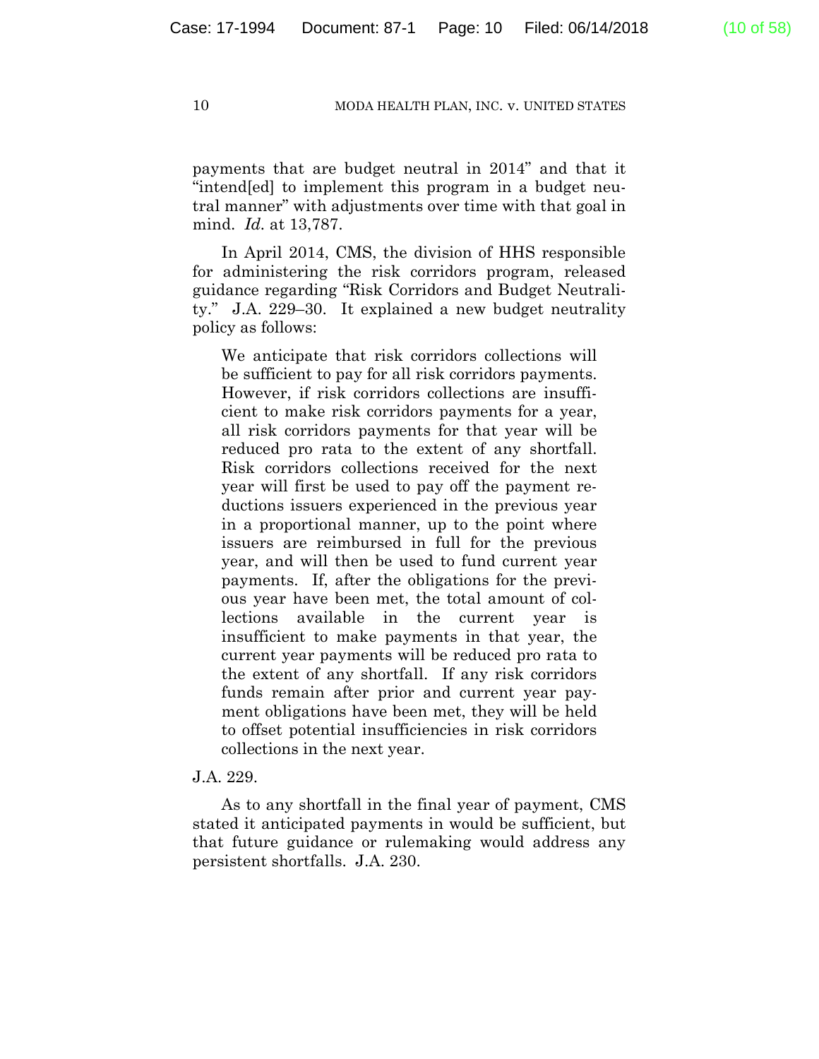payments that are budget neutral in 2014" and that it "intend[ed] to implement this program in a budget neutral manner" with adjustments over time with that goal in mind. *Id.* at 13,787.

In April 2014, CMS, the division of HHS responsible for administering the risk corridors program, released guidance regarding "Risk Corridors and Budget Neutrality." J.A. 229–30. It explained a new budget neutrality policy as follows:

> We anticipate that risk corridors collections will be sufficient to pay for all risk corridors payments. However, if risk corridors collections are insufficient to make risk corridors payments for a year, all risk corridors payments for that year will be reduced pro rata to the extent of any shortfall. Risk corridors collections received for the next year will first be used to pay off the payment reductions issuers experienced in the previous year in a proportional manner, up to the point where issuers are reimbursed in full for the previous year, and will then be used to fund current year payments. If, after the obligations for the previous year have been met, the total amount of collections available in the current year is insufficient to make payments in that year, the current year payments will be reduced pro rata to the extent of any shortfall. If any risk corridors funds remain after prior and current year payment obligations have been met, they will be held to offset potential insufficiencies in risk corridors collections in the next year.

J.A. 229.

As to any shortfall in the final year of payment, CMS stated it anticipated payments in would be sufficient, but that future guidance or rulemaking would address any persistent shortfalls. J.A. 230.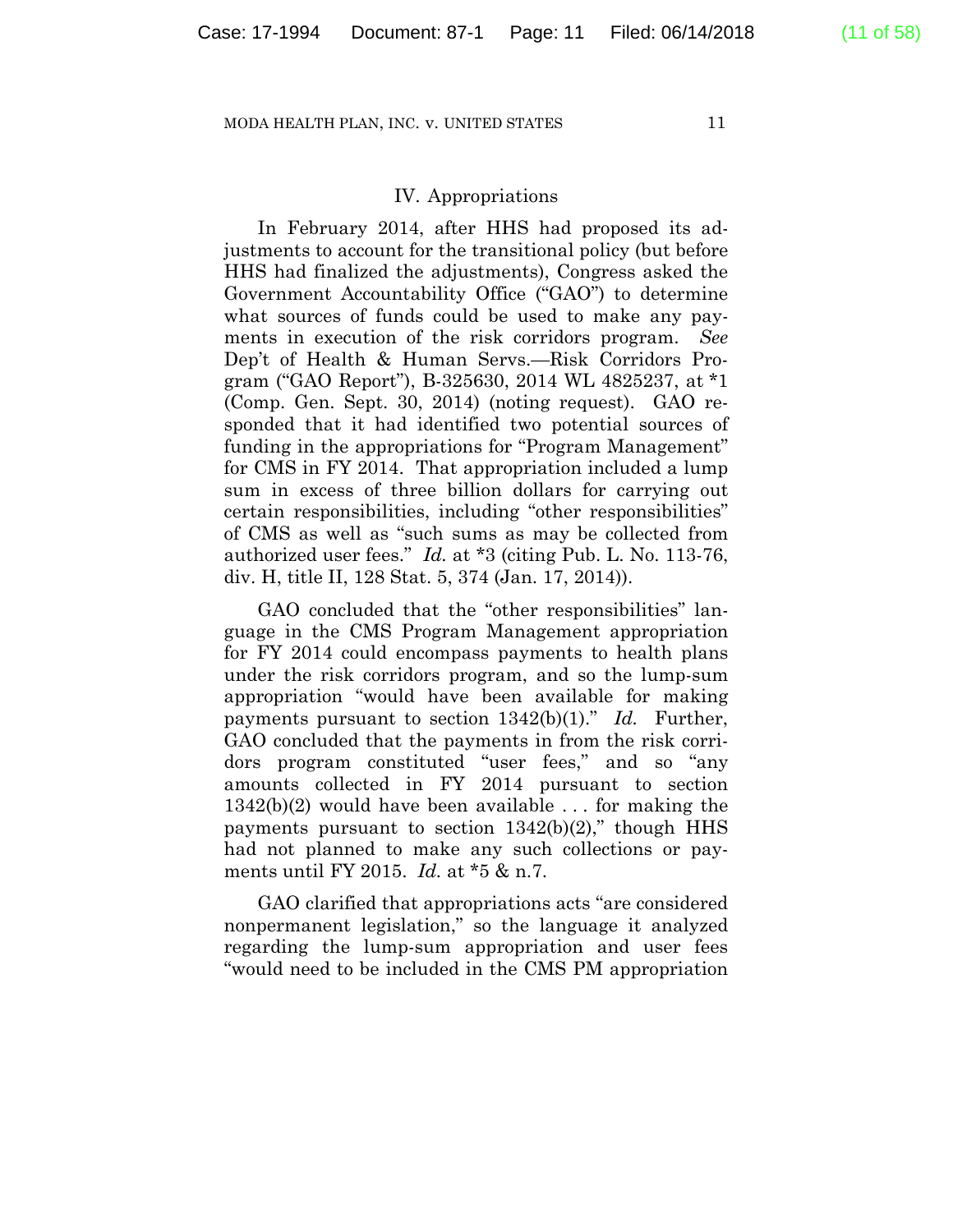## IV. Appropriations

In February 2014, after HHS had proposed its adjustments to account for the transitional policy (but before HHS had finalized the adjustments), Congress asked the Government Accountability Office ("GAO") to determine what sources of funds could be used to make any payments in execution of the risk corridors program. *See* Dep't of Health & Human Servs.—Risk Corridors Program ("GAO Report"), B-325630, 2014 WL 4825237, at *1 (Comp. Gen. Sept. 30, 2014) (noting request). GAO responded that it had identified two potential sources of funding in the appropriations for "Program Management" for CMS in FY 2014. That appropriation included a lump sum in excess of three billion dollars for carrying out certain responsibilities, including "other responsibilities" of CMS as well as "such sums as may be collected from authorized user fees." *Id.* at *3 (citing Pub. L. No. 113-76, div. H, title II, 128 Stat. 5, 374 (Jan. 17, 2014)).

GAO concluded that the "other responsibilities" language in the CMS Program Management appropriation for FY 2014 could encompass payments to health plans under the risk corridors program, and so the lump-sum appropriation "would have been available for making payments pursuant to section 1342(b)(1)." *Id.* Further, GAO concluded that the payments in from the risk corridors program constituted "user fees," and so "any amounts collected in FY 2014 pursuant to section 1342(b)(2) would have been available . . . for making the payments pursuant to section 1342(b)(2)," though HHS had not planned to make any such collections or payments until FY 2015. *Id.* at *5 & n.7.

GAO clarified that appropriations acts "are considered nonpermanent legislation," so the language it analyzed regarding the lump-sum appropriation and user fees "would need to be included in the CMS PM appropriation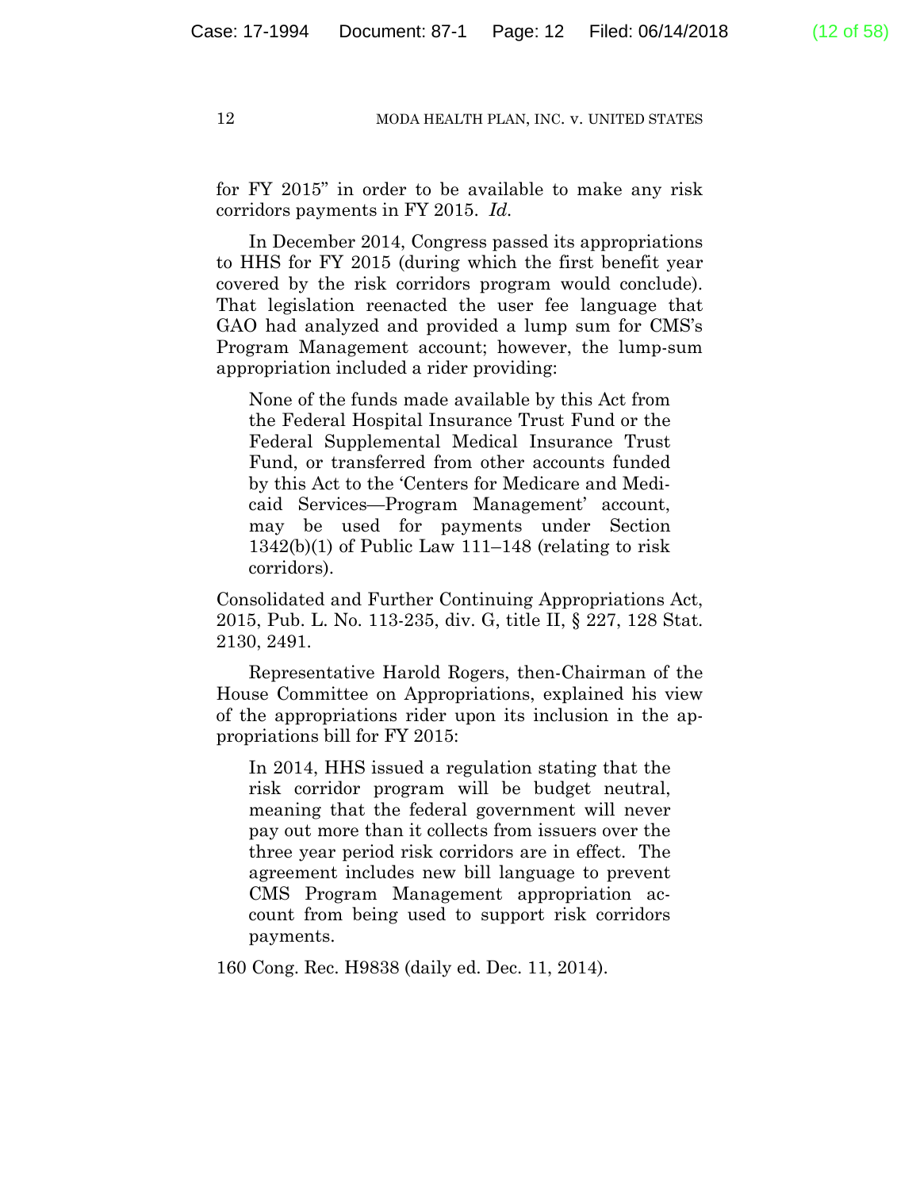for FY 2015" in order to be available to make any risk corridors payments in FY 2015. *Id.*

In December 2014, Congress passed its appropriations to HHS for FY 2015 (during which the first benefit year covered by the risk corridors program would conclude). That legislation reenacted the user fee language that GAO had analyzed and provided a lump sum for CMS's Program Management account; however, the lump-sum appropriation included a rider providing:

> None of the funds made available by this Act from the Federal Hospital Insurance Trust Fund or the Federal Supplemental Medical Insurance Trust Fund, or transferred from other accounts funded by this Act to the 'Centers for Medicare and Medicaid Services—Program Management' account, may be used for payments under Section 1342(b)(1) of Public Law 111–148 (relating to risk corridors).

Consolidated and Further Continuing Appropriations Act, 2015, Pub. L. No. 113-235, div. G, title II, § 227, 128 Stat. 2130, 2491.

Representative Harold Rogers, then-Chairman of the House Committee on Appropriations, explained his view of the appropriations rider upon its inclusion in the appropriations bill for FY 2015:

> In 2014, HHS issued a regulation stating that the risk corridor program will be budget neutral, meaning that the federal government will never pay out more than it collects from issuers over the three year period risk corridors are in effect. The agreement includes new bill language to prevent CMS Program Management appropriation account from being used to support risk corridors payments.

160 Cong. Rec. H9838 (daily ed. Dec. 11, 2014).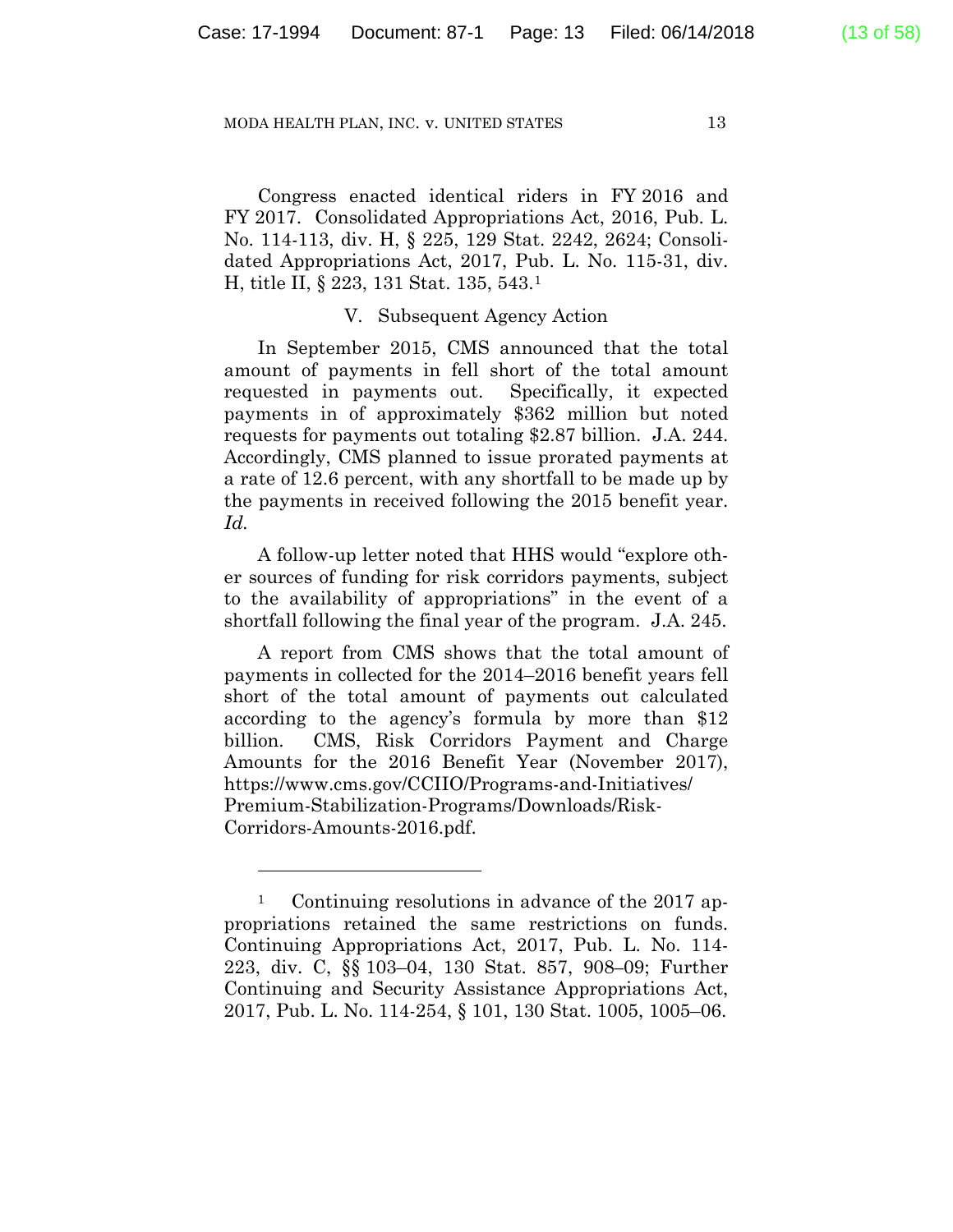Congress enacted identical riders in FY 2016 and FY 2017. Consolidated Appropriations Act, 2016, Pub. L. No. 114-113, div. H, § 225, 129 Stat. 2242, 2624; Consolidated Appropriations Act, 2017, Pub. L. No. 115-31, div. H, title II, § 223, 131 Stat. 135, 543.[1]

## V. Subsequent Agency Action

In September 2015, CMS announced that the total amount of payments in fell short of the total amount requested in payments out. Specifically, it expected payments in of approximately $362 million but noted requests for payments out totaling $2.87 billion. J.A. 244. Accordingly, CMS planned to issue prorated payments at a rate of 12.6 percent, with any shortfall to be made up by the payments in received following the 2015 benefit year. *Id.*

A follow-up letter noted that HHS would "explore other sources of funding for risk corridors payments, subject to the availability of appropriations" in the event of a shortfall following the final year of the program. J.A. 245.

A report from CMS shows that the total amount of payments in collected for the 2014–2016 benefit years fell short of the total amount of payments out calculated according to the agency's formula by more than $12 billion. CMS, Risk Corridors Payment and Charge Amounts for the 2016 Benefit Year (November 2017), https://www.cms.gov/CCIIO/Programs-and-Initiatives/Premium-Stabilization-Programs/Downloads/Risk-Corridors-Amounts-2016.pdf.

---

[1] Continuing resolutions in advance of the 2017 appropriations retained the same restrictions on funds. Continuing Appropriations Act, 2017, Pub. L. No. 114-223, div. C, §§ 103–04, 130 Stat. 857, 908–09; Further Continuing and Security Assistance Appropriations Act, 2017, Pub. L. No. 114-254, § 101, 130 Stat. 1005, 1005–06.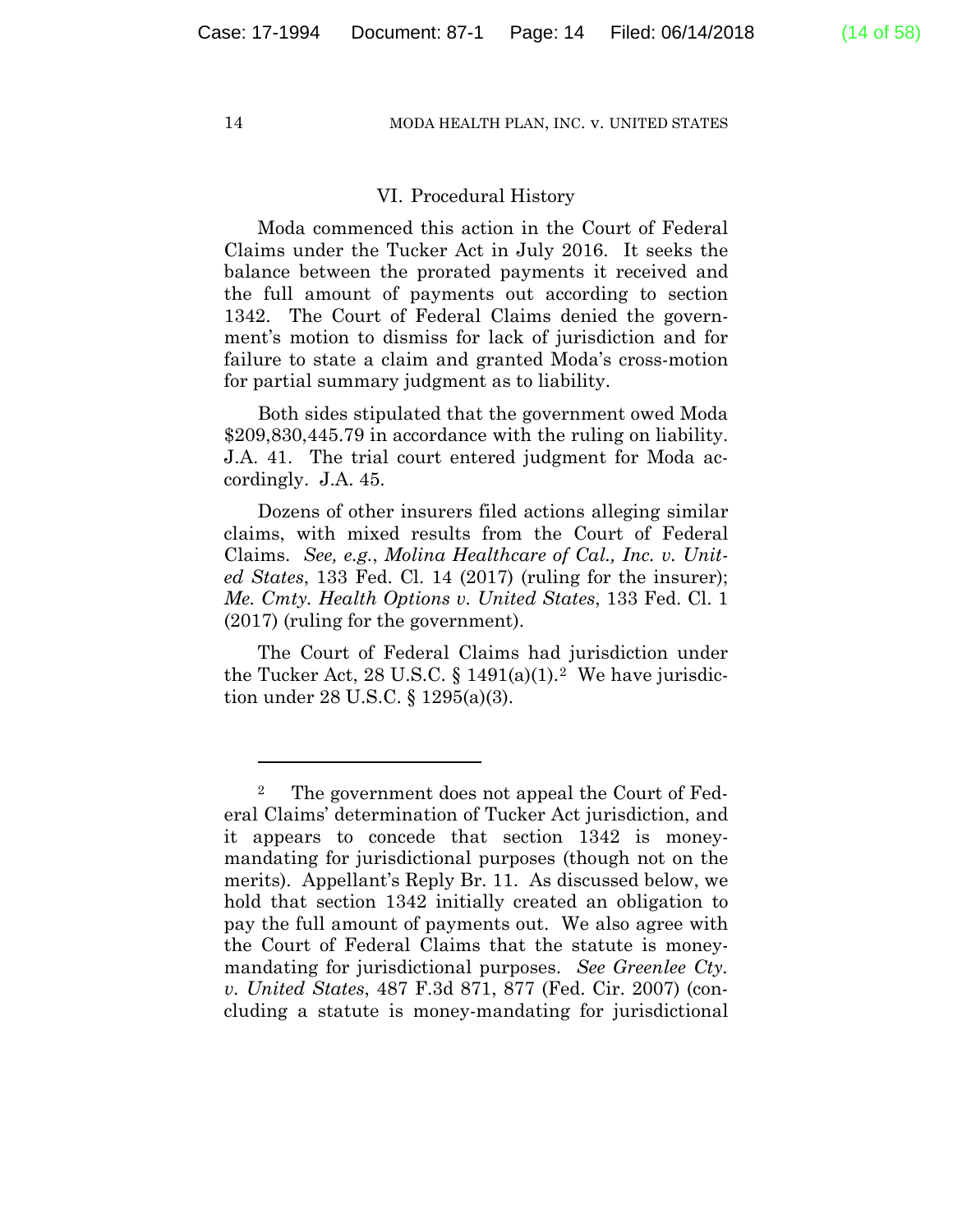## VI. Procedural History

Moda commenced this action in the Court of Federal Claims under the Tucker Act in July 2016. It seeks the balance between the prorated payments it received and the full amount of payments out according to section 1342. The Court of Federal Claims denied the government's motion to dismiss for lack of jurisdiction and for failure to state a claim and granted Moda's cross-motion for partial summary judgment as to liability.

Both sides stipulated that the government owed Moda $209,830,445.79 in accordance with the ruling on liability. J.A. 41. The trial court entered judgment for Moda accordingly. J.A. 45.

Dozens of other insurers filed actions alleging similar claims, with mixed results from the Court of Federal Claims. *See, e.g.*, *Molina Healthcare of Cal., Inc. v. United States*, 133 Fed. Cl. 14 (2017) (ruling for the insurer); *Me. Cmty. Health Options v. United States*, 133 Fed. Cl. 1 (2017) (ruling for the government).

The Court of Federal Claims had jurisdiction under the Tucker Act, 28 U.S.C. § 1491(a)(1).[2] We have jurisdiction under 28 U.S.C. § 1295(a)(3).

---

[2] The government does not appeal the Court of Federal Claims' determination of Tucker Act jurisdiction, and it appears to concede that section 1342 is money-mandating for jurisdictional purposes (though not on the merits). Appellant's Reply Br. 11. As discussed below, we hold that section 1342 initially created an obligation to pay the full amount of payments out. We also agree with the Court of Federal Claims that the statute is money-mandating for jurisdictional purposes. *See Greenlee Cty. v. United States*, 487 F.3d 871, 877 (Fed. Cir. 2007) (concluding a statute is money-mandating for jurisdictional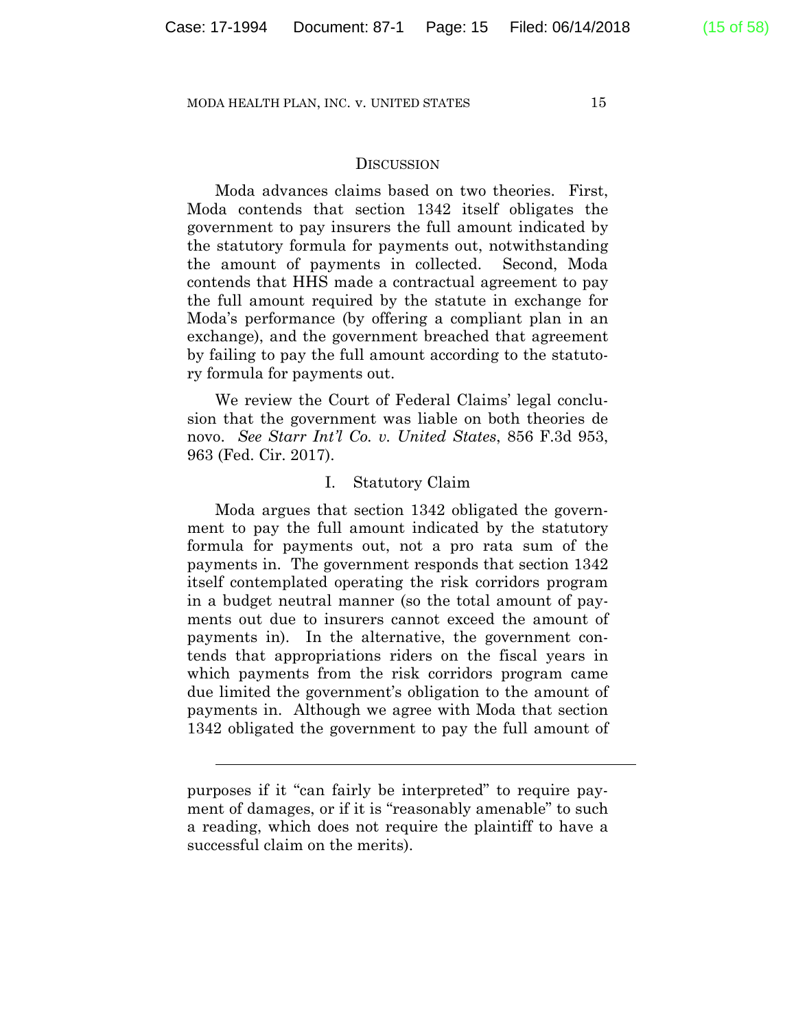## Discussion

Moda advances claims based on two theories. First, Moda contends that section 1342 itself obligates the government to pay insurers the full amount indicated by the statutory formula for payments out, notwithstanding the amount of payments in collected. Second, Moda contends that HHS made a contractual agreement to pay the full amount required by the statute in exchange for Moda's performance (by offering a compliant plan in an exchange), and the government breached that agreement by failing to pay the full amount according to the statutory formula for payments out.

We review the Court of Federal Claims' legal conclusion that the government was liable on both theories de novo. *See Starr Int'l Co. v. United States*, 856 F.3d 953, 963 (Fed. Cir. 2017).

### I. Statutory Claim

Moda argues that section 1342 obligated the government to pay the full amount indicated by the statutory formula for payments out, not a pro rata sum of the payments in. The government responds that section 1342 itself contemplated operating the risk corridors program in a budget neutral manner (so the total amount of payments out due to insurers cannot exceed the amount of payments in). In the alternative, the government contends that appropriations riders on the fiscal years in which payments from the risk corridors program came due limited the government's obligation to the amount of payments in. Although we agree with Moda that section 1342 obligated the government to pay the full amount of

---

purposes if it "can fairly be interpreted" to require payment of damages, or if it is "reasonably amenable" to such a reading, which does not require the plaintiff to have a successful claim on the merits).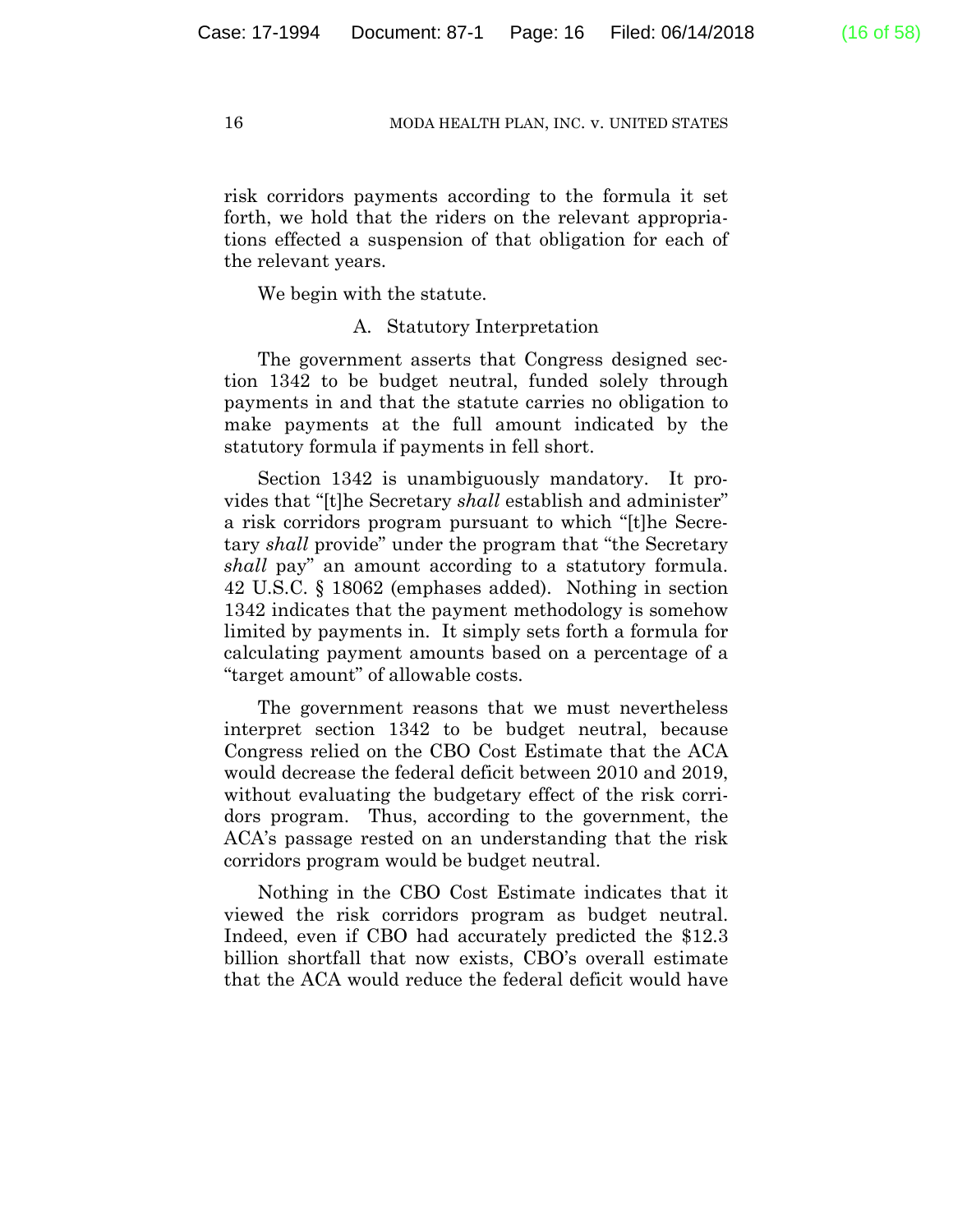risk corridors payments according to the formula it set forth, we hold that the riders on the relevant appropriations effected a suspension of that obligation for each of the relevant years.

We begin with the statute.

### A. Statutory Interpretation

The government asserts that Congress designed section 1342 to be budget neutral, funded solely through payments in and that the statute carries no obligation to make payments at the full amount indicated by the statutory formula if payments in fell short.

Section 1342 is unambiguously mandatory. It provides that "[t]he Secretary *shall* establish and administer" a risk corridors program pursuant to which "[t]he Secretary *shall* provide" under the program that "the Secretary *shall* pay" an amount according to a statutory formula. 42 U.S.C. § 18062 (emphases added). Nothing in section 1342 indicates that the payment methodology is somehow limited by payments in. It simply sets forth a formula for calculating payment amounts based on a percentage of a "target amount" of allowable costs.

The government reasons that we must nevertheless interpret section 1342 to be budget neutral, because Congress relied on the CBO Cost Estimate that the ACA would decrease the federal deficit between 2010 and 2019, without evaluating the budgetary effect of the risk corridors program. Thus, according to the government, the ACA's passage rested on an understanding that the risk corridors program would be budget neutral.

Nothing in the CBO Cost Estimate indicates that it viewed the risk corridors program as budget neutral. Indeed, even if CBO had accurately predicted the $12.3 billion shortfall that now exists, CBO's overall estimate that the ACA would reduce the federal deficit would have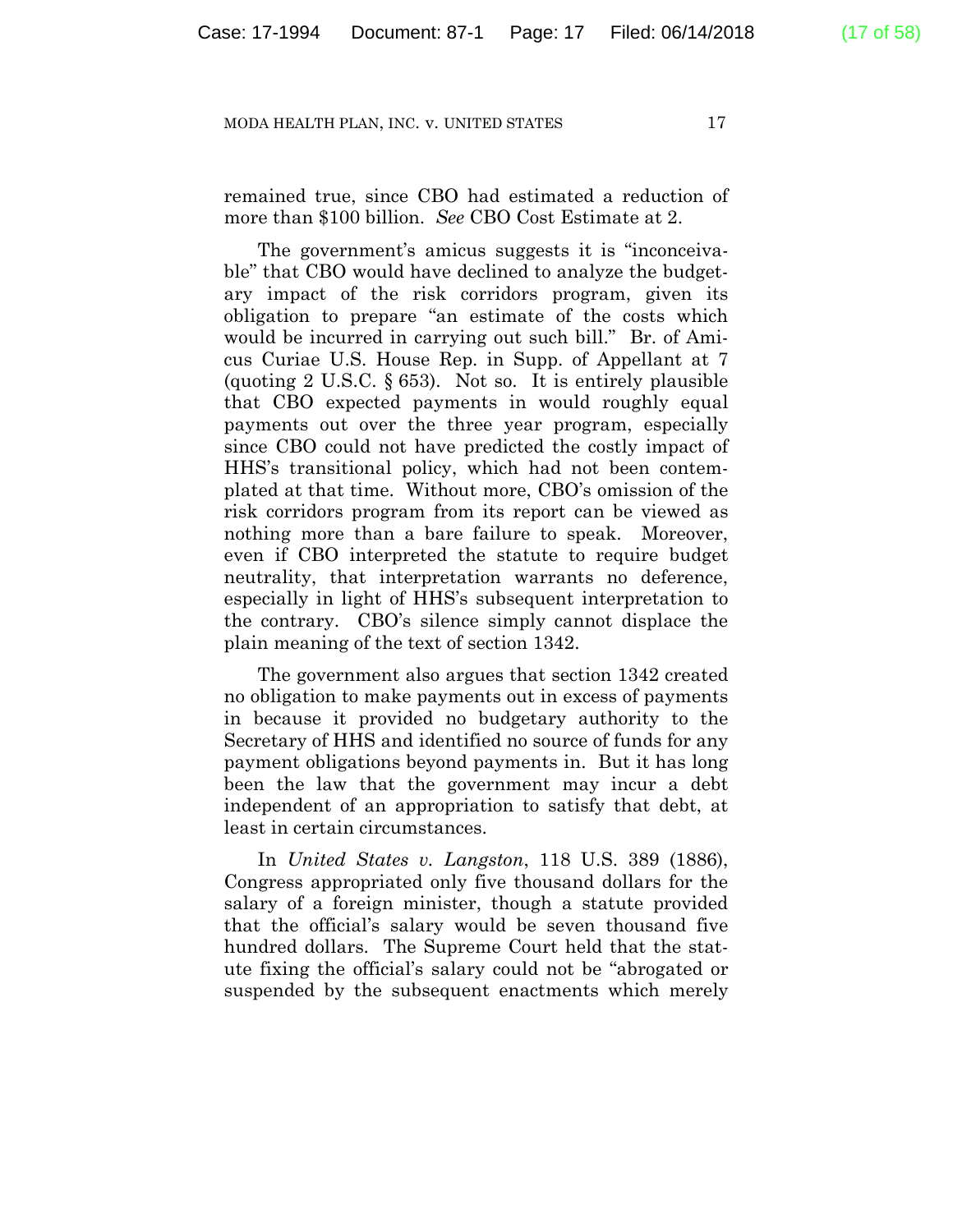remained true, since CBO had estimated a reduction of more than $100 billion. *See* CBO Cost Estimate at 2.

The government's amicus suggests it is "inconceivable" that CBO would have declined to analyze the budgetary impact of the risk corridors program, given its obligation to prepare "an estimate of the costs which would be incurred in carrying out such bill." Br. of Amicus Curiae U.S. House Rep. in Supp. of Appellant at 7 (quoting 2 U.S.C. § 653). Not so. It is entirely plausible that CBO expected payments in would roughly equal payments out over the three year program, especially since CBO could not have predicted the costly impact of HHS's transitional policy, which had not been contemplated at that time. Without more, CBO's omission of the risk corridors program from its report can be viewed as nothing more than a bare failure to speak. Moreover, even if CBO interpreted the statute to require budget neutrality, that interpretation warrants no deference, especially in light of HHS's subsequent interpretation to the contrary. CBO's silence simply cannot displace the plain meaning of the text of section 1342.

The government also argues that section 1342 created no obligation to make payments out in excess of payments in because it provided no budgetary authority to the Secretary of HHS and identified no source of funds for any payment obligations beyond payments in. But it has long been the law that the government may incur a debt independent of an appropriation to satisfy that debt, at least in certain circumstances.

In *United States v. Langston*, 118 U.S. 389 (1886), Congress appropriated only five thousand dollars for the salary of a foreign minister, though a statute provided that the official's salary would be seven thousand five hundred dollars. The Supreme Court held that the statute fixing the official's salary could not be "abrogated or suspended by the subsequent enactments which merely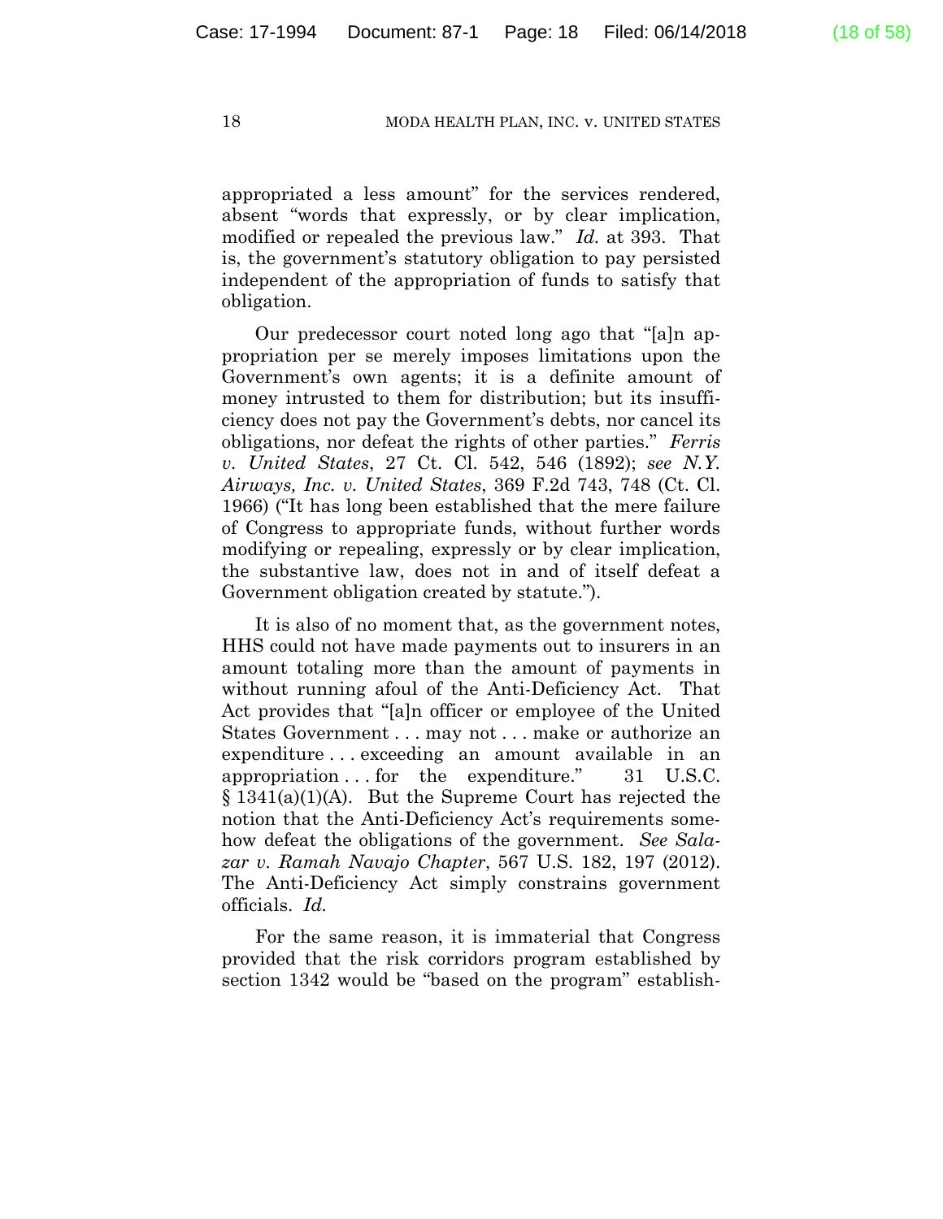appropriated a less amount" for the services rendered, absent "words that expressly, or by clear implication, modified or repealed the previous law." *Id.* at 393. That is, the government's statutory obligation to pay persisted independent of the appropriation of funds to satisfy that obligation.

Our predecessor court noted long ago that "[a]n appropriation per se merely imposes limitations upon the Government's own agents; it is a definite amount of money intrusted to them for distribution; but its insufficiency does not pay the Government's debts, nor cancel its obligations, nor defeat the rights of other parties." *Ferris v. United States*, 27 Ct. Cl. 542, 546 (1892); *see N.Y. Airways, Inc. v. United States*, 369 F.2d 743, 748 (Ct. Cl. 1966) ("It has long been established that the mere failure of Congress to appropriate funds, without further words modifying or repealing, expressly or by clear implication, the substantive law, does not in and of itself defeat a Government obligation created by statute.").

It is also of no moment that, as the government notes, HHS could not have made payments out to insurers in an amount totaling more than the amount of payments in without running afoul of the Anti-Deficiency Act. That Act provides that "[a]n officer or employee of the United States Government . . . may not . . . make or authorize an expenditure . . . exceeding an amount available in an appropriation . . . for the expenditure." 31 U.S.C. § 1341(a)(1)(A). But the Supreme Court has rejected the notion that the Anti-Deficiency Act's requirements somehow defeat the obligations of the government. *See Salazar v. Ramah Navajo Chapter*, 567 U.S. 182, 197 (2012). The Anti-Deficiency Act simply constrains government officials. *Id.*

For the same reason, it is immaterial that Congress provided that the risk corridors program established by section 1342 would be "based on the program" establish-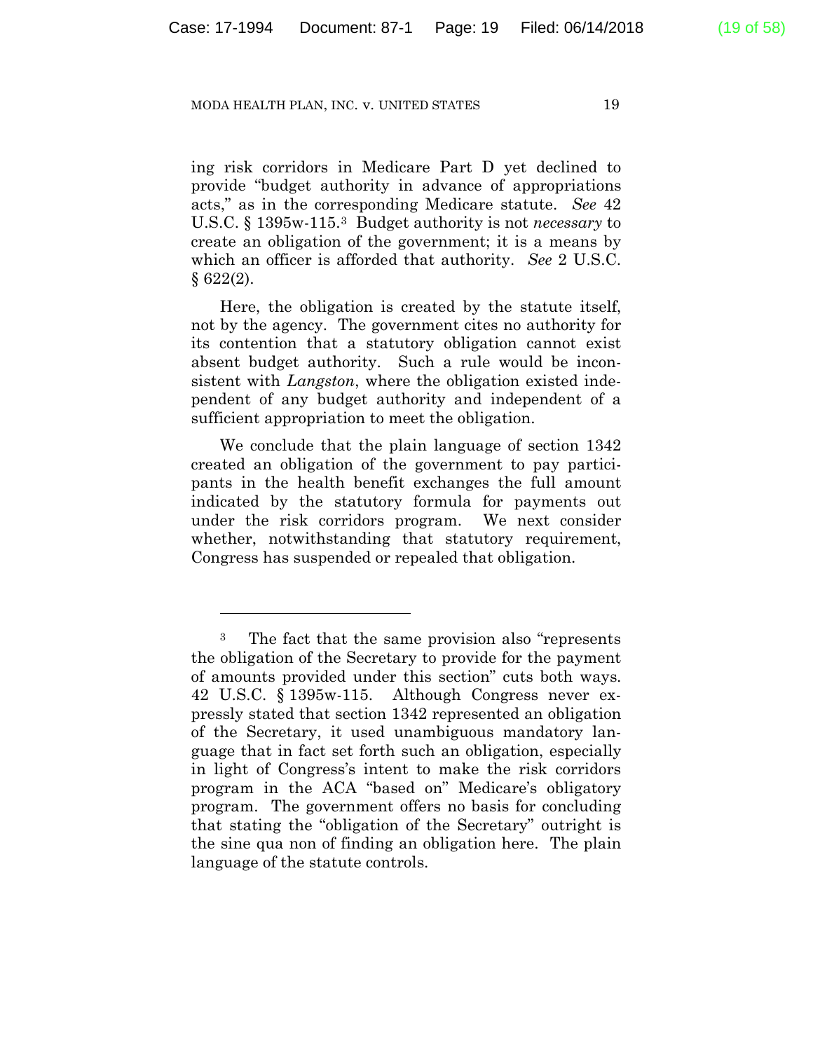ing risk corridors in Medicare Part D yet declined to provide "budget authority in advance of appropriations acts," as in the corresponding Medicare statute. *See* 42 U.S.C. § 1395w-115.[3] Budget authority is not *necessary* to create an obligation of the government; it is a means by which an officer is afforded that authority. *See* 2 U.S.C. § 622(2).

Here, the obligation is created by the statute itself, not by the agency. The government cites no authority for its contention that a statutory obligation cannot exist absent budget authority. Such a rule would be inconsistent with *Langston*, where the obligation existed independent of any budget authority and independent of a sufficient appropriation to meet the obligation.

We conclude that the plain language of section 1342 created an obligation of the government to pay participants in the health benefit exchanges the full amount indicated by the statutory formula for payments out under the risk corridors program. We next consider whether, notwithstanding that statutory requirement, Congress has suspended or repealed that obligation.

---

[3] The fact that the same provision also "represents the obligation of the Secretary to provide for the payment of amounts provided under this section" cuts both ways. 42 U.S.C. § 1395w-115. Although Congress never expressly stated that section 1342 represented an obligation of the Secretary, it used unambiguous mandatory language that in fact set forth such an obligation, especially in light of Congress's intent to make the risk corridors program in the ACA "based on" Medicare's obligatory program. The government offers no basis for concluding that stating the "obligation of the Secretary" outright is the sine qua non of finding an obligation here. The plain language of the statute controls.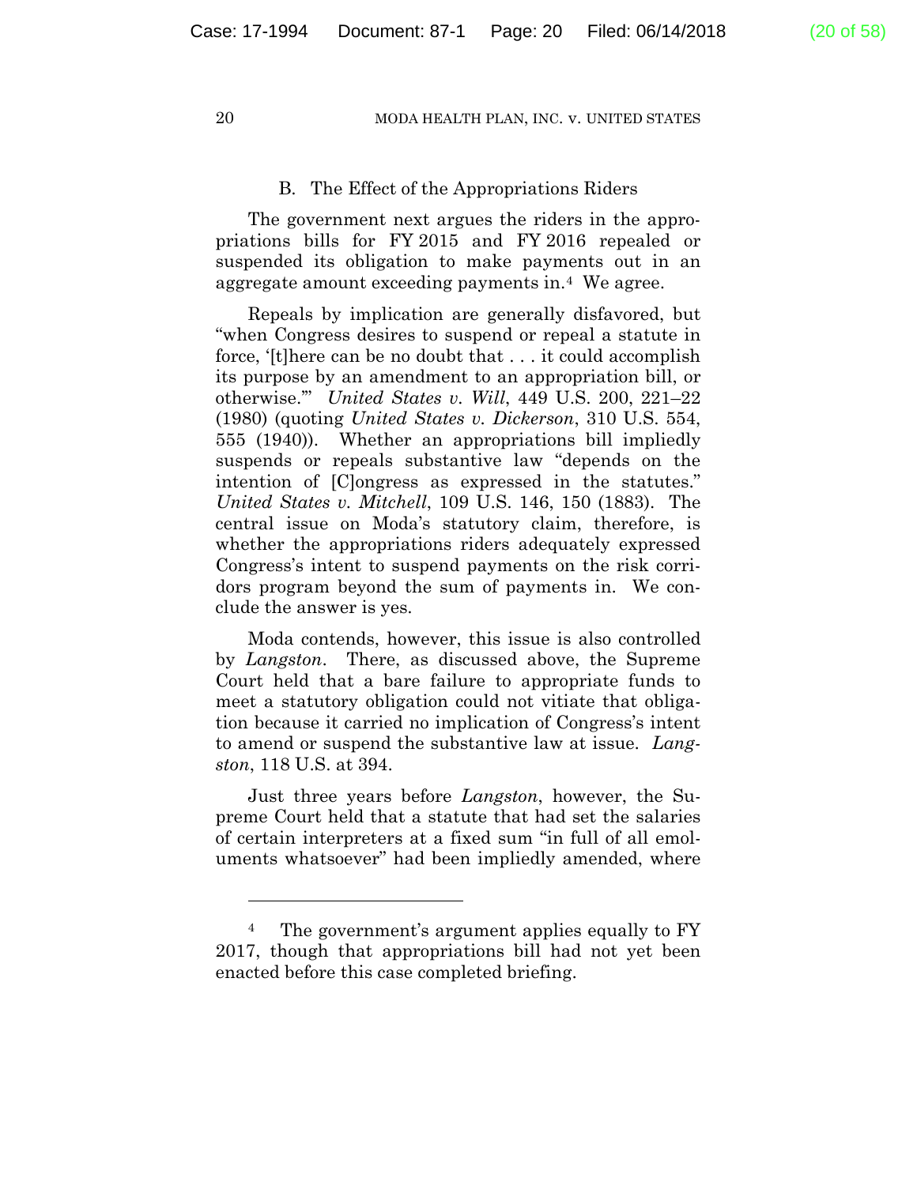### B. The Effect of the Appropriations Riders

The government next argues the riders in the appropriations bills for FY 2015 and FY 2016 repealed or suspended its obligation to make payments out in an aggregate amount exceeding payments in.[4] We agree.

Repeals by implication are generally disfavored, but "when Congress desires to suspend or repeal a statute in force, '[t]here can be no doubt that . . . it could accomplish its purpose by an amendment to an appropriation bill, or otherwise.'" *United States v. Will*, 449 U.S. 200, 221–22 (1980) (quoting *United States v. Dickerson*, 310 U.S. 554, 555 (1940)). Whether an appropriations bill impliedly suspends or repeals substantive law "depends on the intention of [C]ongress as expressed in the statutes." *United States v. Mitchell*, 109 U.S. 146, 150 (1883). The central issue on Moda's statutory claim, therefore, is whether the appropriations riders adequately expressed Congress's intent to suspend payments on the risk corridors program beyond the sum of payments in. We conclude the answer is yes.

Moda contends, however, this issue is also controlled by *Langston*. There, as discussed above, the Supreme Court held that a bare failure to appropriate funds to meet a statutory obligation could not vitiate that obligation because it carried no implication of Congress's intent to amend or suspend the substantive law at issue. *Langston*, 118 U.S. at 394.

Just three years before *Langston*, however, the Supreme Court held that a statute that had set the salaries of certain interpreters at a fixed sum "in full of all emoluments whatsoever" had been impliedly amended, where

[4] The government's argument applies equally to FY 2017, though that appropriations bill had not yet been enacted before this case completed briefing.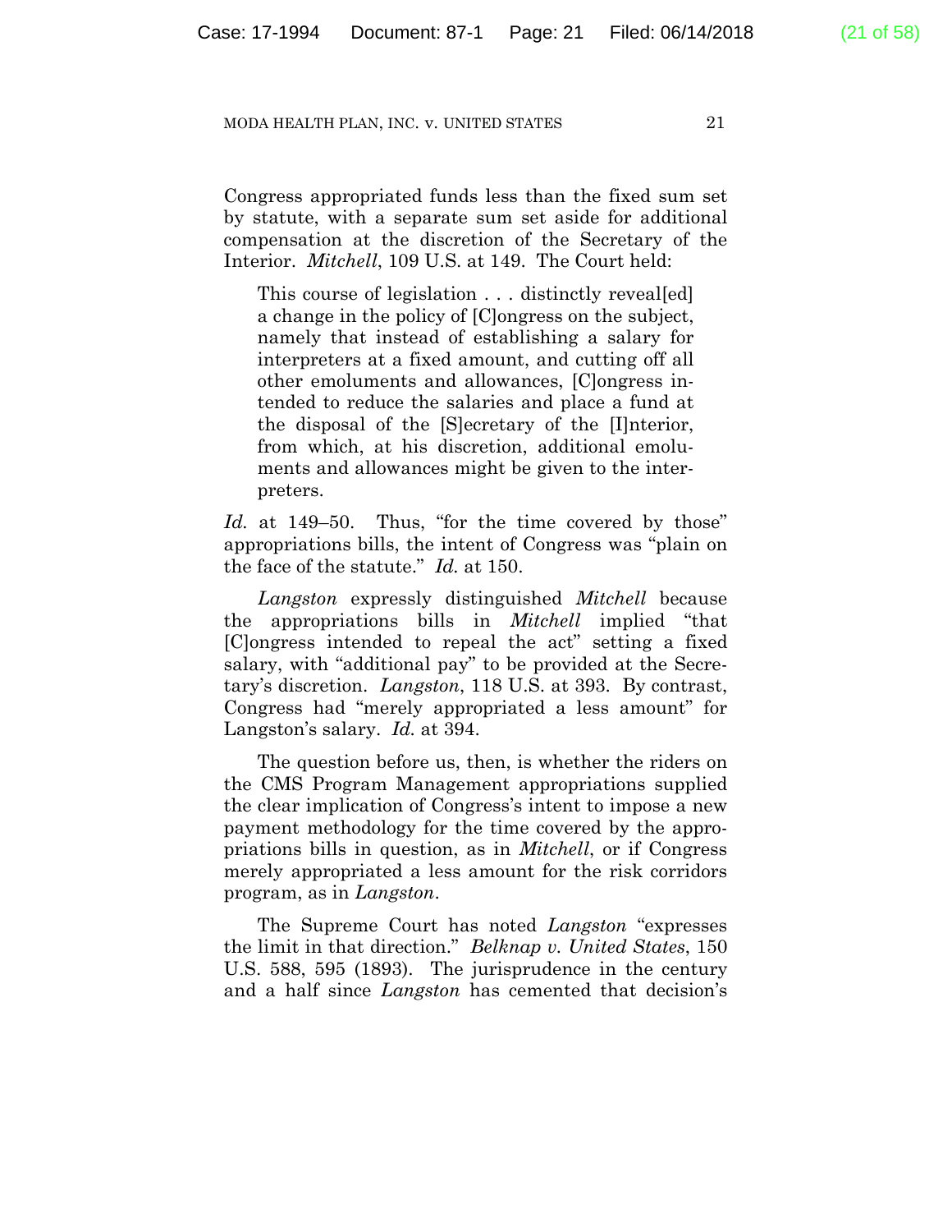Congress appropriated funds less than the fixed sum set by statute, with a separate sum set aside for additional compensation at the discretion of the Secretary of the Interior. *Mitchell*, 109 U.S. at 149. The Court held:

> This course of legislation . . . distinctly reveal[ed] a change in the policy of [C]ongress on the subject, namely that instead of establishing a salary for interpreters at a fixed amount, and cutting off all other emoluments and allowances, [C]ongress intended to reduce the salaries and place a fund at the disposal of the [S]ecretary of the [I]nterior, from which, at his discretion, additional emoluments and allowances might be given to the interpreters.

*Id.* at 149–50. Thus, "for the time covered by those" appropriations bills, the intent of Congress was "plain on the face of the statute." *Id.* at 150.

*Langston* expressly distinguished *Mitchell* because the appropriations bills in *Mitchell* implied "that [C]ongress intended to repeal the act" setting a fixed salary, with "additional pay" to be provided at the Secretary's discretion. *Langston*, 118 U.S. at 393. By contrast, Congress had "merely appropriated a less amount" for Langston's salary. *Id.* at 394.

The question before us, then, is whether the riders on the CMS Program Management appropriations supplied the clear implication of Congress's intent to impose a new payment methodology for the time covered by the appropriations bills in question, as in *Mitchell*, or if Congress merely appropriated a less amount for the risk corridors program, as in *Langston*.

The Supreme Court has noted *Langston* "expresses the limit in that direction." *Belknap v. United States*, 150 U.S. 588, 595 (1893). The jurisprudence in the century and a half since *Langston* has cemented that decision's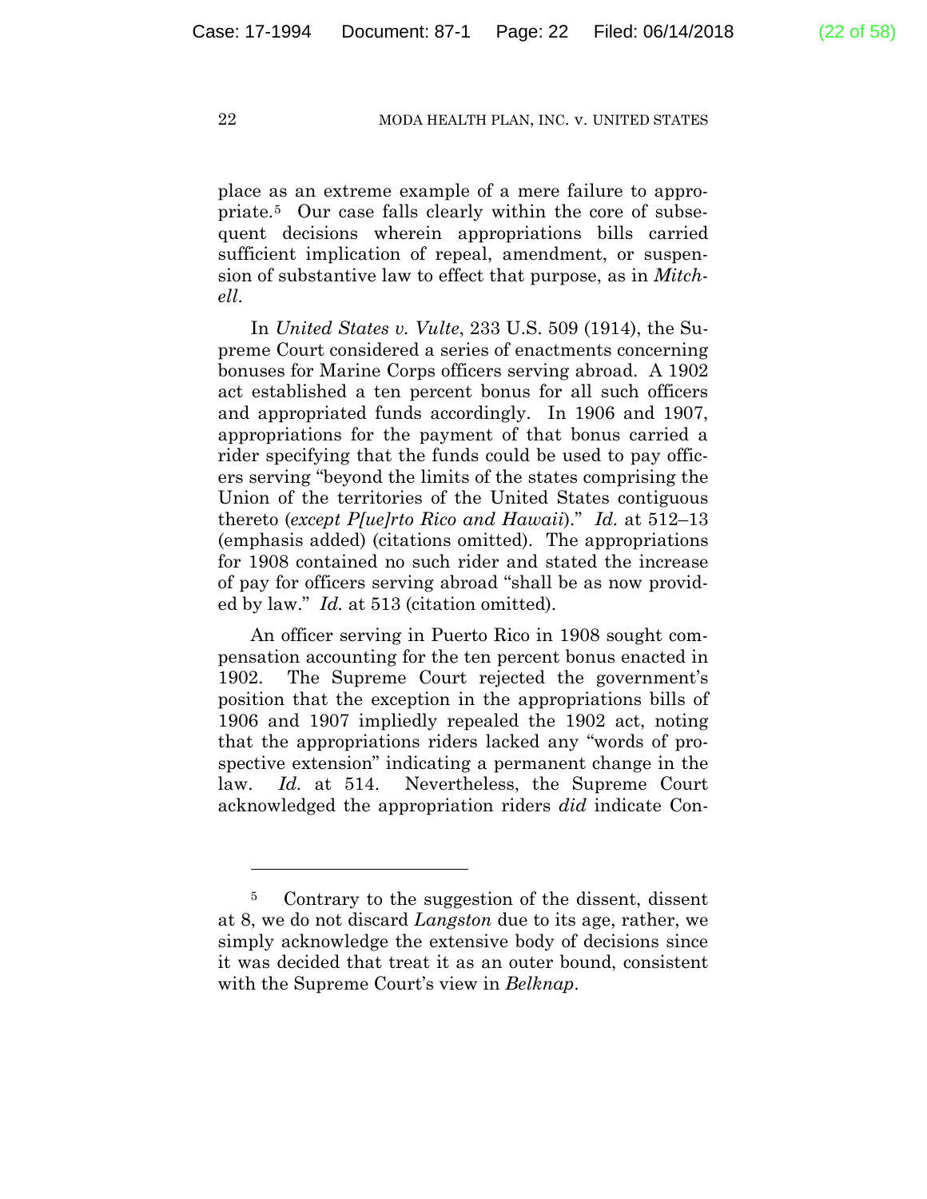place as an extreme example of a mere failure to appropriate.[5] Our case falls clearly within the core of subsequent decisions wherein appropriations bills carried sufficient implication of repeal, amendment, or suspension of substantive law to effect that purpose, as in *Mitchell*.

In *United States v. Vulte*, 233 U.S. 509 (1914), the Supreme Court considered a series of enactments concerning bonuses for Marine Corps officers serving abroad. A 1902 act established a ten percent bonus for all such officers and appropriated funds accordingly. In 1906 and 1907, appropriations for the payment of that bonus carried a rider specifying that the funds could be used to pay officers serving "beyond the limits of the states comprising the Union of the territories of the United States contiguous thereto (*except P[ue]rto Rico and Hawaii*)." *Id.* at 512–13 (emphasis added) (citations omitted). The appropriations for 1908 contained no such rider and stated the increase of pay for officers serving abroad "shall be as now provided by law." *Id.* at 513 (citation omitted).

An officer serving in Puerto Rico in 1908 sought compensation accounting for the ten percent bonus enacted in 1902. The Supreme Court rejected the government's position that the exception in the appropriations bills of 1906 and 1907 impliedly repealed the 1902 act, noting that the appropriations riders lacked any "words of prospective extension" indicating a permanent change in the law. *Id.* at 514. Nevertheless, the Supreme Court acknowledged the appropriation riders *did* indicate Con-

---

[5] Contrary to the suggestion of the dissent, dissent at 8, we do not discard *Langston* due to its age, rather, we simply acknowledge the extensive body of decisions since it was decided that treat it as an outer bound, consistent with the Supreme Court's view in *Belknap*.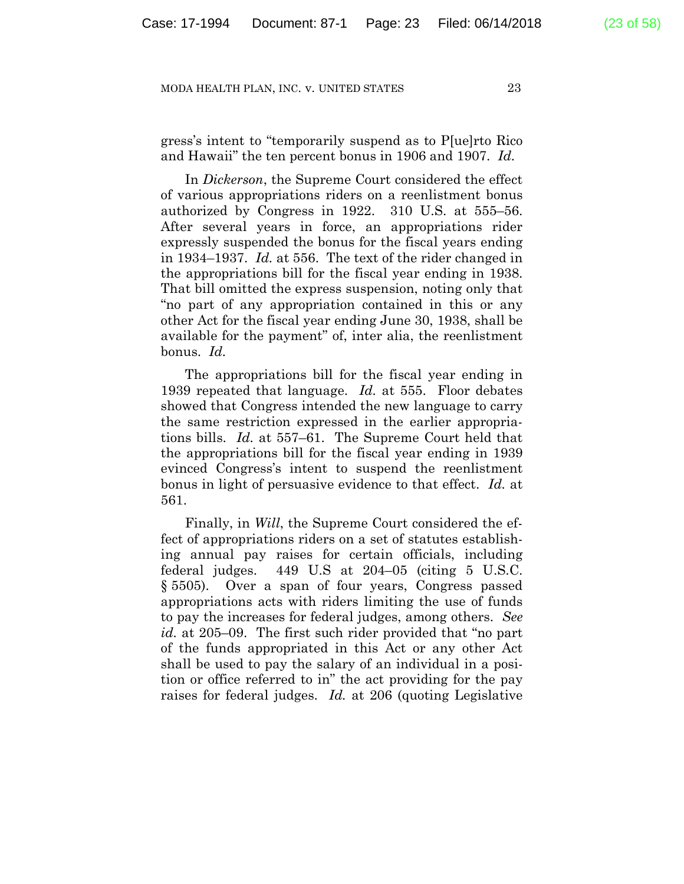gress's intent to "temporarily suspend as to P[ue]rto Rico and Hawaii" the ten percent bonus in 1906 and 1907. *Id.*

In *Dickerson*, the Supreme Court considered the effect of various appropriations riders on a reenlistment bonus authorized by Congress in 1922. 310 U.S. at 555–56. After several years in force, an appropriations rider expressly suspended the bonus for the fiscal years ending in 1934–1937. *Id.* at 556. The text of the rider changed in the appropriations bill for the fiscal year ending in 1938. That bill omitted the express suspension, noting only that "no part of any appropriation contained in this or any other Act for the fiscal year ending June 30, 1938, shall be available for the payment" of, inter alia, the reenlistment bonus. *Id.*

The appropriations bill for the fiscal year ending in 1939 repeated that language. *Id.* at 555. Floor debates showed that Congress intended the new language to carry the same restriction expressed in the earlier appropriations bills. *Id.* at 557–61. The Supreme Court held that the appropriations bill for the fiscal year ending in 1939 evinced Congress's intent to suspend the reenlistment bonus in light of persuasive evidence to that effect. *Id.* at 561.

Finally, in *Will*, the Supreme Court considered the effect of appropriations riders on a set of statutes establishing annual pay raises for certain officials, including federal judges. 449 U.S at 204–05 (citing 5 U.S.C. § 5505). Over a span of four years, Congress passed appropriations acts with riders limiting the use of funds to pay the increases for federal judges, among others. *See id.* at 205–09. The first such rider provided that "no part of the funds appropriated in this Act or any other Act shall be used to pay the salary of an individual in a position or office referred to in" the act providing for the pay raises for federal judges. *Id.* at 206 (quoting Legislative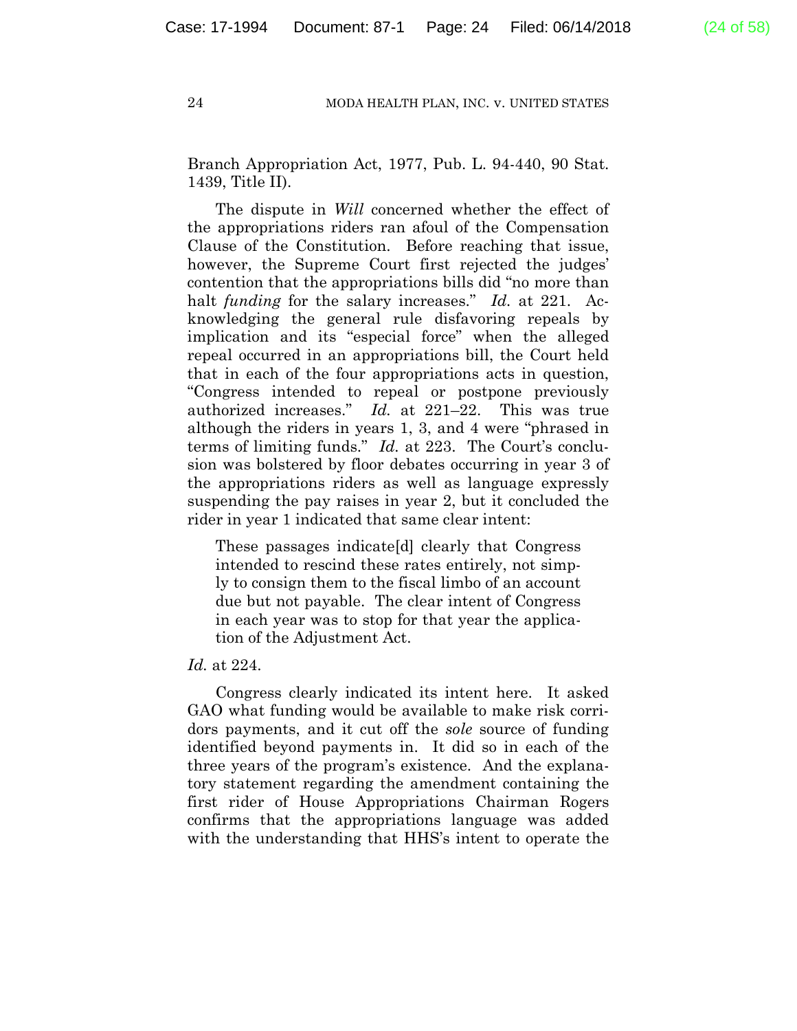Branch Appropriation Act, 1977, Pub. L. 94-440, 90 Stat. 1439, Title II).

The dispute in *Will* concerned whether the effect of the appropriations riders ran afoul of the Compensation Clause of the Constitution. Before reaching that issue, however, the Supreme Court first rejected the judges' contention that the appropriations bills did "no more than halt *funding* for the salary increases." *Id.* at 221. Acknowledging the general rule disfavoring repeals by implication and its "especial force" when the alleged repeal occurred in an appropriations bill, the Court held that in each of the four appropriations acts in question, "Congress intended to repeal or postpone previously authorized increases." *Id.* at 221–22. This was true although the riders in years 1, 3, and 4 were "phrased in terms of limiting funds." *Id.* at 223. The Court's conclusion was bolstered by floor debates occurring in year 3 of the appropriations riders as well as language expressly suspending the pay raises in year 2, but it concluded the rider in year 1 indicated that same clear intent:

> These passages indicate[d] clearly that Congress intended to rescind these rates entirely, not simply to consign them to the fiscal limbo of an account due but not payable. The clear intent of Congress in each year was to stop for that year the application of the Adjustment Act.

*Id.* at 224.

Congress clearly indicated its intent here. It asked GAO what funding would be available to make risk corridors payments, and it cut off the *sole* source of funding identified beyond payments in. It did so in each of the three years of the program's existence. And the explanatory statement regarding the amendment containing the first rider of House Appropriations Chairman Rogers confirms that the appropriations language was added with the understanding that HHS's intent to operate the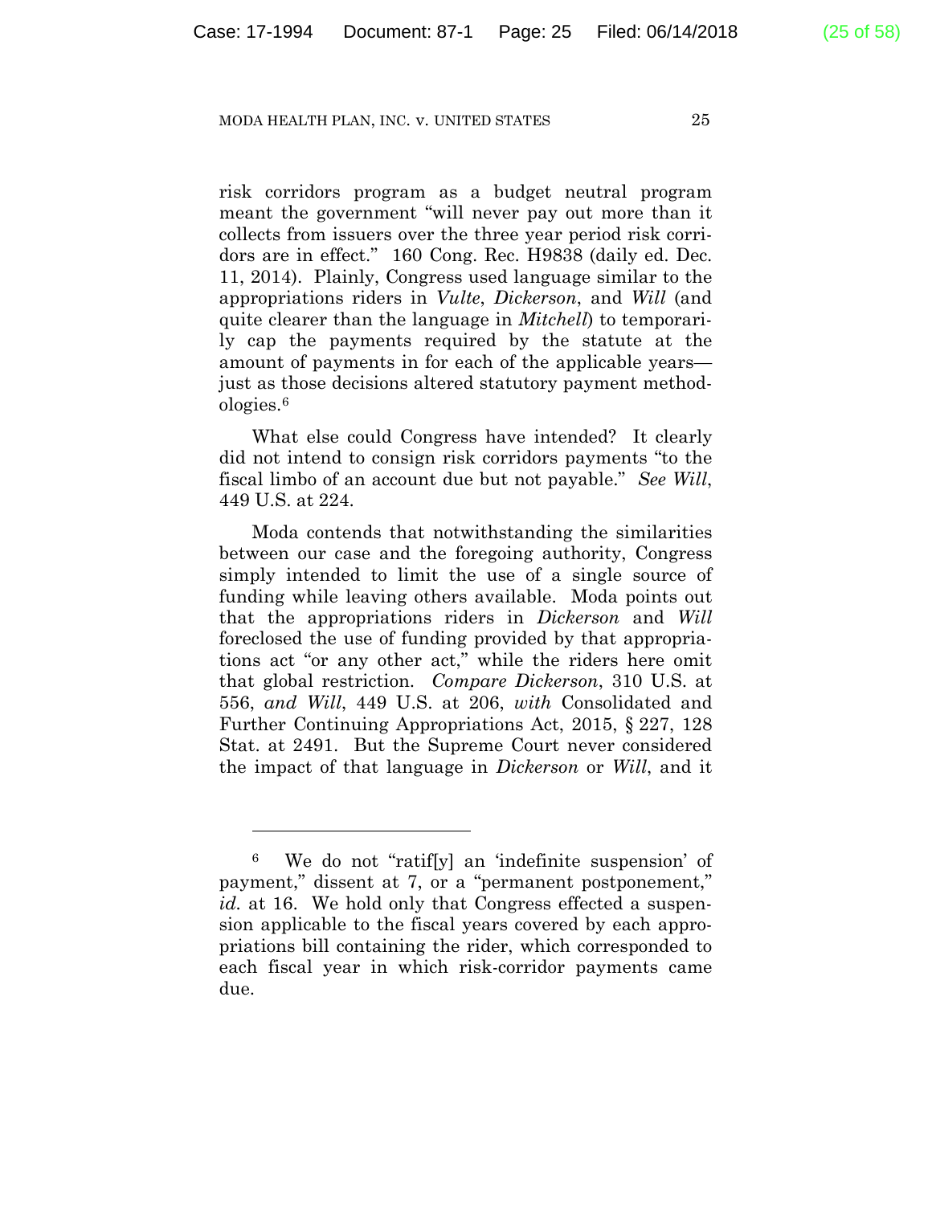risk corridors program as a budget neutral program meant the government "will never pay out more than it collects from issuers over the three year period risk corridors are in effect." 160 Cong. Rec. H9838 (daily ed. Dec. 11, 2014). Plainly, Congress used language similar to the appropriations riders in *Vulte*, *Dickerson*, and *Will* (and quite clearer than the language in *Mitchell*) to temporarily cap the payments required by the statute at the amount of payments in for each of the applicable years—just as those decisions altered statutory payment methodologies.[6]

What else could Congress have intended? It clearly did not intend to consign risk corridors payments "to the fiscal limbo of an account due but not payable." *See Will*, 449 U.S. at 224.

Moda contends that notwithstanding the similarities between our case and the foregoing authority, Congress simply intended to limit the use of a single source of funding while leaving others available. Moda points out that the appropriations riders in *Dickerson* and *Will* foreclosed the use of funding provided by that appropriations act "or any other act," while the riders here omit that global restriction. *Compare Dickerson*, 310 U.S. at 556, *and Will*, 449 U.S. at 206, *with* Consolidated and Further Continuing Appropriations Act, 2015, § 227, 128 Stat. at 2491. But the Supreme Court never considered the impact of that language in *Dickerson* or *Will*, and it

---

[6] We do not "ratif[y] an 'indefinite suspension' of payment," dissent at 7, or a "permanent postponement," *id.* at 16. We hold only that Congress effected a suspension applicable to the fiscal years covered by each appropriations bill containing the rider, which corresponded to each fiscal year in which risk-corridor payments came due.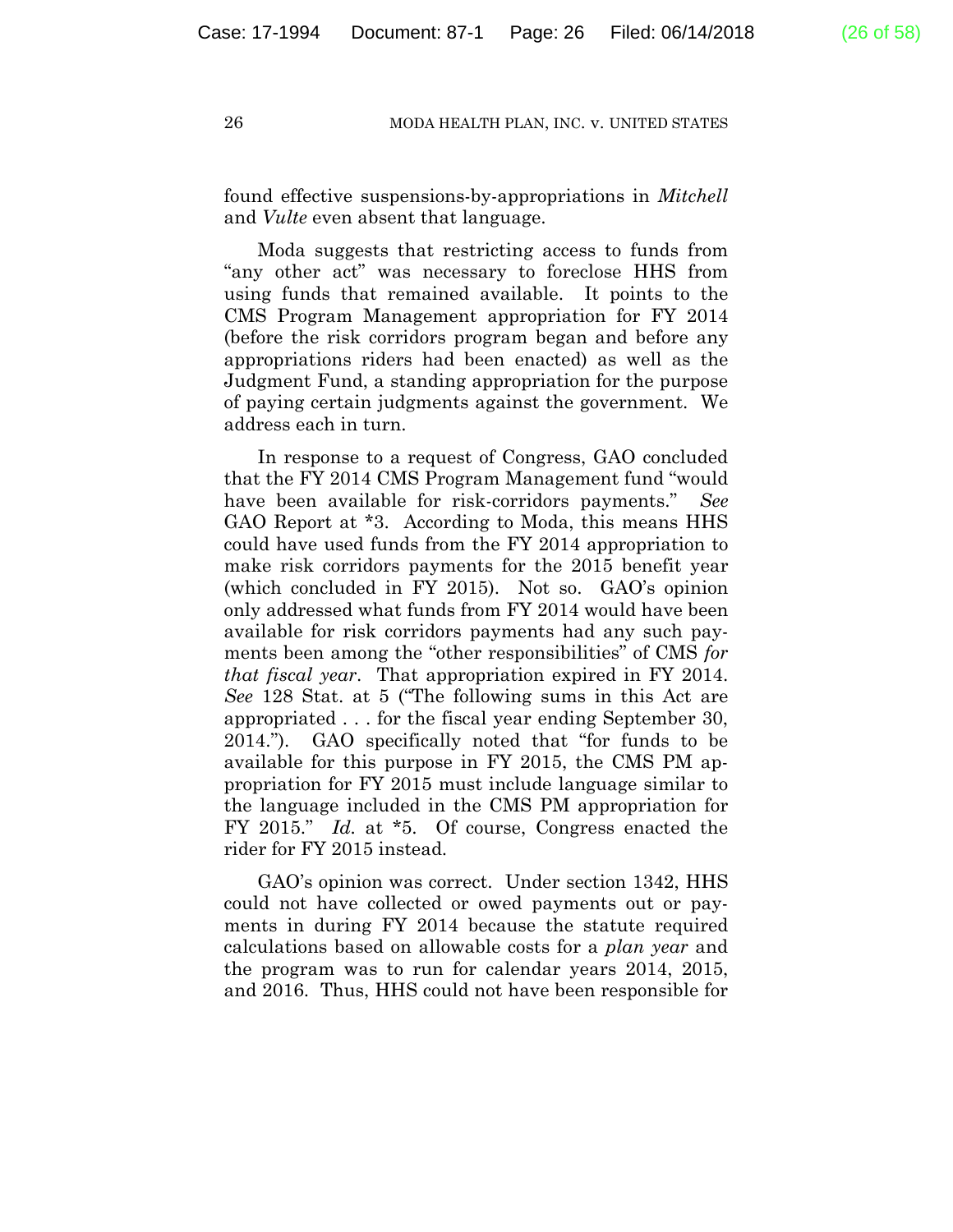found effective suspensions-by-appropriations in *Mitchell* and *Vulte* even absent that language.

Moda suggests that restricting access to funds from "any other act" was necessary to foreclose HHS from using funds that remained available. It points to the CMS Program Management appropriation for FY 2014 (before the risk corridors program began and before any appropriations riders had been enacted) as well as the Judgment Fund, a standing appropriation for the purpose of paying certain judgments against the government. We address each in turn.

In response to a request of Congress, GAO concluded that the FY 2014 CMS Program Management fund "would have been available for risk-corridors payments." *See* GAO Report at *3. According to Moda, this means HHS could have used funds from the FY 2014 appropriation to make risk corridors payments for the 2015 benefit year (which concluded in FY 2015). Not so. GAO's opinion only addressed what funds from FY 2014 would have been available for risk corridors payments had any such payments been among the "other responsibilities" of CMS *for that fiscal year*. That appropriation expired in FY 2014. *See* 128 Stat. at 5 ("The following sums in this Act are appropriated . . . for the fiscal year ending September 30, 2014."). GAO specifically noted that "for funds to be available for this purpose in FY 2015, the CMS PM appropriation for FY 2015 must include language similar to the language included in the CMS PM appropriation for FY 2015." *Id.* at *5. Of course, Congress enacted the rider for FY 2015 instead.

GAO's opinion was correct. Under section 1342, HHS could not have collected or owed payments out or payments in during FY 2014 because the statute required calculations based on allowable costs for a *plan year* and the program was to run for calendar years 2014, 2015, and 2016. Thus, HHS could not have been responsible for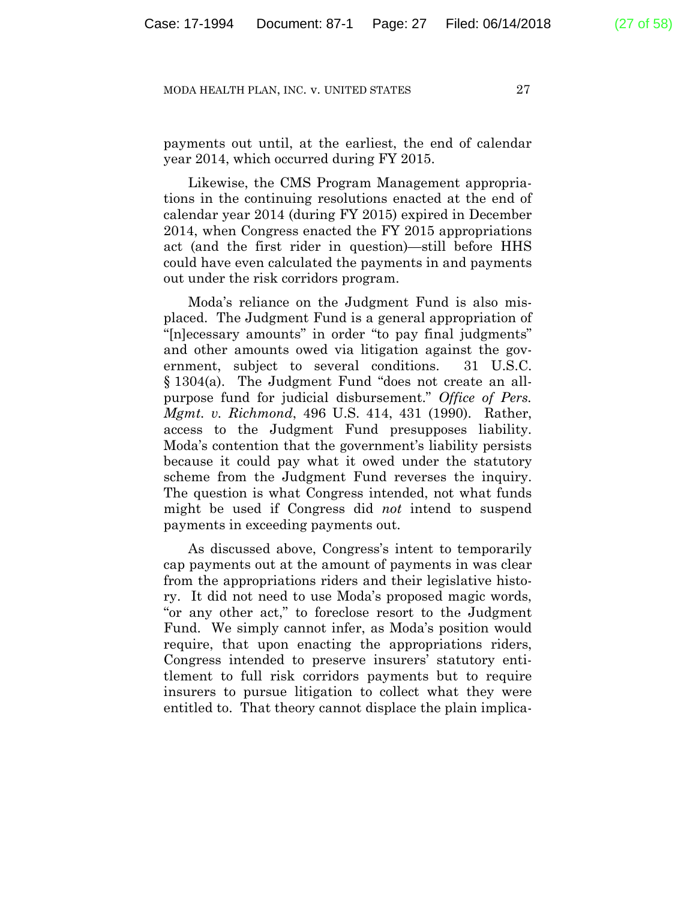payments out until, at the earliest, the end of calendar year 2014, which occurred during FY 2015.

Likewise, the CMS Program Management appropriations in the continuing resolutions enacted at the end of calendar year 2014 (during FY 2015) expired in December 2014, when Congress enacted the FY 2015 appropriations act (and the first rider in question)—still before HHS could have even calculated the payments in and payments out under the risk corridors program.

Moda's reliance on the Judgment Fund is also misplaced. The Judgment Fund is a general appropriation of "[n]ecessary amounts" in order "to pay final judgments" and other amounts owed via litigation against the government, subject to several conditions. 31 U.S.C. § 1304(a). The Judgment Fund "does not create an all-purpose fund for judicial disbursement." *Office of Pers. Mgmt. v. Richmond*, 496 U.S. 414, 431 (1990). Rather, access to the Judgment Fund presupposes liability. Moda's contention that the government's liability persists because it could pay what it owed under the statutory scheme from the Judgment Fund reverses the inquiry. The question is what Congress intended, not what funds might be used if Congress did *not* intend to suspend payments in exceeding payments out.

As discussed above, Congress's intent to temporarily cap payments out at the amount of payments in was clear from the appropriations riders and their legislative history. It did not need to use Moda's proposed magic words, "or any other act," to foreclose resort to the Judgment Fund. We simply cannot infer, as Moda's position would require, that upon enacting the appropriations riders, Congress intended to preserve insurers' statutory entitlement to full risk corridors payments but to require insurers to pursue litigation to collect what they were entitled to. That theory cannot displace the plain implica-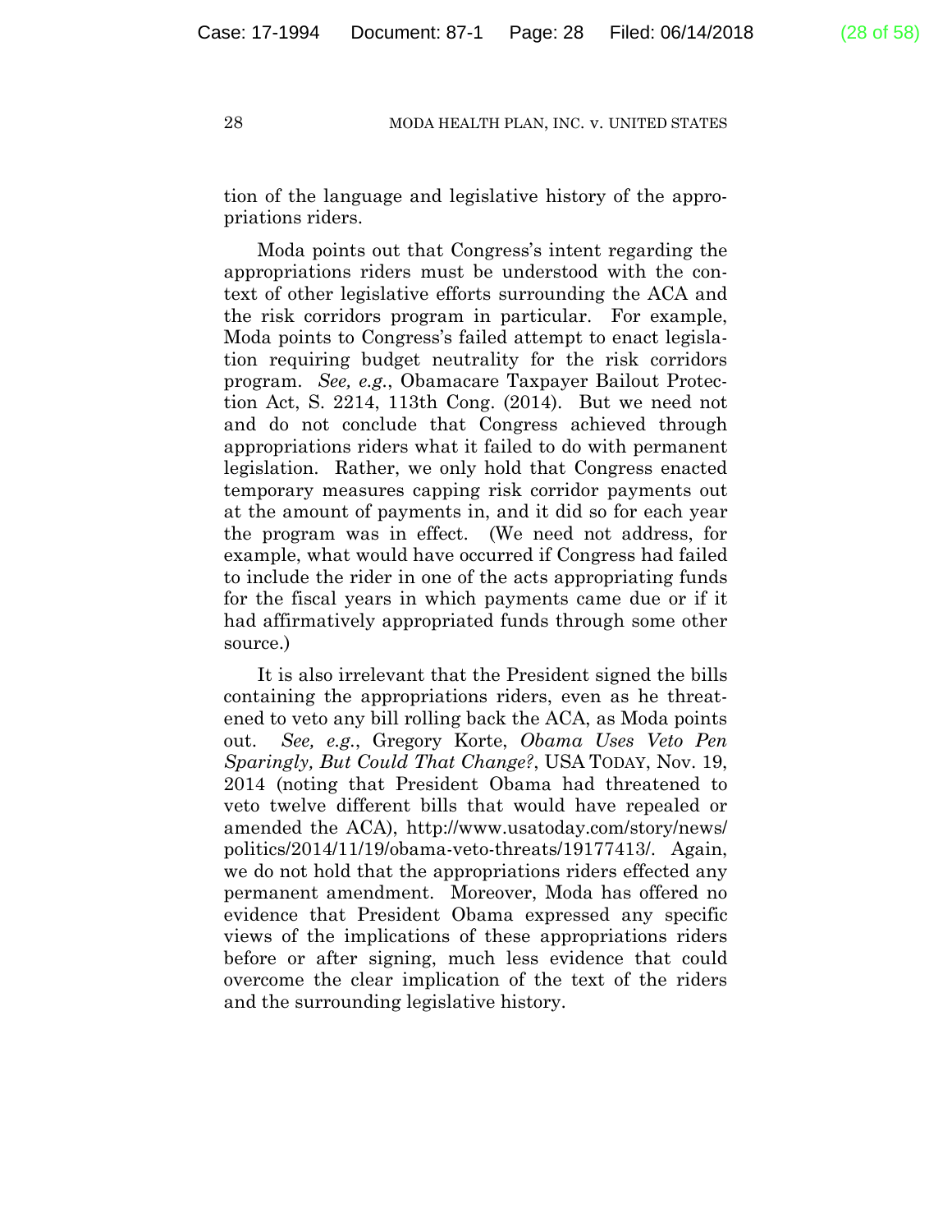tion of the language and legislative history of the appropriations riders.

Moda points out that Congress's intent regarding the appropriations riders must be understood with the context of other legislative efforts surrounding the ACA and the risk corridors program in particular. For example, Moda points to Congress's failed attempt to enact legislation requiring budget neutrality for the risk corridors program. *See, e.g.*, Obamacare Taxpayer Bailout Protection Act, S. 2214, 113th Cong. (2014). But we need not and do not conclude that Congress achieved through appropriations riders what it failed to do with permanent legislation. Rather, we only hold that Congress enacted temporary measures capping risk corridor payments out at the amount of payments in, and it did so for each year the program was in effect. (We need not address, for example, what would have occurred if Congress had failed to include the rider in one of the acts appropriating funds for the fiscal years in which payments came due or if it had affirmatively appropriated funds through some other source.)

It is also irrelevant that the President signed the bills containing the appropriations riders, even as he threatened to veto any bill rolling back the ACA, as Moda points out. *See, e.g.*, Gregory Korte, *Obama Uses Veto Pen Sparingly, But Could That Change?*, USA TODAY, Nov. 19, 2014 (noting that President Obama had threatened to veto twelve different bills that would have repealed or amended the ACA), http://www.usatoday.com/story/news/politics/2014/11/19/obama-veto-threats/19177413/. Again, we do not hold that the appropriations riders effected any permanent amendment. Moreover, Moda has offered no evidence that President Obama expressed any specific views of the implications of these appropriations riders before or after signing, much less evidence that could overcome the clear implication of the text of the riders and the surrounding legislative history.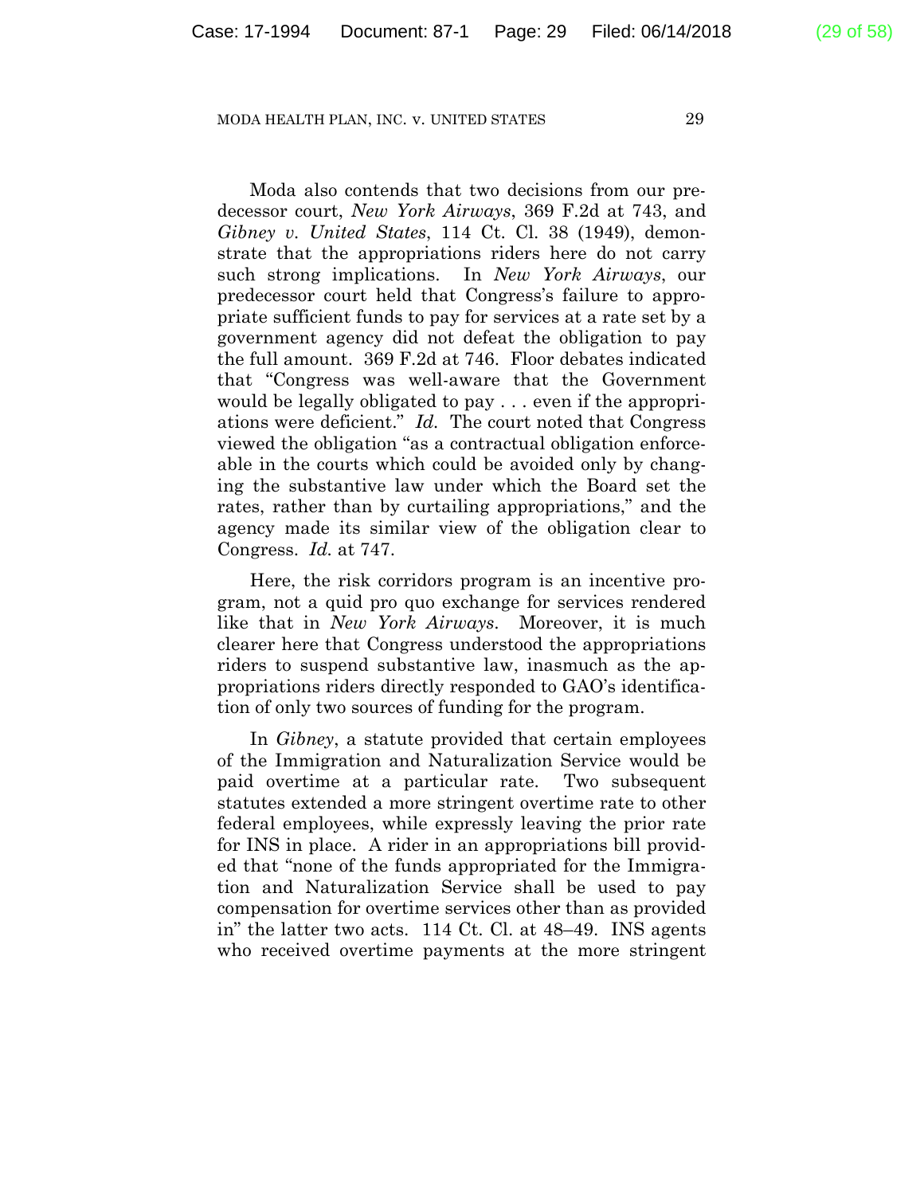Moda also contends that two decisions from our predecessor court, *New York Airways*, 369 F.2d at 743, and *Gibney v. United States*, 114 Ct. Cl. 38 (1949), demonstrate that the appropriations riders here do not carry such strong implications. In *New York Airways*, our predecessor court held that Congress's failure to appropriate sufficient funds to pay for services at a rate set by a government agency did not defeat the obligation to pay the full amount. 369 F.2d at 746. Floor debates indicated that "Congress was well-aware that the Government would be legally obligated to pay . . . even if the appropriations were deficient." *Id.* The court noted that Congress viewed the obligation "as a contractual obligation enforceable in the courts which could be avoided only by changing the substantive law under which the Board set the rates, rather than by curtailing appropriations," and the agency made its similar view of the obligation clear to Congress. *Id.* at 747.

Here, the risk corridors program is an incentive program, not a quid pro quo exchange for services rendered like that in *New York Airways*. Moreover, it is much clearer here that Congress understood the appropriations riders to suspend substantive law, inasmuch as the appropriations riders directly responded to GAO's identification of only two sources of funding for the program.

In *Gibney*, a statute provided that certain employees of the Immigration and Naturalization Service would be paid overtime at a particular rate. Two subsequent statutes extended a more stringent overtime rate to other federal employees, while expressly leaving the prior rate for INS in place. A rider in an appropriations bill provided that "none of the funds appropriated for the Immigration and Naturalization Service shall be used to pay compensation for overtime services other than as provided in" the latter two acts. 114 Ct. Cl. at 48–49. INS agents who received overtime payments at the more stringent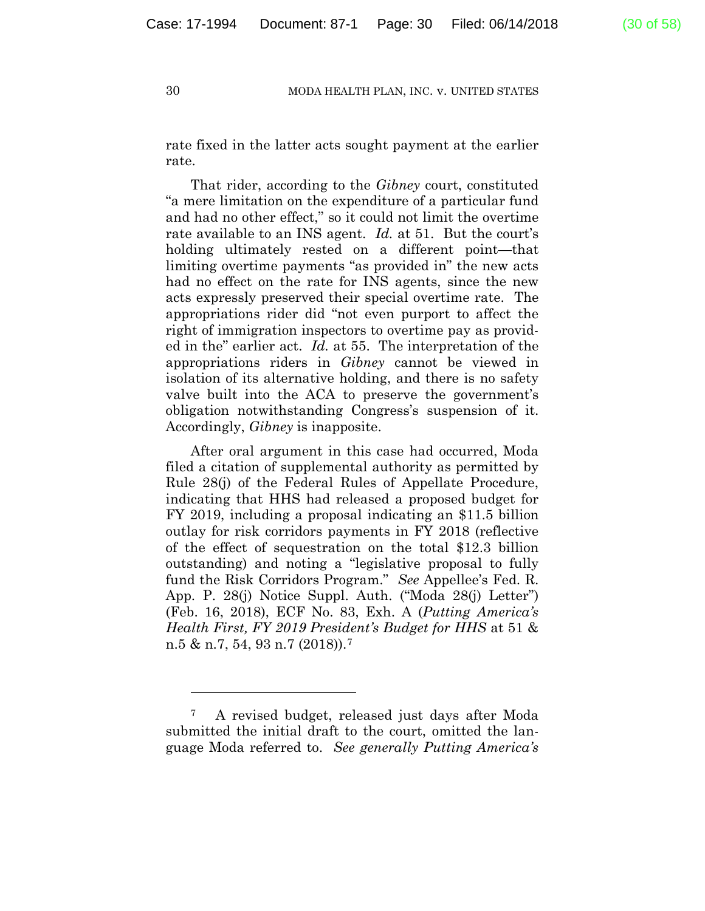rate fixed in the latter acts sought payment at the earlier rate.

That rider, according to the *Gibney* court, constituted "a mere limitation on the expenditure of a particular fund and had no other effect," so it could not limit the overtime rate available to an INS agent. *Id.* at 51. But the court's holding ultimately rested on a different point—that limiting overtime payments "as provided in" the new acts had no effect on the rate for INS agents, since the new acts expressly preserved their special overtime rate. The appropriations rider did "not even purport to affect the right of immigration inspectors to overtime pay as provided in the" earlier act. *Id.* at 55. The interpretation of the appropriations riders in *Gibney* cannot be viewed in isolation of its alternative holding, and there is no safety valve built into the ACA to preserve the government's obligation notwithstanding Congress's suspension of it. Accordingly, *Gibney* is inapposite.

After oral argument in this case had occurred, Moda filed a citation of supplemental authority as permitted by Rule 28(j) of the Federal Rules of Appellate Procedure, indicating that HHS had released a proposed budget for FY 2019, including a proposal indicating an $11.5 billion outlay for risk corridors payments in FY 2018 (reflective of the effect of sequestration on the total $12.3 billion outstanding) and noting a "legislative proposal to fully fund the Risk Corridors Program." *See* Appellee's Fed. R. App. P. 28(j) Notice Suppl. Auth. ("Moda 28(j) Letter") (Feb. 16, 2018), ECF No. 83, Exh. A (*Putting America's Health First, FY 2019 President's Budget for HHS* at 51 & n.5 & n.7, 54, 93 n.7 (2018)).[7]

---

[7] A revised budget, released just days after Moda submitted the initial draft to the court, omitted the language Moda referred to. *See generally Putting America's*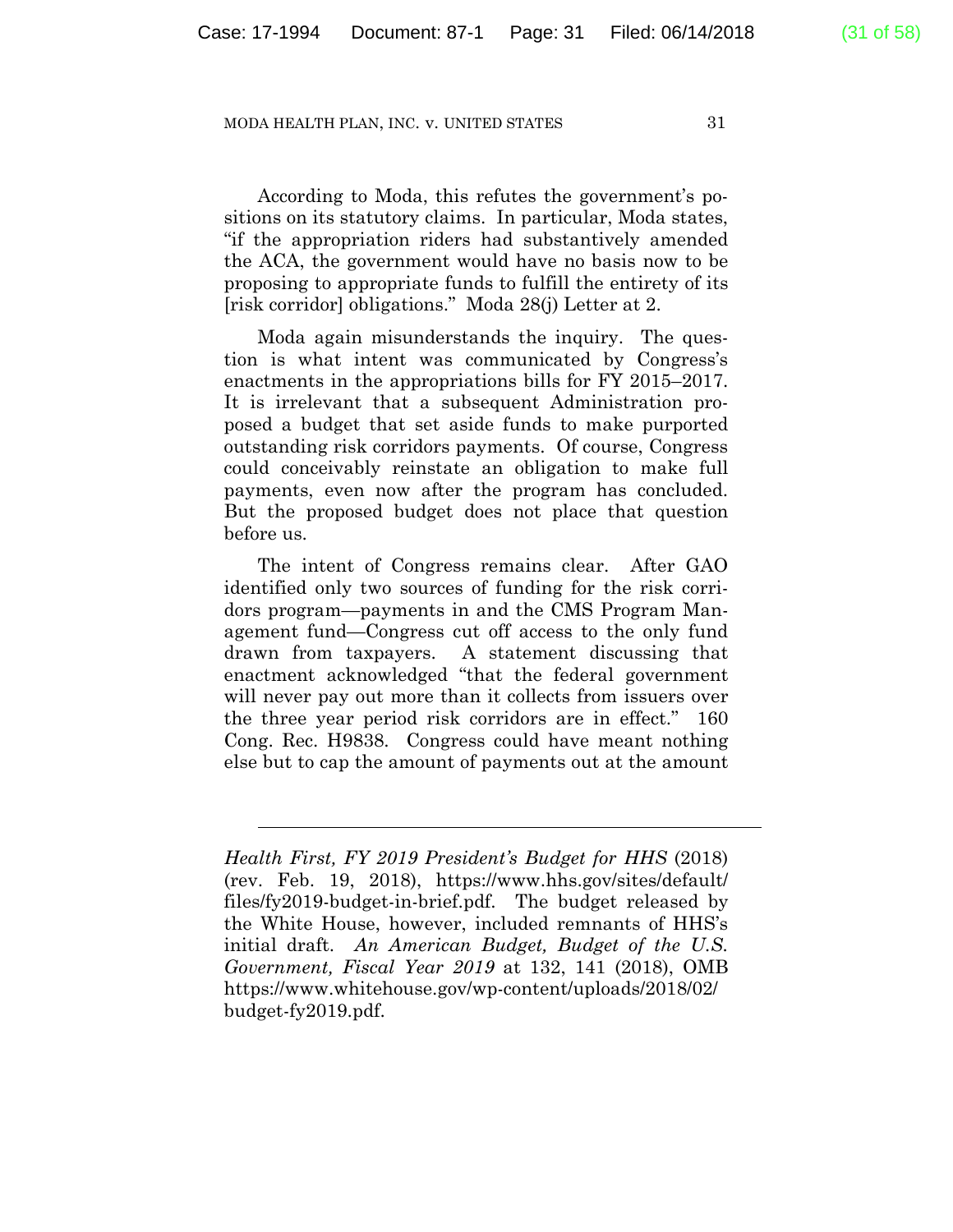According to Moda, this refutes the government's positions on its statutory claims. In particular, Moda states, "if the appropriation riders had substantively amended the ACA, the government would have no basis now to be proposing to appropriate funds to fulfill the entirety of its [risk corridor] obligations." Moda 28(j) Letter at 2.

Moda again misunderstands the inquiry. The question is what intent was communicated by Congress's enactments in the appropriations bills for FY 2015–2017. It is irrelevant that a subsequent Administration proposed a budget that set aside funds to make purported outstanding risk corridors payments. Of course, Congress could conceivably reinstate an obligation to make full payments, even now after the program has concluded. But the proposed budget does not place that question before us.

The intent of Congress remains clear. After GAO identified only two sources of funding for the risk corridors program—payments in and the CMS Program Management fund—Congress cut off access to the only fund drawn from taxpayers. A statement discussing that enactment acknowledged "that the federal government will never pay out more than it collects from issuers over the three year period risk corridors are in effect." 160 Cong. Rec. H9838. Congress could have meant nothing else but to cap the amount of payments out at the amount

---

*Health First, FY 2019 President's Budget for HHS* (2018) (rev. Feb. 19, 2018), https://www.hhs.gov/sites/default/files/fy2019-budget-in-brief.pdf. The budget released by the White House, however, included remnants of HHS's initial draft. *An American Budget, Budget of the U.S. Government, Fiscal Year 2019* at 132, 141 (2018), OMB https://www.whitehouse.gov/wp-content/uploads/2018/02/budget-fy2019.pdf.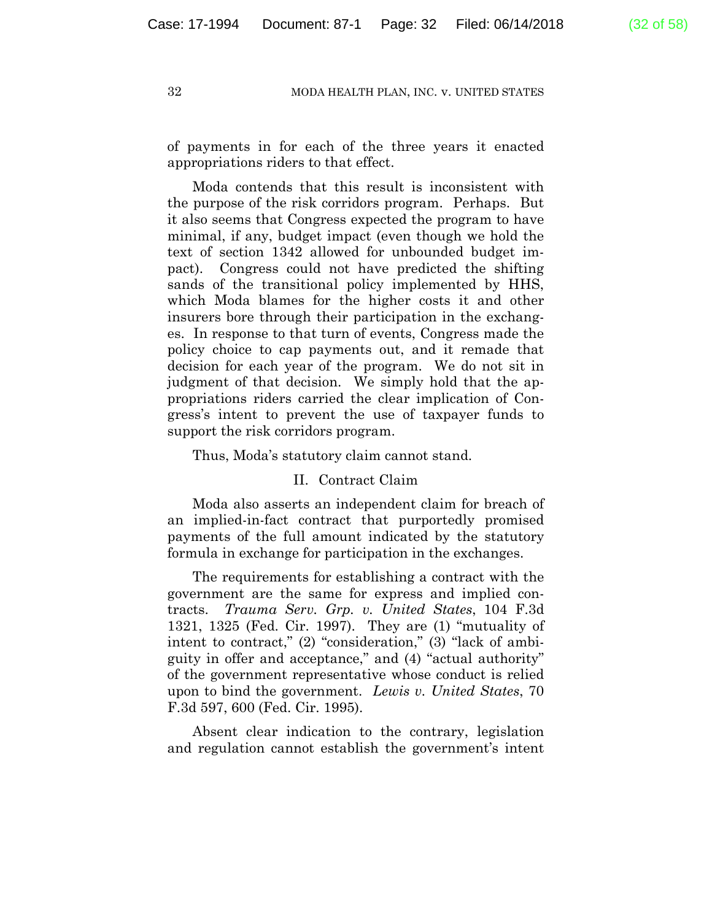of payments in for each of the three years it enacted appropriations riders to that effect.

Moda contends that this result is inconsistent with the purpose of the risk corridors program. Perhaps. But it also seems that Congress expected the program to have minimal, if any, budget impact (even though we hold the text of section 1342 allowed for unbounded budget impact). Congress could not have predicted the shifting sands of the transitional policy implemented by HHS, which Moda blames for the higher costs it and other insurers bore through their participation in the exchanges. In response to that turn of events, Congress made the policy choice to cap payments out, and it remade that decision for each year of the program. We do not sit in judgment of that decision. We simply hold that the appropriations riders carried the clear implication of Congress's intent to prevent the use of taxpayer funds to support the risk corridors program.

Thus, Moda's statutory claim cannot stand.

## II. Contract Claim

Moda also asserts an independent claim for breach of an implied-in-fact contract that purportedly promised payments of the full amount indicated by the statutory formula in exchange for participation in the exchanges.

The requirements for establishing a contract with the government are the same for express and implied contracts. *Trauma Serv. Grp. v. United States*, 104 F.3d 1321, 1325 (Fed. Cir. 1997). They are (1) "mutuality of intent to contract," (2) "consideration," (3) "lack of ambiguity in offer and acceptance," and (4) "actual authority" of the government representative whose conduct is relied upon to bind the government. *Lewis v. United States*, 70 F.3d 597, 600 (Fed. Cir. 1995).

Absent clear indication to the contrary, legislation and regulation cannot establish the government's intent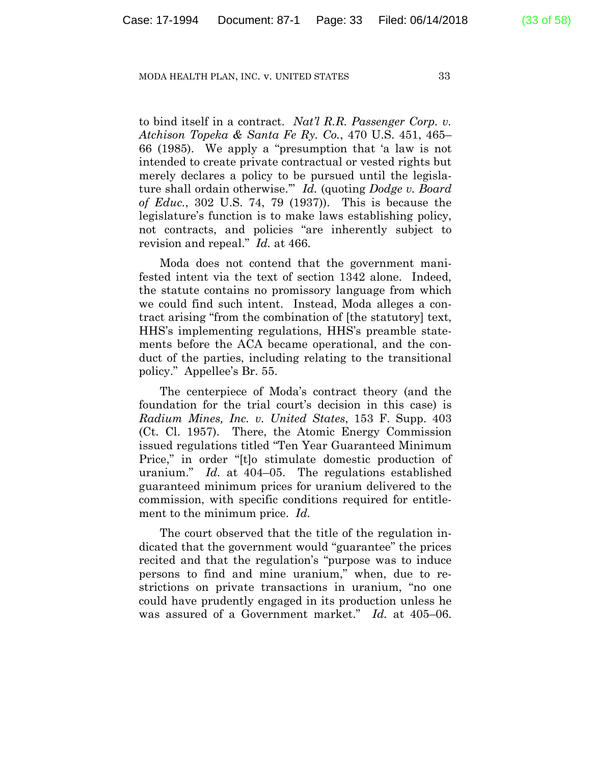to bind itself in a contract. *Nat'l R.R. Passenger Corp. v. Atchison Topeka & Santa Fe Ry. Co.*, 470 U.S. 451, 465–66 (1985). We apply a "presumption that 'a law is not intended to create private contractual or vested rights but merely declares a policy to be pursued until the legislature shall ordain otherwise.'" *Id.* (quoting *Dodge v. Board of Educ.*, 302 U.S. 74, 79 (1937)). This is because the legislature's function is to make laws establishing policy, not contracts, and policies "are inherently subject to revision and repeal." *Id.* at 466.

Moda does not contend that the government manifested intent via the text of section 1342 alone. Indeed, the statute contains no promissory language from which we could find such intent. Instead, Moda alleges a contract arising "from the combination of [the statutory] text, HHS's implementing regulations, HHS's preamble statements before the ACA became operational, and the conduct of the parties, including relating to the transitional policy." Appellee's Br. 55.

The centerpiece of Moda's contract theory (and the foundation for the trial court's decision in this case) is *Radium Mines, Inc. v. United States*, 153 F. Supp. 403 (Ct. Cl. 1957). There, the Atomic Energy Commission issued regulations titled "Ten Year Guaranteed Minimum Price," in order "[t]o stimulate domestic production of uranium." *Id.* at 404–05. The regulations established guaranteed minimum prices for uranium delivered to the commission, with specific conditions required for entitlement to the minimum price. *Id.*

The court observed that the title of the regulation indicated that the government would "guarantee" the prices recited and that the regulation's "purpose was to induce persons to find and mine uranium," when, due to restrictions on private transactions in uranium, "no one could have prudently engaged in its production unless he was assured of a Government market." *Id.* at 405–06.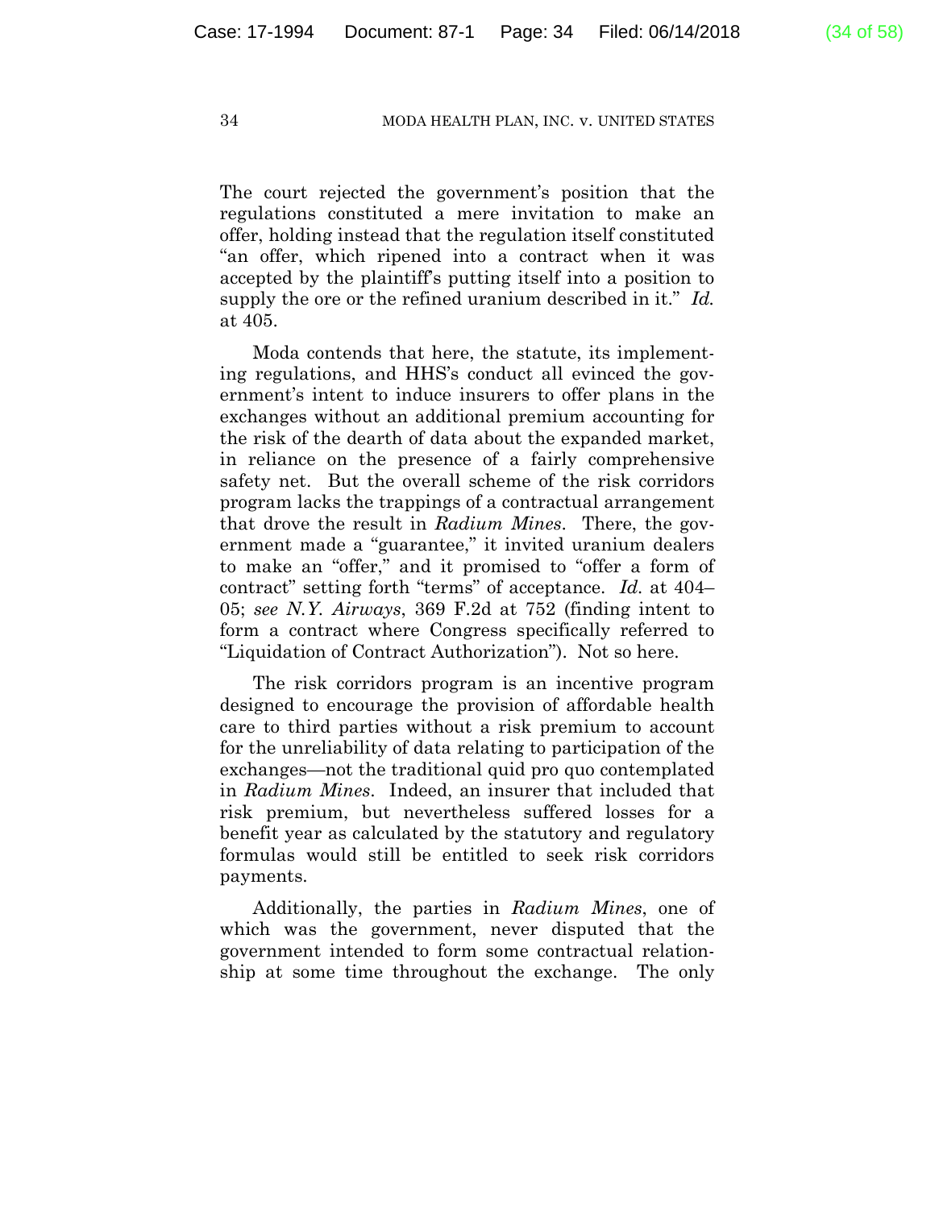The court rejected the government's position that the regulations constituted a mere invitation to make an offer, holding instead that the regulation itself constituted "an offer, which ripened into a contract when it was accepted by the plaintiff's putting itself into a position to supply the ore or the refined uranium described in it." *Id.* at 405.

Moda contends that here, the statute, its implementing regulations, and HHS's conduct all evinced the government's intent to induce insurers to offer plans in the exchanges without an additional premium accounting for the risk of the dearth of data about the expanded market, in reliance on the presence of a fairly comprehensive safety net. But the overall scheme of the risk corridors program lacks the trappings of a contractual arrangement that drove the result in *Radium Mines*. There, the government made a "guarantee," it invited uranium dealers to make an "offer," and it promised to "offer a form of contract" setting forth "terms" of acceptance. *Id.* at 404–05; *see N.Y. Airways*, 369 F.2d at 752 (finding intent to form a contract where Congress specifically referred to "Liquidation of Contract Authorization"). Not so here.

The risk corridors program is an incentive program designed to encourage the provision of affordable health care to third parties without a risk premium to account for the unreliability of data relating to participation of the exchanges—not the traditional quid pro quo contemplated in *Radium Mines*. Indeed, an insurer that included that risk premium, but nevertheless suffered losses for a benefit year as calculated by the statutory and regulatory formulas would still be entitled to seek risk corridors payments.

Additionally, the parties in *Radium Mines*, one of which was the government, never disputed that the government intended to form some contractual relationship at some time throughout the exchange. The only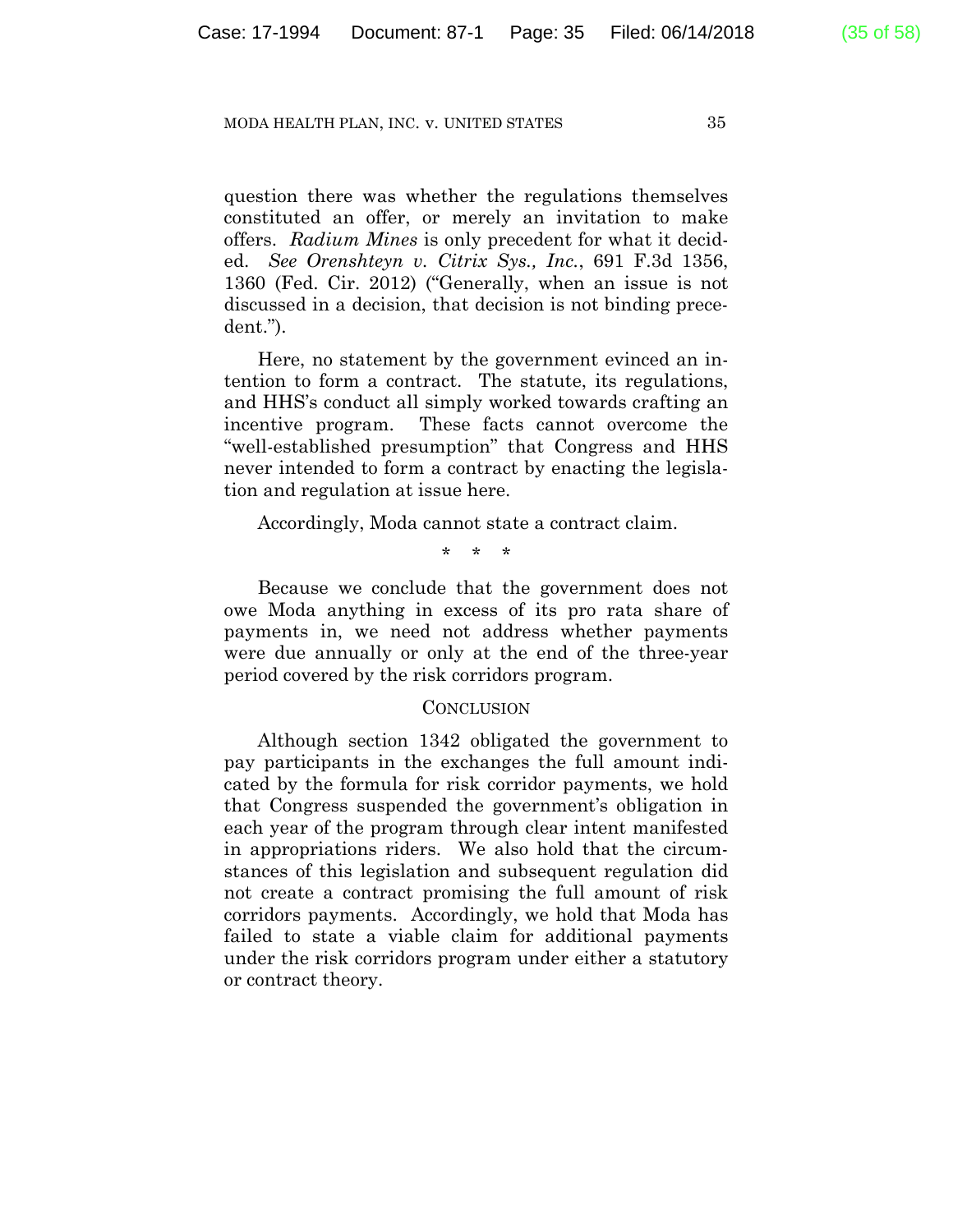question there was whether the regulations themselves constituted an offer, or merely an invitation to make offers. *Radium Mines* is only precedent for what it decided. *See Orenshteyn v. Citrix Sys., Inc.*, 691 F.3d 1356, 1360 (Fed. Cir. 2012) ("Generally, when an issue is not discussed in a decision, that decision is not binding precedent.").

Here, no statement by the government evinced an intention to form a contract. The statute, its regulations, and HHS's conduct all simply worked towards crafting an incentive program. These facts cannot overcome the "well-established presumption" that Congress and HHS never intended to form a contract by enacting the legislation and regulation at issue here.

Accordingly, Moda cannot state a contract claim.

\* \* \*

Because we conclude that the government does not owe Moda anything in excess of its pro rata share of payments in, we need not address whether payments were due annually or only at the end of the three-year period covered by the risk corridors program.

## CONCLUSION

Although section 1342 obligated the government to pay participants in the exchanges the full amount indicated by the formula for risk corridor payments, we hold that Congress suspended the government's obligation in each year of the program through clear intent manifested in appropriations riders. We also hold that the circumstances of this legislation and subsequent regulation did not create a contract promising the full amount of risk corridors payments. Accordingly, we hold that Moda has failed to state a viable claim for additional payments under the risk corridors program under either a statutory or contract theory.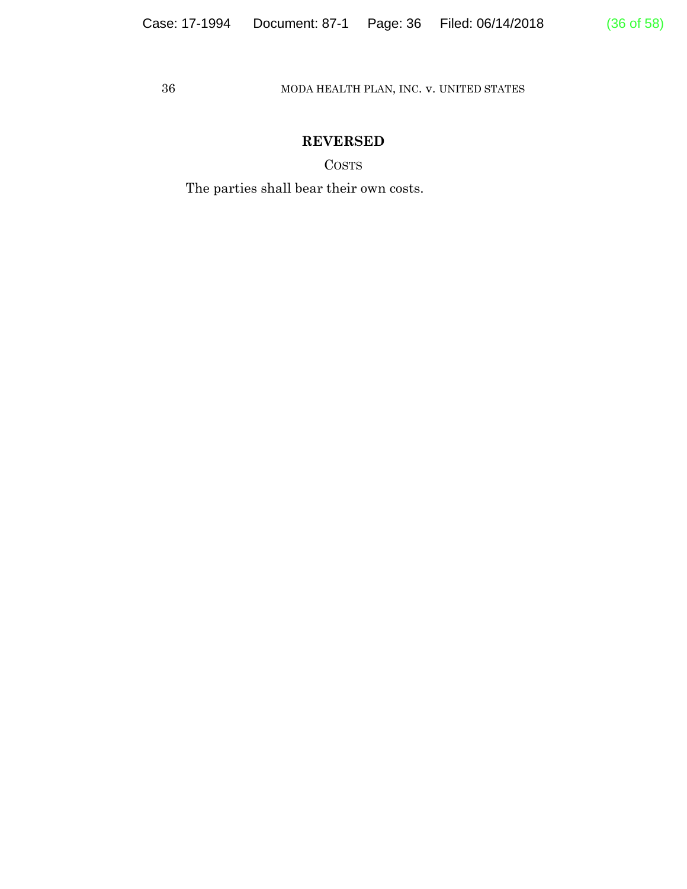**REVERSED**

COSTS

The parties shall bear their own costs.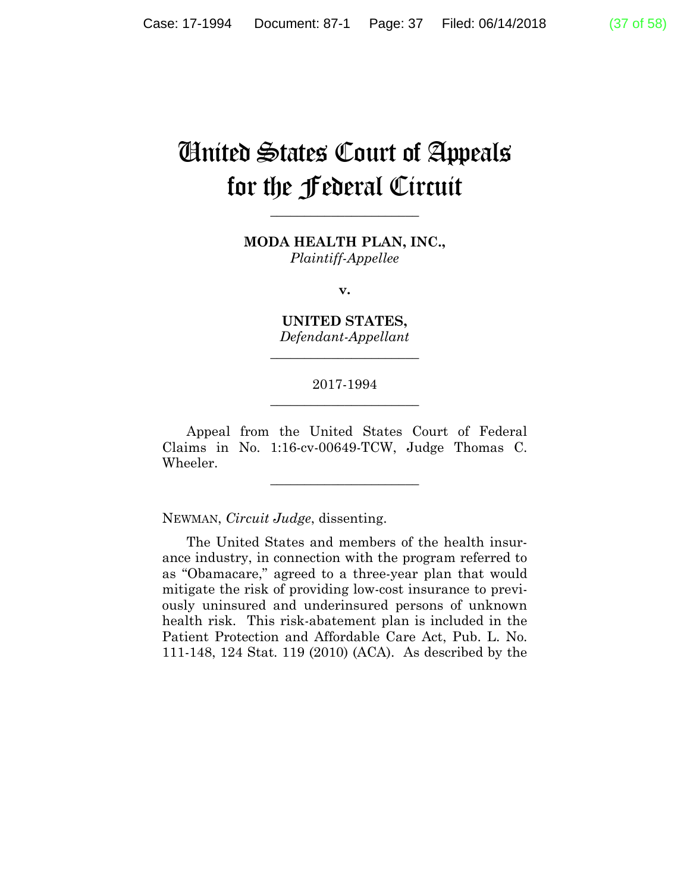# United States Court of Appeals for the Federal Circuit

______________________

**MODA HEALTH PLAN, INC.,**
*Plaintiff-Appellee*

**v.**

**UNITED STATES,**
*Defendant-Appellant*

______________________

2017-1994

______________________

Appeal from the United States Court of Federal Claims in No. 1:16-cv-00649-TCW, Judge Thomas C. Wheeler.

______________________

NEWMAN, *Circuit Judge*, dissenting.

The United States and members of the health insurance industry, in connection with the program referred to as "Obamacare," agreed to a three-year plan that would mitigate the risk of providing low-cost insurance to previously uninsured and underinsured persons of unknown health risk. This risk-abatement plan is included in the Patient Protection and Affordable Care Act, Pub. L. No. 111-148, 124 Stat. 119 (2010) (ACA). As described by the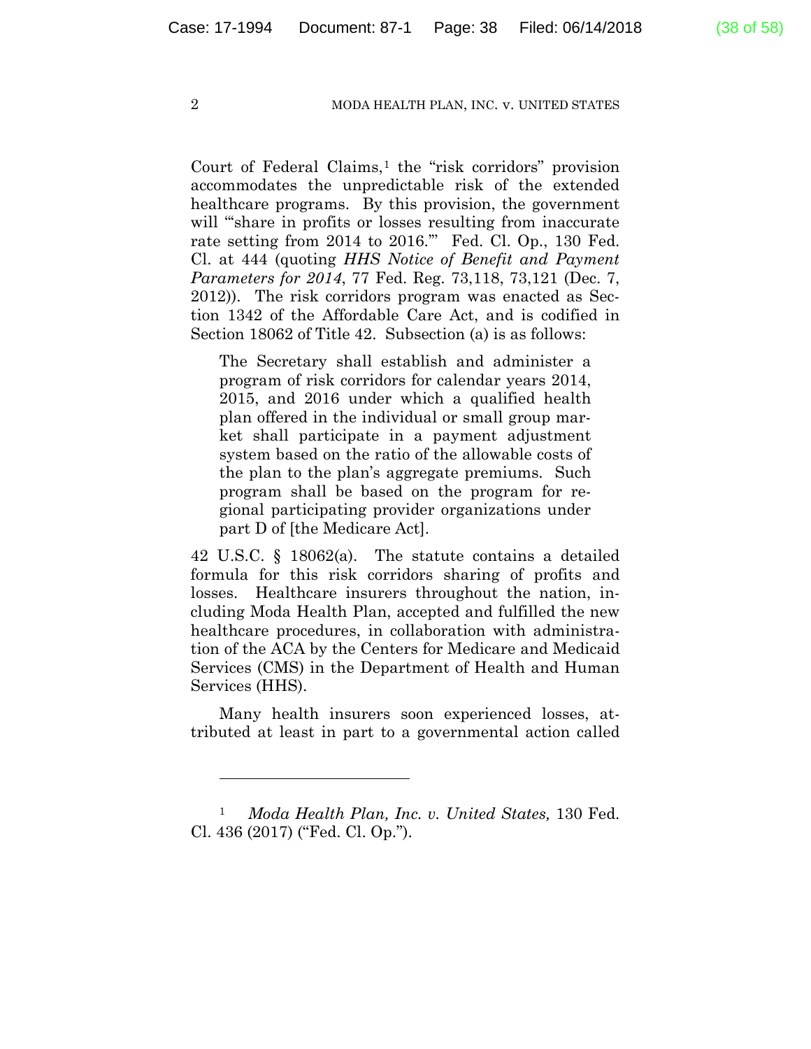Court of Federal Claims,[1] the "risk corridors" provision accommodates the unpredictable risk of the extended healthcare programs. By this provision, the government will "'share in profits or losses resulting from inaccurate rate setting from 2014 to 2016.'" Fed. Cl. Op., 130 Fed. Cl. at 444 (quoting *HHS Notice of Benefit and Payment Parameters for 2014*, 77 Fed. Reg. 73,118, 73,121 (Dec. 7, 2012)). The risk corridors program was enacted as Section 1342 of the Affordable Care Act, and is codified in Section 18062 of Title 42. Subsection (a) is as follows:

> The Secretary shall establish and administer a program of risk corridors for calendar years 2014, 2015, and 2016 under which a qualified health plan offered in the individual or small group market shall participate in a payment adjustment system based on the ratio of the allowable costs of the plan to the plan's aggregate premiums. Such program shall be based on the program for regional participating provider organizations under part D of [the Medicare Act].

42 U.S.C. § 18062(a). The statute contains a detailed formula for this risk corridors sharing of profits and losses. Healthcare insurers throughout the nation, including Moda Health Plan, accepted and fulfilled the new healthcare procedures, in collaboration with administration of the ACA by the Centers for Medicare and Medicaid Services (CMS) in the Department of Health and Human Services (HHS).

Many health insurers soon experienced losses, attributed at least in part to a governmental action called

---

[1] *Moda Health Plan, Inc. v. United States,* 130 Fed. Cl. 436 (2017) ("Fed. Cl. Op.").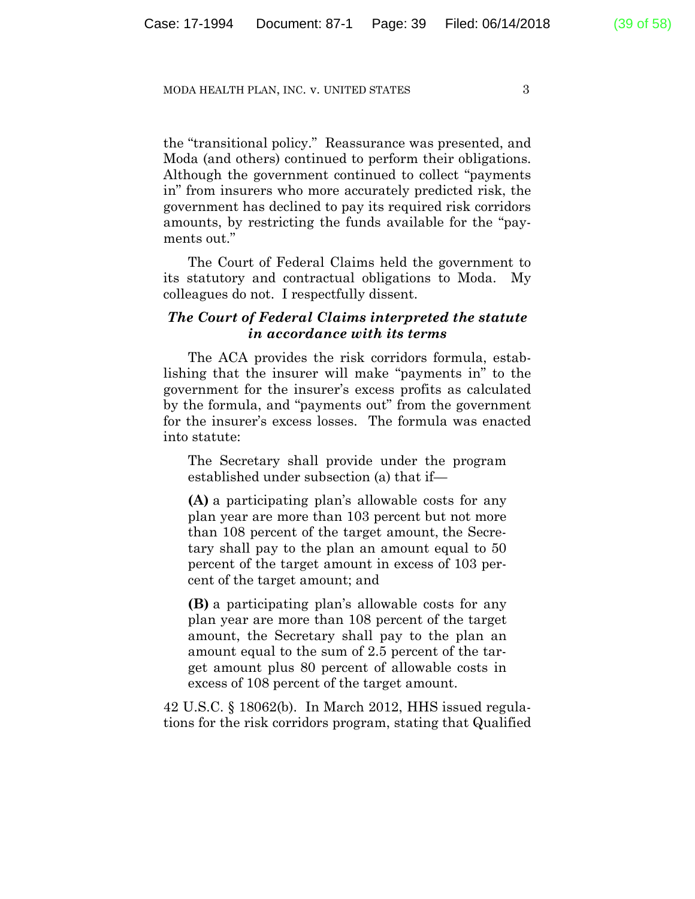the "transitional policy." Reassurance was presented, and Moda (and others) continued to perform their obligations. Although the government continued to collect "payments in" from insurers who more accurately predicted risk, the government has declined to pay its required risk corridors amounts, by restricting the funds available for the "payments out."

The Court of Federal Claims held the government to its statutory and contractual obligations to Moda. My colleagues do not. I respectfully dissent.

***The Court of Federal Claims interpreted the statute in accordance with its terms***

The ACA provides the risk corridors formula, establishing that the insurer will make "payments in" to the government for the insurer's excess profits as calculated by the formula, and "payments out" from the government for the insurer's excess losses. The formula was enacted into statute:

> The Secretary shall provide under the program established under subsection (a) that if—
>
> **(A)** a participating plan's allowable costs for any plan year are more than 103 percent but not more than 108 percent of the target amount, the Secretary shall pay to the plan an amount equal to 50 percent of the target amount in excess of 103 percent of the target amount; and
>
> **(B)** a participating plan's allowable costs for any plan year are more than 108 percent of the target amount, the Secretary shall pay to the plan an amount equal to the sum of 2.5 percent of the target amount plus 80 percent of allowable costs in excess of 108 percent of the target amount.

42 U.S.C. § 18062(b). In March 2012, HHS issued regulations for the risk corridors program, stating that Qualified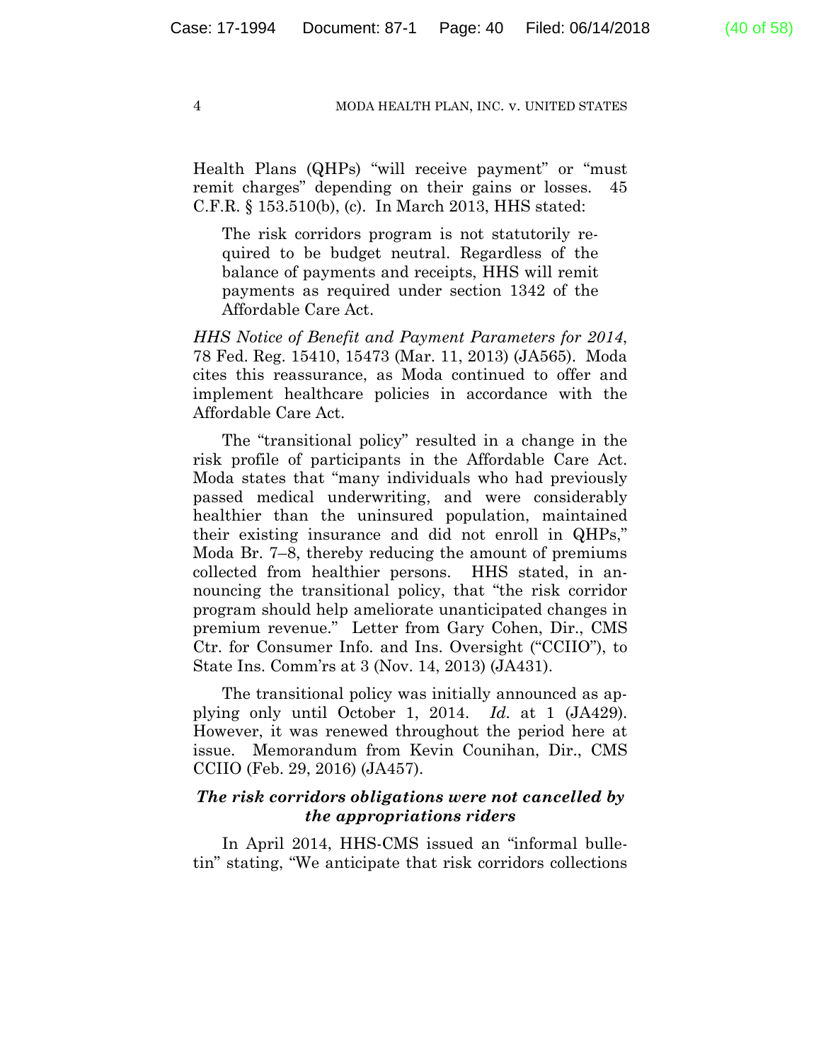Health Plans (QHPs) "will receive payment" or "must remit charges" depending on their gains or losses. 45 C.F.R. § 153.510(b), (c). In March 2013, HHS stated:

> The risk corridors program is not statutorily required to be budget neutral. Regardless of the balance of payments and receipts, HHS will remit payments as required under section 1342 of the Affordable Care Act.

*HHS Notice of Benefit and Payment Parameters for 2014*, 78 Fed. Reg. 15410, 15473 (Mar. 11, 2013) (JA565). Moda cites this reassurance, as Moda continued to offer and implement healthcare policies in accordance with the Affordable Care Act.

The "transitional policy" resulted in a change in the risk profile of participants in the Affordable Care Act. Moda states that "many individuals who had previously passed medical underwriting, and were considerably healthier than the uninsured population, maintained their existing insurance and did not enroll in QHPs," Moda Br. 7–8, thereby reducing the amount of premiums collected from healthier persons. HHS stated, in announcing the transitional policy, that "the risk corridor program should help ameliorate unanticipated changes in premium revenue." Letter from Gary Cohen, Dir., CMS Ctr. for Consumer Info. and Ins. Oversight ("CCIIO"), to State Ins. Comm'rs at 3 (Nov. 14, 2013) (JA431).

The transitional policy was initially announced as applying only until October 1, 2014. *Id.* at 1 (JA429). However, it was renewed throughout the period here at issue. Memorandum from Kevin Counihan, Dir., CMS CCIIO (Feb. 29, 2016) (JA457).

***The risk corridors obligations were not cancelled by the appropriations riders***

In April 2014, HHS-CMS issued an "informal bulletin" stating, "We anticipate that risk corridors collections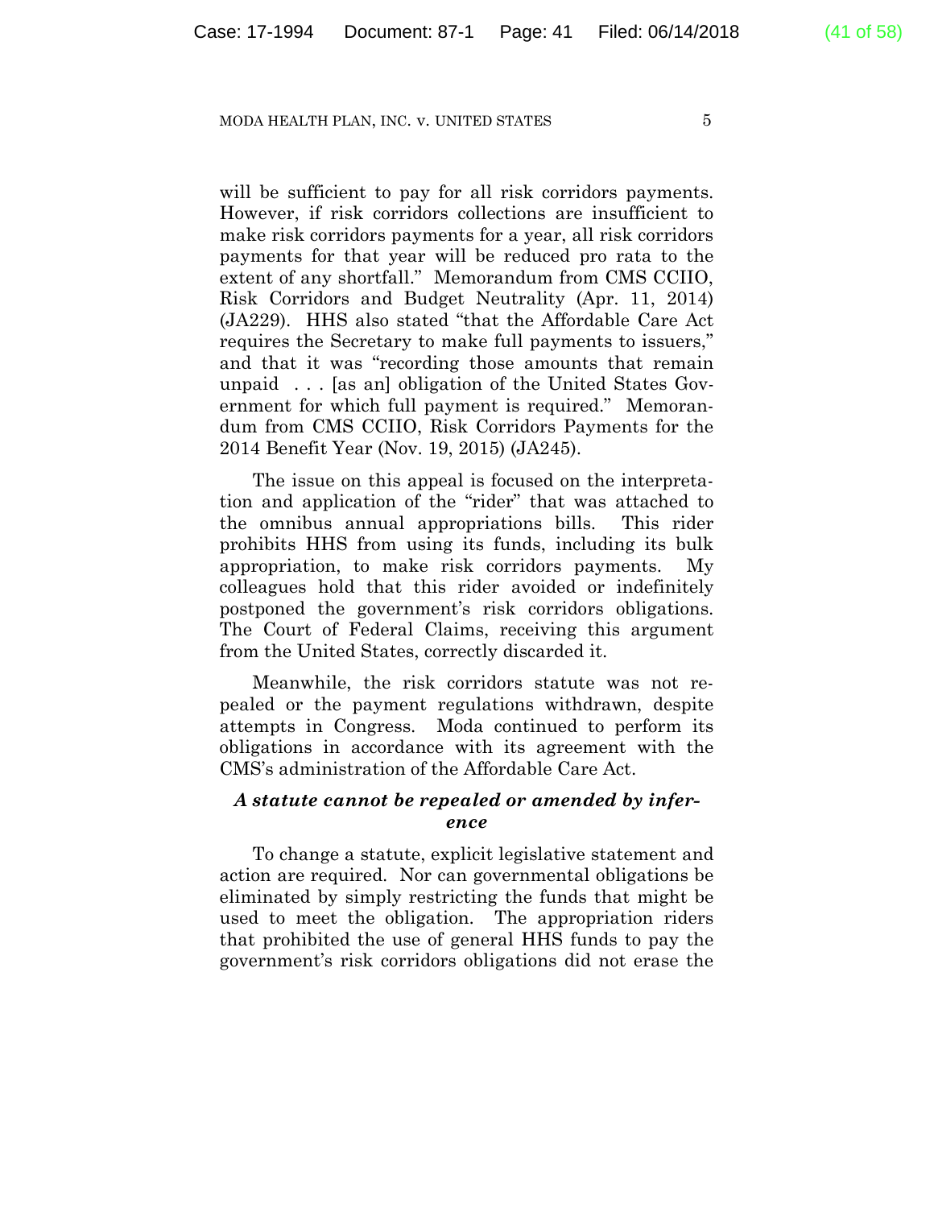will be sufficient to pay for all risk corridors payments. However, if risk corridors collections are insufficient to make risk corridors payments for a year, all risk corridors payments for that year will be reduced pro rata to the extent of any shortfall." Memorandum from CMS CCIIO, Risk Corridors and Budget Neutrality (Apr. 11, 2014) (JA229). HHS also stated "that the Affordable Care Act requires the Secretary to make full payments to issuers," and that it was "recording those amounts that remain unpaid . . . [as an] obligation of the United States Government for which full payment is required." Memorandum from CMS CCIIO, Risk Corridors Payments for the 2014 Benefit Year (Nov. 19, 2015) (JA245).

The issue on this appeal is focused on the interpretation and application of the "rider" that was attached to the omnibus annual appropriations bills. This rider prohibits HHS from using its funds, including its bulk appropriation, to make risk corridors payments. My colleagues hold that this rider avoided or indefinitely postponed the government's risk corridors obligations. The Court of Federal Claims, receiving this argument from the United States, correctly discarded it.

Meanwhile, the risk corridors statute was not repealed or the payment regulations withdrawn, despite attempts in Congress. Moda continued to perform its obligations in accordance with its agreement with the CMS's administration of the Affordable Care Act.

***A statute cannot be repealed or amended by inference***

To change a statute, explicit legislative statement and action are required. Nor can governmental obligations be eliminated by simply restricting the funds that might be used to meet the obligation. The appropriation riders that prohibited the use of general HHS funds to pay the government's risk corridors obligations did not erase the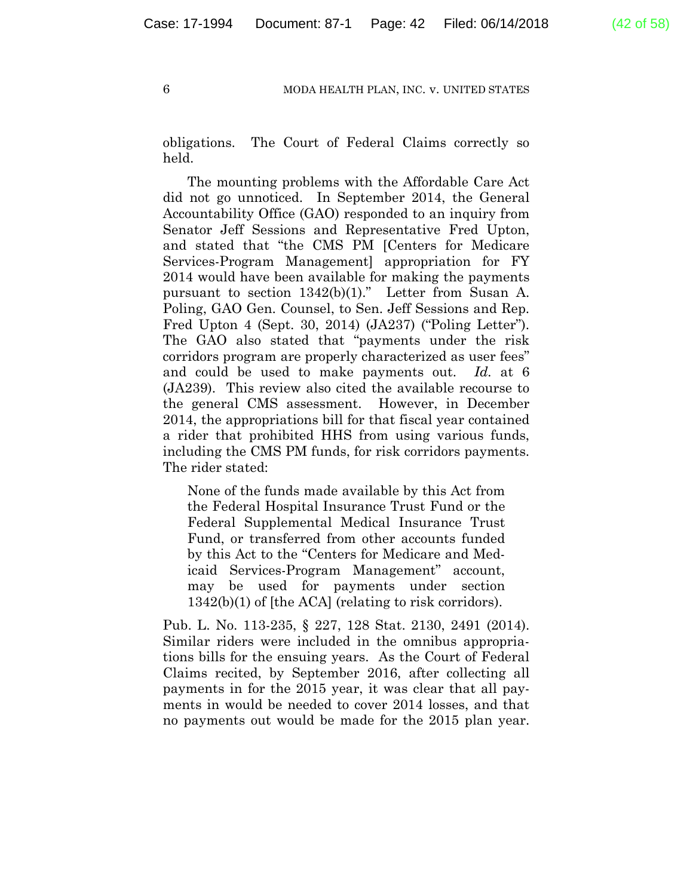obligations. The Court of Federal Claims correctly so held.

The mounting problems with the Affordable Care Act did not go unnoticed. In September 2014, the General Accountability Office (GAO) responded to an inquiry from Senator Jeff Sessions and Representative Fred Upton, and stated that "the CMS PM [Centers for Medicare Services-Program Management] appropriation for FY 2014 would have been available for making the payments pursuant to section 1342(b)(1)." Letter from Susan A. Poling, GAO Gen. Counsel, to Sen. Jeff Sessions and Rep. Fred Upton 4 (Sept. 30, 2014) (JA237) ("Poling Letter"). The GAO also stated that "payments under the risk corridors program are properly characterized as user fees" and could be used to make payments out. *Id.* at 6 (JA239). This review also cited the available recourse to the general CMS assessment. However, in December 2014, the appropriations bill for that fiscal year contained a rider that prohibited HHS from using various funds, including the CMS PM funds, for risk corridors payments. The rider stated:

> None of the funds made available by this Act from the Federal Hospital Insurance Trust Fund or the Federal Supplemental Medical Insurance Trust Fund, or transferred from other accounts funded by this Act to the "Centers for Medicare and Medicaid Services-Program Management" account, may be used for payments under section 1342(b)(1) of [the ACA] (relating to risk corridors).

Pub. L. No. 113-235, § 227, 128 Stat. 2130, 2491 (2014). Similar riders were included in the omnibus appropriations bills for the ensuing years. As the Court of Federal Claims recited, by September 2016, after collecting all payments in for the 2015 year, it was clear that all payments in would be needed to cover 2014 losses, and that no payments out would be made for the 2015 plan year.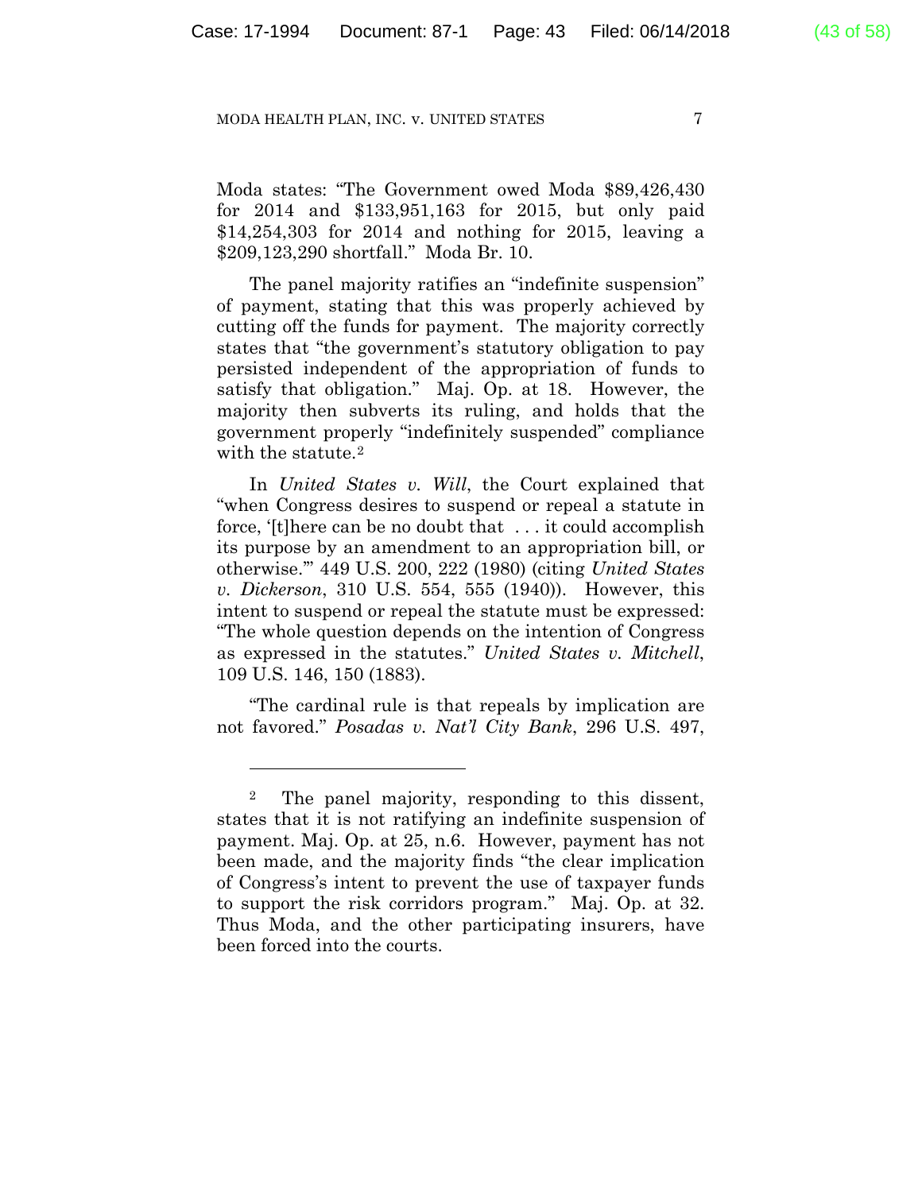Moda states: "The Government owed Moda $89,426,430 for 2014 and $133,951,163 for 2015, but only paid $14,254,303 for 2014 and nothing for 2015, leaving a $209,123,290 shortfall." Moda Br. 10.

The panel majority ratifies an "indefinite suspension" of payment, stating that this was properly achieved by cutting off the funds for payment. The majority correctly states that "the government's statutory obligation to pay persisted independent of the appropriation of funds to satisfy that obligation." Maj. Op. at 18. However, the majority then subverts its ruling, and holds that the government properly "indefinitely suspended" compliance with the statute.[2]

In *United States v. Will*, the Court explained that "when Congress desires to suspend or repeal a statute in force, '[t]here can be no doubt that . . . it could accomplish its purpose by an amendment to an appropriation bill, or otherwise.'" 449 U.S. 200, 222 (1980) (citing *United States v. Dickerson*, 310 U.S. 554, 555 (1940)). However, this intent to suspend or repeal the statute must be expressed: "The whole question depends on the intention of Congress as expressed in the statutes." *United States v. Mitchell*, 109 U.S. 146, 150 (1883).

"The cardinal rule is that repeals by implication are not favored." *Posadas v. Nat'l City Bank*, 296 U.S. 497,

---

[2] The panel majority, responding to this dissent, states that it is not ratifying an indefinite suspension of payment. Maj. Op. at 25, n.6. However, payment has not been made, and the majority finds "the clear implication of Congress's intent to prevent the use of taxpayer funds to support the risk corridors program." Maj. Op. at 32. Thus Moda, and the other participating insurers, have been forced into the courts.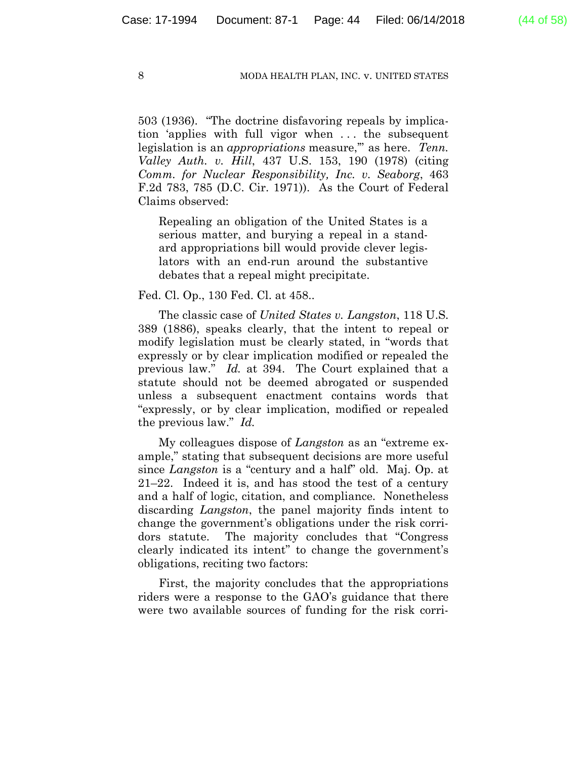503 (1936). "The doctrine disfavoring repeals by implication 'applies with full vigor when . . . the subsequent legislation is an *appropriations* measure,'" as here. *Tenn. Valley Auth. v. Hill*, 437 U.S. 153, 190 (1978) (citing *Comm. for Nuclear Responsibility, Inc. v. Seaborg*, 463 F.2d 783, 785 (D.C. Cir. 1971)). As the Court of Federal Claims observed:

> Repealing an obligation of the United States is a serious matter, and burying a repeal in a standard appropriations bill would provide clever legislators with an end-run around the substantive debates that a repeal might precipitate.

Fed. Cl. Op., 130 Fed. Cl. at 458..

The classic case of *United States v. Langston*, 118 U.S. 389 (1886), speaks clearly, that the intent to repeal or modify legislation must be clearly stated, in "words that expressly or by clear implication modified or repealed the previous law." *Id.* at 394. The Court explained that a statute should not be deemed abrogated or suspended unless a subsequent enactment contains words that "expressly, or by clear implication, modified or repealed the previous law." *Id.*

My colleagues dispose of *Langston* as an "extreme example," stating that subsequent decisions are more useful since *Langston* is a "century and a half" old. Maj. Op. at 21–22. Indeed it is, and has stood the test of a century and a half of logic, citation, and compliance. Nonetheless discarding *Langston*, the panel majority finds intent to change the government's obligations under the risk corridors statute. The majority concludes that "Congress clearly indicated its intent" to change the government's obligations, reciting two factors:

First, the majority concludes that the appropriations riders were a response to the GAO's guidance that there were two available sources of funding for the risk corri-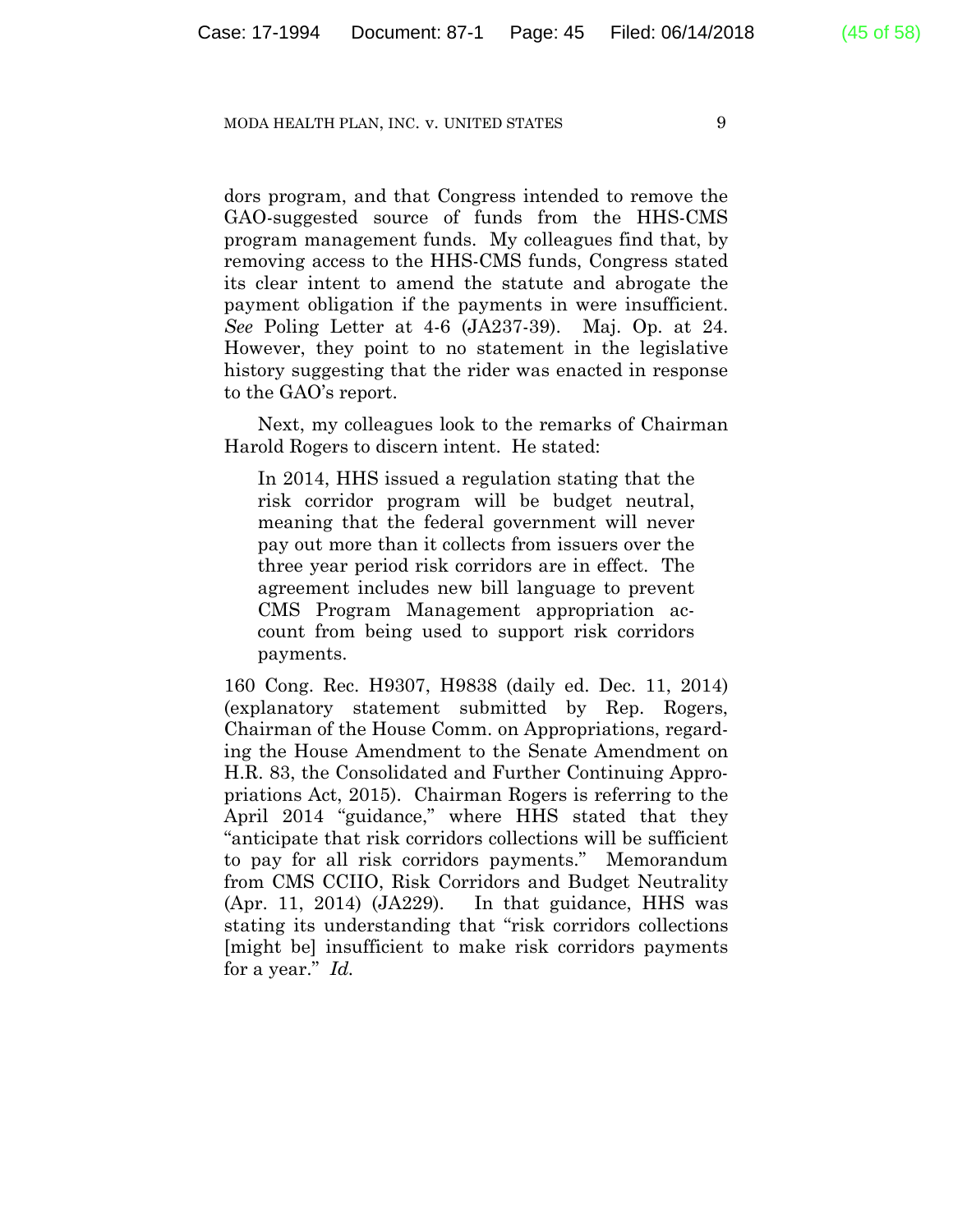dors program, and that Congress intended to remove the GAO-suggested source of funds from the HHS-CMS program management funds. My colleagues find that, by removing access to the HHS-CMS funds, Congress stated its clear intent to amend the statute and abrogate the payment obligation if the payments in were insufficient. *See* Poling Letter at 4-6 (JA237-39). Maj. Op. at 24. However, they point to no statement in the legislative history suggesting that the rider was enacted in response to the GAO's report.

Next, my colleagues look to the remarks of Chairman Harold Rogers to discern intent. He stated:

> In 2014, HHS issued a regulation stating that the risk corridor program will be budget neutral, meaning that the federal government will never pay out more than it collects from issuers over the three year period risk corridors are in effect. The agreement includes new bill language to prevent CMS Program Management appropriation account from being used to support risk corridors payments.

160 Cong. Rec. H9307, H9838 (daily ed. Dec. 11, 2014) (explanatory statement submitted by Rep. Rogers, Chairman of the House Comm. on Appropriations, regarding the House Amendment to the Senate Amendment on H.R. 83, the Consolidated and Further Continuing Appropriations Act, 2015). Chairman Rogers is referring to the April 2014 "guidance," where HHS stated that they "anticipate that risk corridors collections will be sufficient to pay for all risk corridors payments." Memorandum from CMS CCIIO, Risk Corridors and Budget Neutrality (Apr. 11, 2014) (JA229). In that guidance, HHS was stating its understanding that "risk corridors collections [might be] insufficient to make risk corridors payments for a year." *Id.*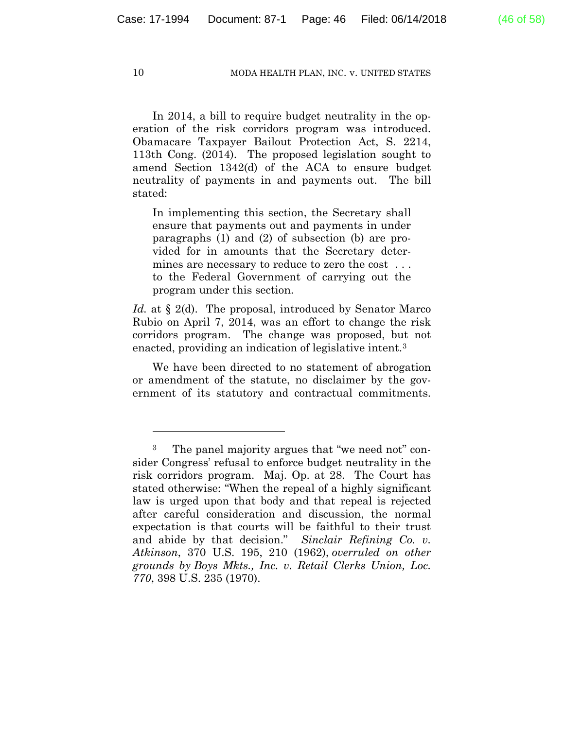In 2014, a bill to require budget neutrality in the operation of the risk corridors program was introduced. Obamacare Taxpayer Bailout Protection Act, S. 2214, 113th Cong. (2014). The proposed legislation sought to amend Section 1342(d) of the ACA to ensure budget neutrality of payments in and payments out. The bill stated:

> In implementing this section, the Secretary shall ensure that payments out and payments in under paragraphs (1) and (2) of subsection (b) are provided for in amounts that the Secretary determines are necessary to reduce to zero the cost . . . to the Federal Government of carrying out the program under this section.

*Id.* at § 2(d). The proposal, introduced by Senator Marco Rubio on April 7, 2014, was an effort to change the risk corridors program. The change was proposed, but not enacted, providing an indication of legislative intent.[3]

We have been directed to no statement of abrogation or amendment of the statute, no disclaimer by the government of its statutory and contractual commitments.

---

[3] The panel majority argues that "we need not" consider Congress' refusal to enforce budget neutrality in the risk corridors program. Maj. Op. at 28. The Court has stated otherwise: "When the repeal of a highly significant law is urged upon that body and that repeal is rejected after careful consideration and discussion, the normal expectation is that courts will be faithful to their trust and abide by that decision." *Sinclair Refining Co. v. Atkinson*, 370 U.S. 195, 210 (1962), *overruled on other grounds by Boys Mkts., Inc. v. Retail Clerks Union, Loc. 770*, 398 U.S. 235 (1970).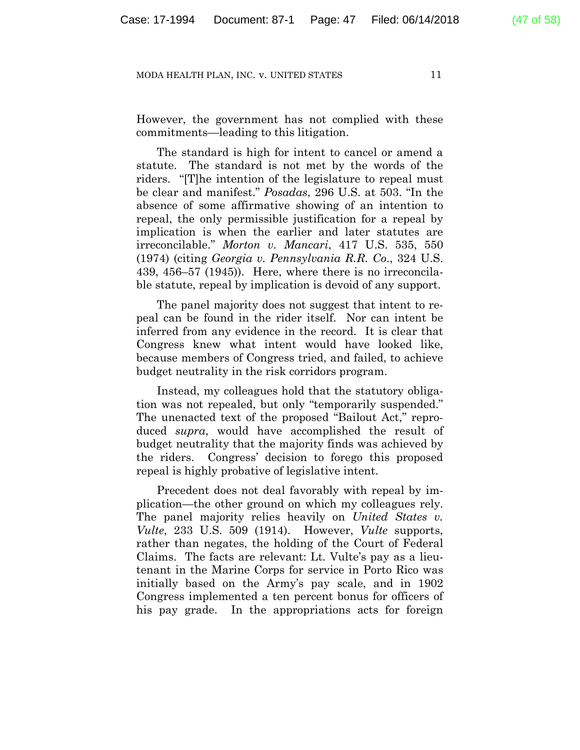However, the government has not complied with these commitments—leading to this litigation.

The standard is high for intent to cancel or amend a statute. The standard is not met by the words of the riders. "[T]he intention of the legislature to repeal must be clear and manifest." *Posadas*, 296 U.S. at 503. "In the absence of some affirmative showing of an intention to repeal, the only permissible justification for a repeal by implication is when the earlier and later statutes are irreconcilable." *Morton v. Mancari*, 417 U.S. 535, 550 (1974) (citing *Georgia v. Pennsylvania R.R. Co.*, 324 U.S. 439, 456–57 (1945)). Here, where there is no irreconcilable statute, repeal by implication is devoid of any support.

The panel majority does not suggest that intent to repeal can be found in the rider itself. Nor can intent be inferred from any evidence in the record. It is clear that Congress knew what intent would have looked like, because members of Congress tried, and failed, to achieve budget neutrality in the risk corridors program.

Instead, my colleagues hold that the statutory obligation was not repealed, but only "temporarily suspended." The unenacted text of the proposed "Bailout Act," reproduced *supra*, would have accomplished the result of budget neutrality that the majority finds was achieved by the riders. Congress' decision to forego this proposed repeal is highly probative of legislative intent.

Precedent does not deal favorably with repeal by implication—the other ground on which my colleagues rely. The panel majority relies heavily on *United States v. Vulte*, 233 U.S. 509 (1914). However, *Vulte* supports, rather than negates, the holding of the Court of Federal Claims. The facts are relevant: Lt. Vulte's pay as a lieutenant in the Marine Corps for service in Porto Rico was initially based on the Army's pay scale, and in 1902 Congress implemented a ten percent bonus for officers of his pay grade. In the appropriations acts for foreign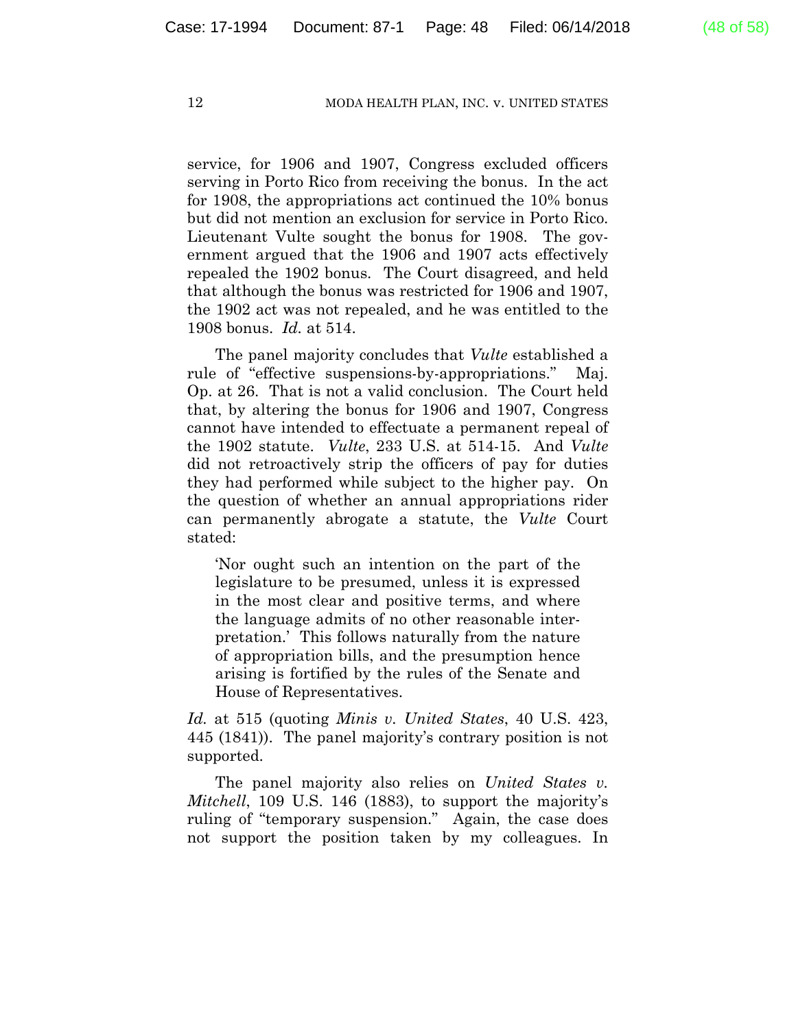service, for 1906 and 1907, Congress excluded officers serving in Porto Rico from receiving the bonus. In the act for 1908, the appropriations act continued the 10% bonus but did not mention an exclusion for service in Porto Rico. Lieutenant Vulte sought the bonus for 1908. The government argued that the 1906 and 1907 acts effectively repealed the 1902 bonus. The Court disagreed, and held that although the bonus was restricted for 1906 and 1907, the 1902 act was not repealed, and he was entitled to the 1908 bonus. *Id.* at 514.

The panel majority concludes that *Vulte* established a rule of "effective suspensions-by-appropriations." Maj. Op. at 26. That is not a valid conclusion. The Court held that, by altering the bonus for 1906 and 1907, Congress cannot have intended to effectuate a permanent repeal of the 1902 statute. *Vulte*, 233 U.S. at 514-15. And *Vulte* did not retroactively strip the officers of pay for duties they had performed while subject to the higher pay. On the question of whether an annual appropriations rider can permanently abrogate a statute, the *Vulte* Court stated:

> 'Nor ought such an intention on the part of the legislature to be presumed, unless it is expressed in the most clear and positive terms, and where the language admits of no other reasonable interpretation.' This follows naturally from the nature of appropriation bills, and the presumption hence arising is fortified by the rules of the Senate and House of Representatives.

*Id.* at 515 (quoting *Minis v. United States*, 40 U.S. 423, 445 (1841)). The panel majority's contrary position is not supported.

The panel majority also relies on *United States v. Mitchell*, 109 U.S. 146 (1883), to support the majority's ruling of "temporary suspension." Again, the case does not support the position taken by my colleagues. In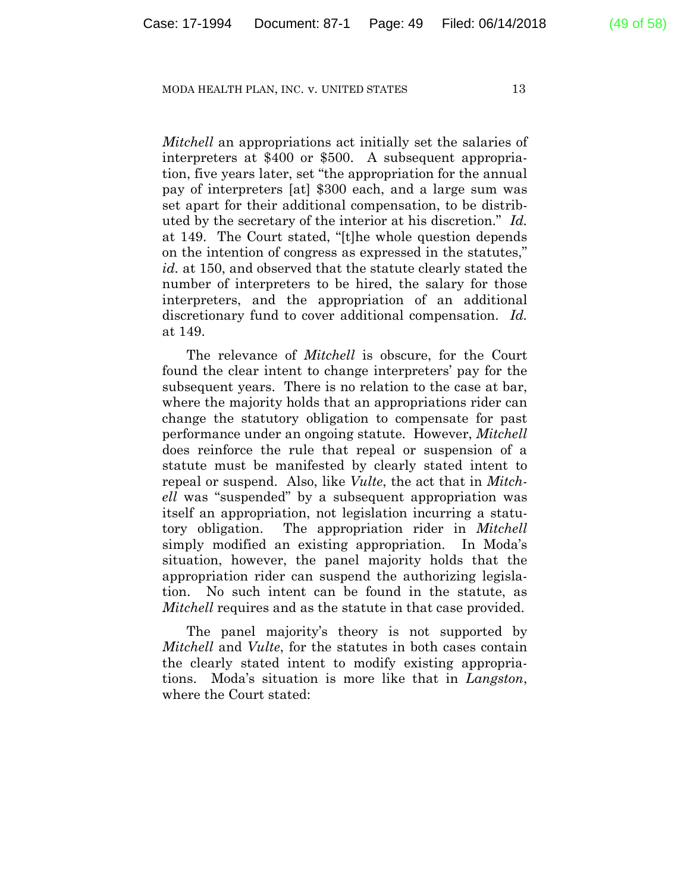*Mitchell* an appropriations act initially set the salaries of interpreters at $400 or $500. A subsequent appropriation, five years later, set "the appropriation for the annual pay of interpreters [at] $300 each, and a large sum was set apart for their additional compensation, to be distributed by the secretary of the interior at his discretion." *Id.* at 149. The Court stated, "[t]he whole question depends on the intention of congress as expressed in the statutes," *id.* at 150, and observed that the statute clearly stated the number of interpreters to be hired, the salary for those interpreters, and the appropriation of an additional discretionary fund to cover additional compensation. *Id.* at 149.

The relevance of *Mitchell* is obscure, for the Court found the clear intent to change interpreters' pay for the subsequent years. There is no relation to the case at bar, where the majority holds that an appropriations rider can change the statutory obligation to compensate for past performance under an ongoing statute. However, *Mitchell* does reinforce the rule that repeal or suspension of a statute must be manifested by clearly stated intent to repeal or suspend. Also, like *Vulte*, the act that in *Mitchell* was "suspended" by a subsequent appropriation was itself an appropriation, not legislation incurring a statutory obligation. The appropriation rider in *Mitchell* simply modified an existing appropriation. In Moda's situation, however, the panel majority holds that the appropriation rider can suspend the authorizing legislation. No such intent can be found in the statute, as *Mitchell* requires and as the statute in that case provided.

The panel majority's theory is not supported by *Mitchell* and *Vulte*, for the statutes in both cases contain the clearly stated intent to modify existing appropriations. Moda's situation is more like that in *Langston*, where the Court stated: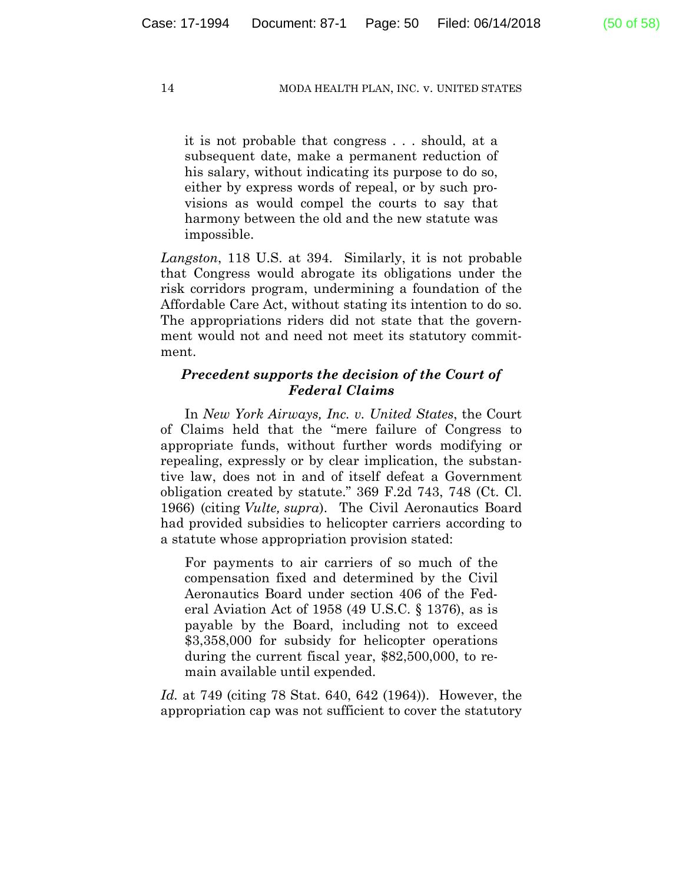> it is not probable that congress . . . should, at a subsequent date, make a permanent reduction of his salary, without indicating its purpose to do so, either by express words of repeal, or by such provisions as would compel the courts to say that harmony between the old and the new statute was impossible.

*Langston*, 118 U.S. at 394. Similarly, it is not probable that Congress would abrogate its obligations under the risk corridors program, undermining a foundation of the Affordable Care Act, without stating its intention to do so. The appropriations riders did not state that the government would not and need not meet its statutory commitment.

***Precedent supports the decision of the Court of Federal Claims***

In *New York Airways, Inc. v. United States*, the Court of Claims held that the "mere failure of Congress to appropriate funds, without further words modifying or repealing, expressly or by clear implication, the substantive law, does not in and of itself defeat a Government obligation created by statute." 369 F.2d 743, 748 (Ct. Cl. 1966) (citing *Vulte, supra*). The Civil Aeronautics Board had provided subsidies to helicopter carriers according to a statute whose appropriation provision stated:

> For payments to air carriers of so much of the compensation fixed and determined by the Civil Aeronautics Board under section 406 of the Federal Aviation Act of 1958 (49 U.S.C. § 1376), as is payable by the Board, including not to exceed $3,358,000 for subsidy for helicopter operations during the current fiscal year, $82,500,000, to remain available until expended.

*Id.* at 749 (citing 78 Stat. 640, 642 (1964)). However, the appropriation cap was not sufficient to cover the statutory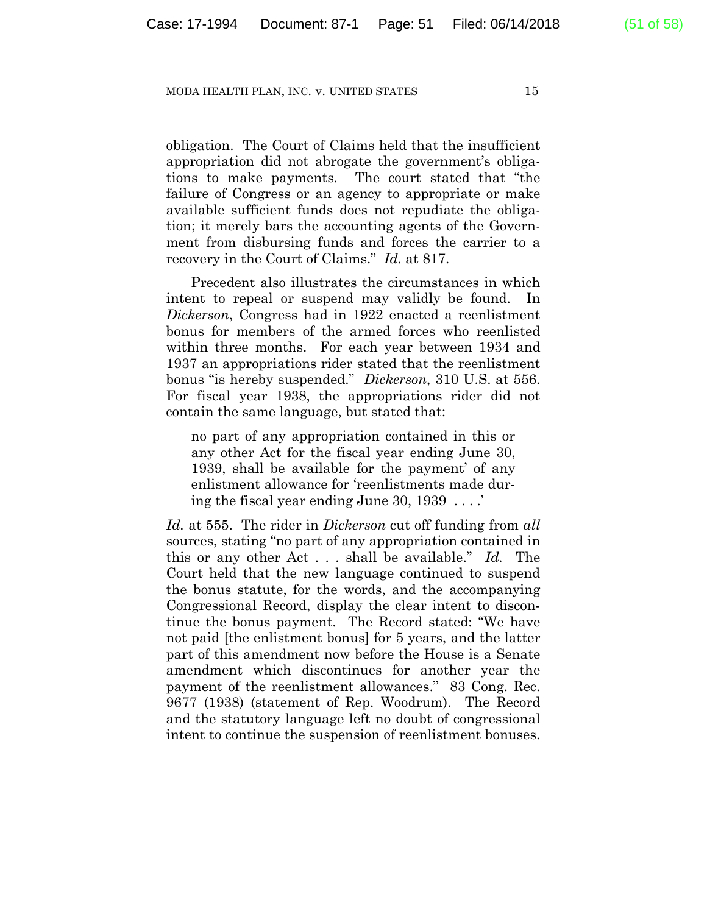obligation. The Court of Claims held that the insufficient appropriation did not abrogate the government's obligations to make payments. The court stated that "the failure of Congress or an agency to appropriate or make available sufficient funds does not repudiate the obligation; it merely bars the accounting agents of the Government from disbursing funds and forces the carrier to a recovery in the Court of Claims." *Id.* at 817.

Precedent also illustrates the circumstances in which intent to repeal or suspend may validly be found. In *Dickerson*, Congress had in 1922 enacted a reenlistment bonus for members of the armed forces who reenlisted within three months. For each year between 1934 and 1937 an appropriations rider stated that the reenlistment bonus "is hereby suspended." *Dickerson*, 310 U.S. at 556. For fiscal year 1938, the appropriations rider did not contain the same language, but stated that:

> no part of any appropriation contained in this or any other Act for the fiscal year ending June 30, 1939, shall be available for the payment' of any enlistment allowance for 'reenlistments made during the fiscal year ending June 30, 1939 . . . .'

*Id.* at 555. The rider in *Dickerson* cut off funding from *all* sources, stating "no part of any appropriation contained in this or any other Act . . . shall be available." *Id.* The Court held that the new language continued to suspend the bonus statute, for the words, and the accompanying Congressional Record, display the clear intent to discontinue the bonus payment. The Record stated: "We have not paid [the enlistment bonus] for 5 years, and the latter part of this amendment now before the House is a Senate amendment which discontinues for another year the payment of the reenlistment allowances." 83 Cong. Rec. 9677 (1938) (statement of Rep. Woodrum). The Record and the statutory language left no doubt of congressional intent to continue the suspension of reenlistment bonuses.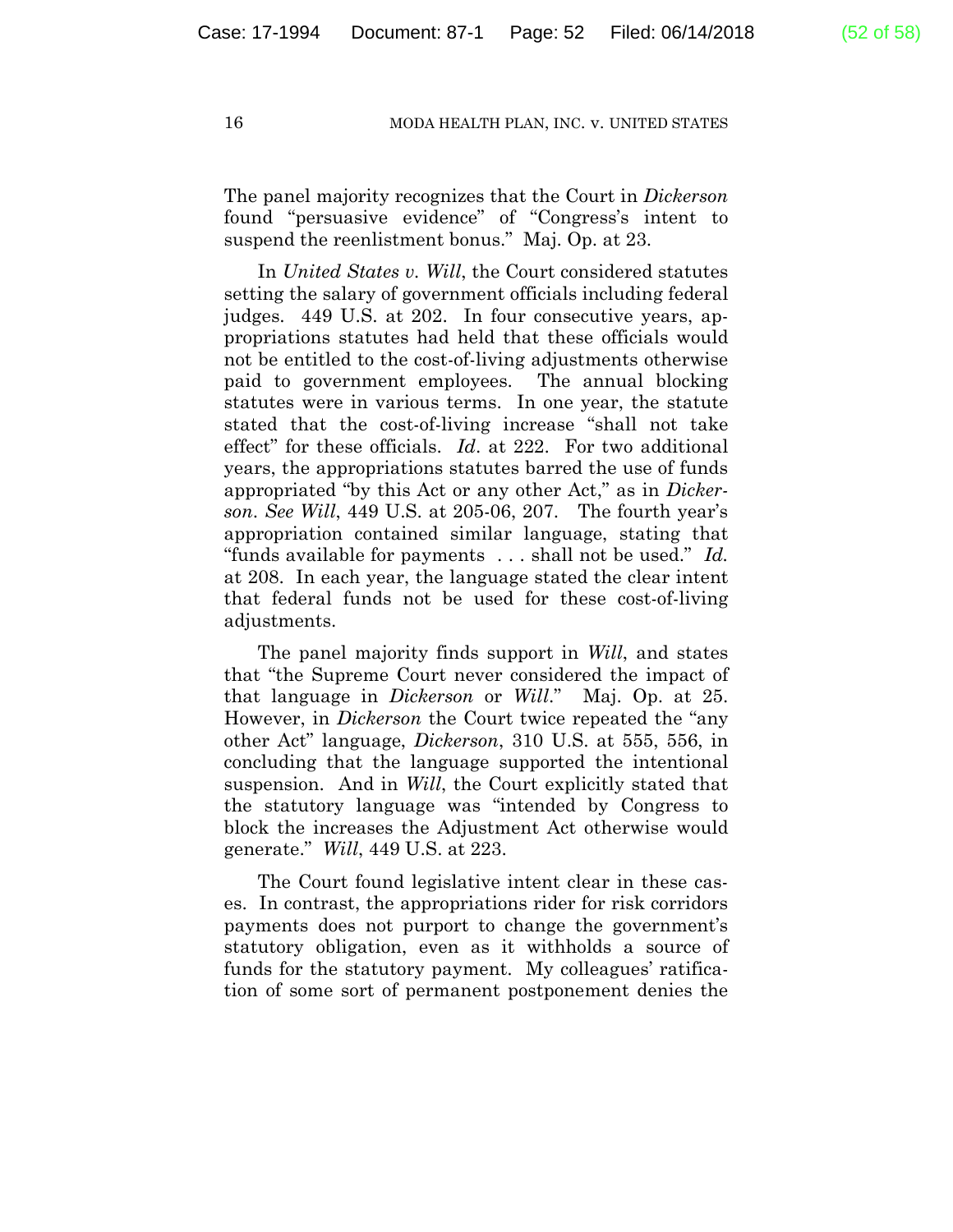The panel majority recognizes that the Court in *Dickerson* found "persuasive evidence" of "Congress's intent to suspend the reenlistment bonus." Maj. Op. at 23.

In *United States v. Will*, the Court considered statutes setting the salary of government officials including federal judges. 449 U.S. at 202. In four consecutive years, appropriations statutes had held that these officials would not be entitled to the cost-of-living adjustments otherwise paid to government employees. The annual blocking statutes were in various terms. In one year, the statute stated that the cost-of-living increase "shall not take effect" for these officials. *Id*. at 222. For two additional years, the appropriations statutes barred the use of funds appropriated "by this Act or any other Act," as in *Dickerson*. *See Will*, 449 U.S. at 205-06, 207. The fourth year's appropriation contained similar language, stating that "funds available for payments . . . shall not be used." *Id.* at 208. In each year, the language stated the clear intent that federal funds not be used for these cost-of-living adjustments.

The panel majority finds support in *Will*, and states that "the Supreme Court never considered the impact of that language in *Dickerson* or *Will*." Maj. Op. at 25. However, in *Dickerson* the Court twice repeated the "any other Act" language, *Dickerson*, 310 U.S. at 555, 556, in concluding that the language supported the intentional suspension. And in *Will*, the Court explicitly stated that the statutory language was "intended by Congress to block the increases the Adjustment Act otherwise would generate." *Will*, 449 U.S. at 223.

The Court found legislative intent clear in these cases. In contrast, the appropriations rider for risk corridors payments does not purport to change the government's statutory obligation, even as it withholds a source of funds for the statutory payment. My colleagues' ratification of some sort of permanent postponement denies the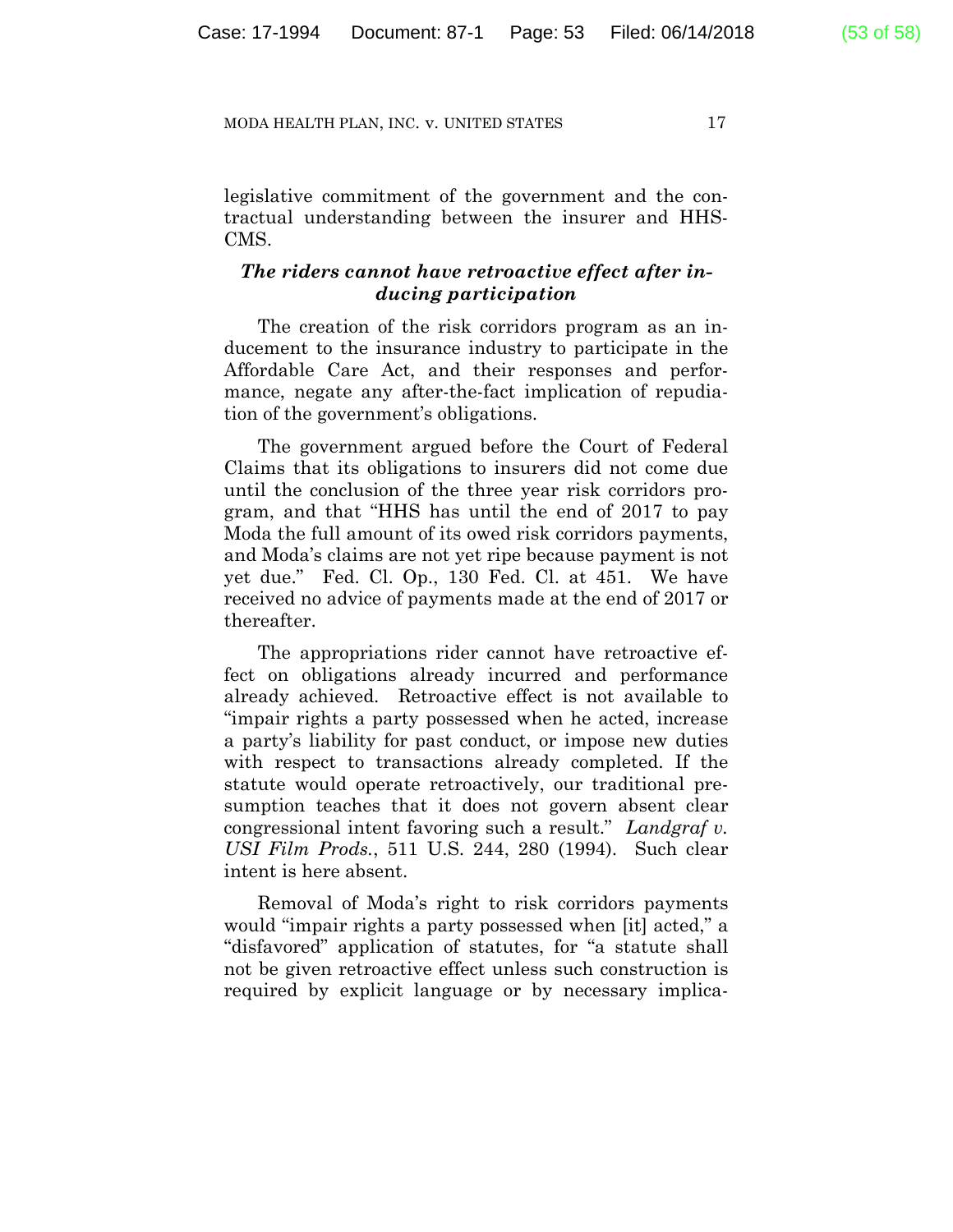legislative commitment of the government and the contractual understanding between the insurer and HHS-CMS.

***The riders cannot have retroactive effect after inducing participation***

The creation of the risk corridors program as an inducement to the insurance industry to participate in the Affordable Care Act, and their responses and performance, negate any after-the-fact implication of repudiation of the government's obligations.

The government argued before the Court of Federal Claims that its obligations to insurers did not come due until the conclusion of the three year risk corridors program, and that "HHS has until the end of 2017 to pay Moda the full amount of its owed risk corridors payments, and Moda's claims are not yet ripe because payment is not yet due." Fed. Cl. Op., 130 Fed. Cl. at 451. We have received no advice of payments made at the end of 2017 or thereafter.

The appropriations rider cannot have retroactive effect on obligations already incurred and performance already achieved. Retroactive effect is not available to "impair rights a party possessed when he acted, increase a party's liability for past conduct, or impose new duties with respect to transactions already completed. If the statute would operate retroactively, our traditional presumption teaches that it does not govern absent clear congressional intent favoring such a result." *Landgraf v. USI Film Prods.*, 511 U.S. 244, 280 (1994). Such clear intent is here absent.

Removal of Moda's right to risk corridors payments would "impair rights a party possessed when [it] acted," a "disfavored" application of statutes, for "a statute shall not be given retroactive effect unless such construction is required by explicit language or by necessary implica-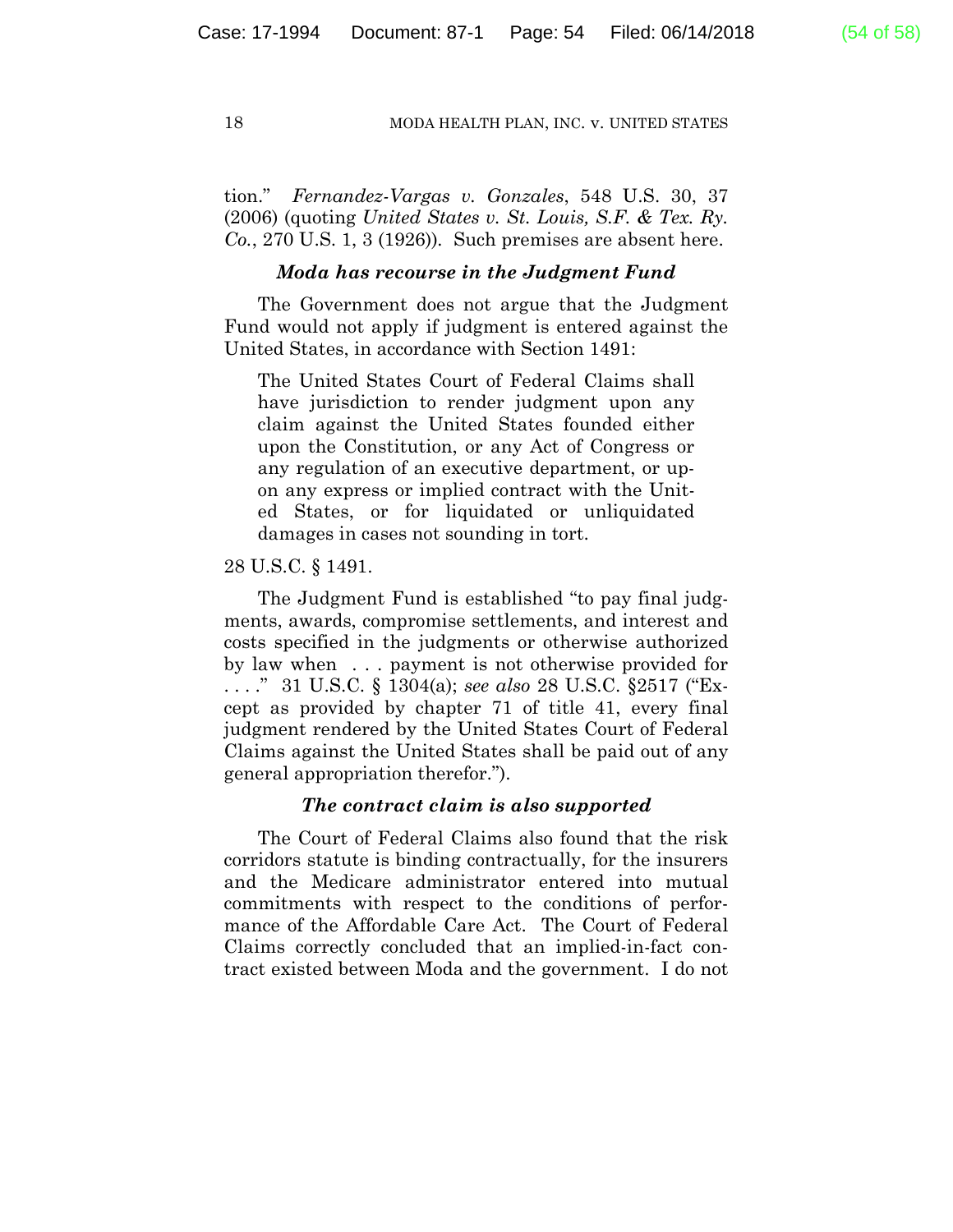tion." *Fernandez-Vargas v. Gonzales*, 548 U.S. 30, 37 (2006) (quoting *United States v. St. Louis, S.F. & Tex. Ry. Co.*, 270 U.S. 1, 3 (1926)). Such premises are absent here.

***Moda has recourse in the Judgment Fund***

The Government does not argue that the Judgment Fund would not apply if judgment is entered against the United States, in accordance with Section 1491:

> The United States Court of Federal Claims shall have jurisdiction to render judgment upon any claim against the United States founded either upon the Constitution, or any Act of Congress or any regulation of an executive department, or upon any express or implied contract with the United States, or for liquidated or unliquidated damages in cases not sounding in tort.

28 U.S.C. § 1491.

The Judgment Fund is established "to pay final judgments, awards, compromise settlements, and interest and costs specified in the judgments or otherwise authorized by law when . . . payment is not otherwise provided for . . . ." 31 U.S.C. § 1304(a); *see also* 28 U.S.C. §2517 ("Except as provided by chapter 71 of title 41, every final judgment rendered by the United States Court of Federal Claims against the United States shall be paid out of any general appropriation therefor.").

***The contract claim is also supported***

The Court of Federal Claims also found that the risk corridors statute is binding contractually, for the insurers and the Medicare administrator entered into mutual commitments with respect to the conditions of performance of the Affordable Care Act. The Court of Federal Claims correctly concluded that an implied-in-fact contract existed between Moda and the government. I do not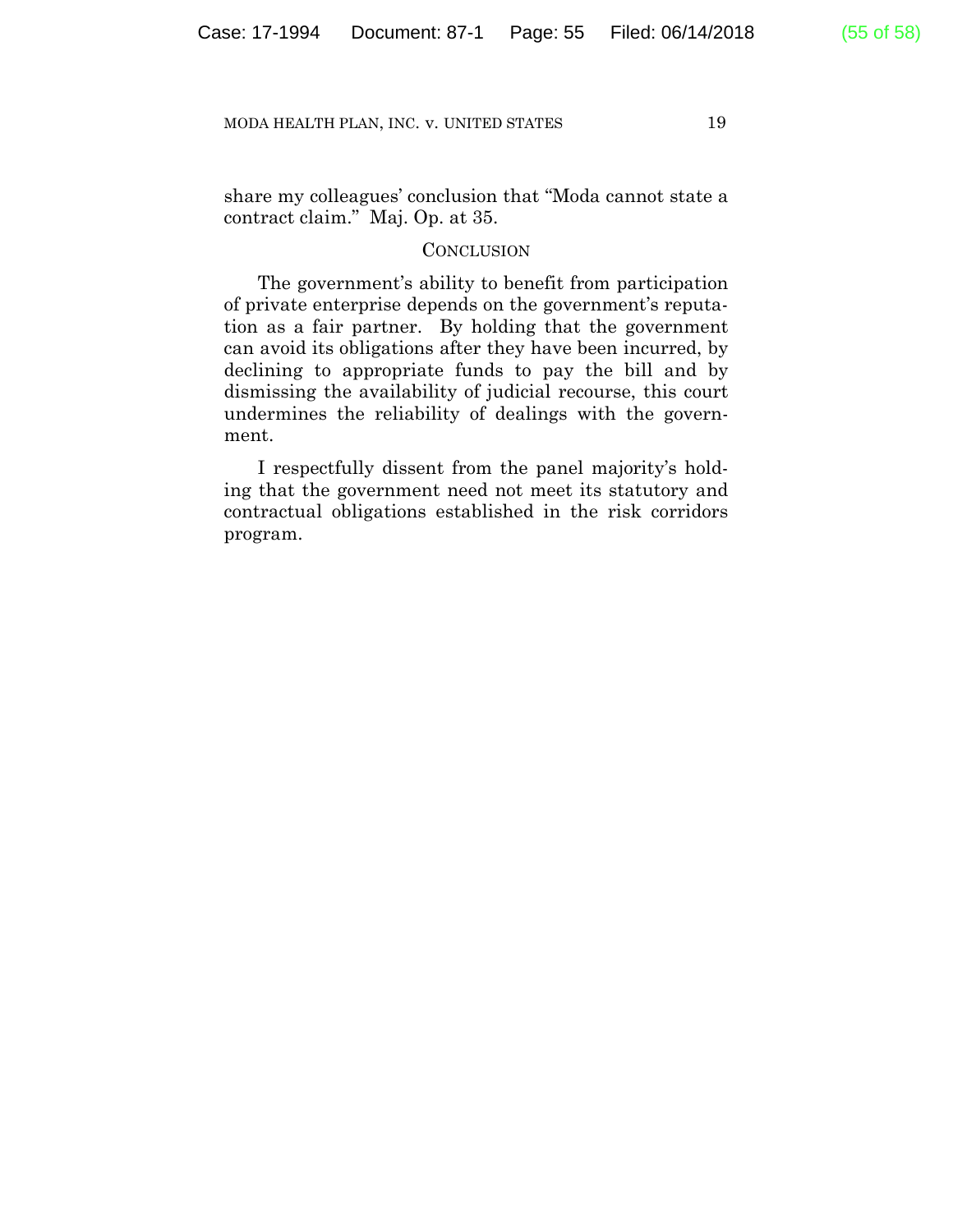share my colleagues' conclusion that "Moda cannot state a contract claim." Maj. Op. at 35.

## CONCLUSION

The government's ability to benefit from participation of private enterprise depends on the government's reputation as a fair partner. By holding that the government can avoid its obligations after they have been incurred, by declining to appropriate funds to pay the bill and by dismissing the availability of judicial recourse, this court undermines the reliability of dealings with the government.

I respectfully dissent from the panel majority's holding that the government need not meet its statutory and contractual obligations established in the risk corridors program.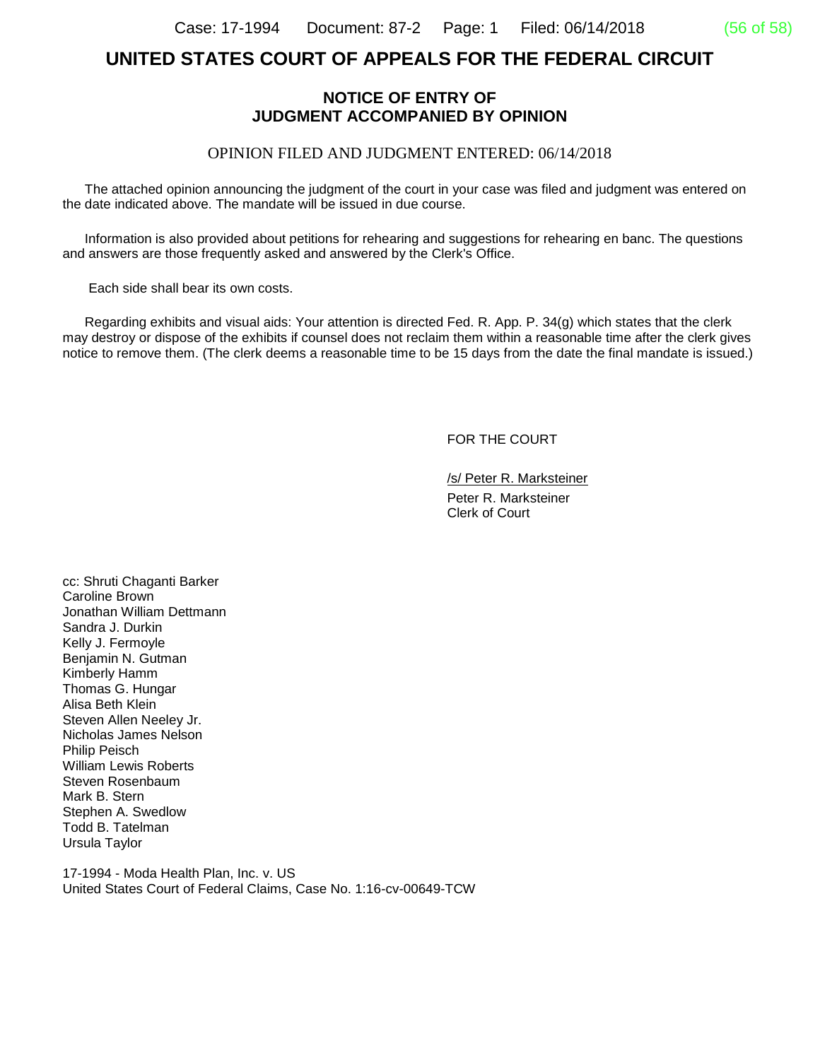# UNITED STATES COURT OF APPEALS FOR THE FEDERAL CIRCUIT

## NOTICE OF ENTRY OF JUDGMENT ACCOMPANIED BY OPINION

OPINION FILED AND JUDGMENT ENTERED: 06/14/2018

The attached opinion announcing the judgment of the court in your case was filed and judgment was entered on the date indicated above. The mandate will be issued in due course.

Information is also provided about petitions for rehearing and suggestions for rehearing en banc. The questions and answers are those frequently asked and answered by the Clerk's Office.

Each side shall bear its own costs.

Regarding exhibits and visual aids: Your attention is directed Fed. R. App. P. 34(g) which states that the clerk may destroy or dispose of the exhibits if counsel does not reclaim them within a reasonable time after the clerk gives notice to remove them. (The clerk deems a reasonable time to be 15 days from the date the final mandate is issued.)

FOR THE COURT

/s/ Peter R. Marksteiner
Peter R. Marksteiner
Clerk of Court

cc: Shruti Chaganti Barker
Caroline Brown
Jonathan William Dettmann
Sandra J. Durkin
Kelly J. Fermoyle
Benjamin N. Gutman
Kimberly Hamm
Thomas G. Hungar
Alisa Beth Klein
Steven Allen Neeley Jr.
Nicholas James Nelson
Philip Peisch
William Lewis Roberts
Steven Rosenbaum
Mark B. Stern
Stephen A. Swedlow
Todd B. Tatelman
Ursula Taylor

17-1994 - Moda Health Plan, Inc. v. US
United States Court of Federal Claims, Case No. 1:16-cv-00649-TCW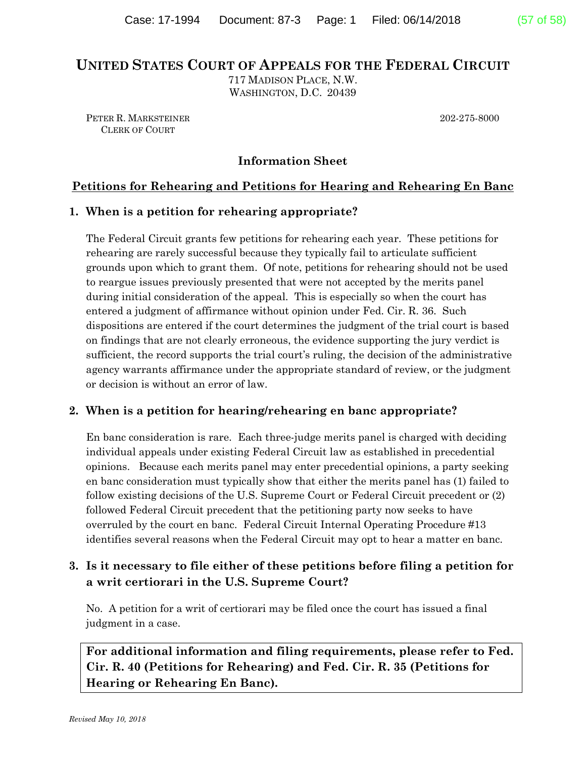# UNITED STATES COURT OF APPEALS FOR THE FEDERAL CIRCUIT

717 MADISON PLACE, N.W.
WASHINGTON, D.C. 20439

PETER R. MARKSTEINER
CLERK OF COURT

202-275-8000

## Information Sheet

### Petitions for Rehearing and Petitions for Hearing and Rehearing En Banc

**1. When is a petition for rehearing appropriate?**

The Federal Circuit grants few petitions for rehearing each year. These petitions for rehearing are rarely successful because they typically fail to articulate sufficient grounds upon which to grant them. Of note, petitions for rehearing should not be used to reargue issues previously presented that were not accepted by the merits panel during initial consideration of the appeal. This is especially so when the court has entered a judgment of affirmance without opinion under Fed. Cir. R. 36. Such dispositions are entered if the court determines the judgment of the trial court is based on findings that are not clearly erroneous, the evidence supporting the jury verdict is sufficient, the record supports the trial court's ruling, the decision of the administrative agency warrants affirmance under the appropriate standard of review, or the judgment or decision is without an error of law.

**2. When is a petition for hearing/rehearing en banc appropriate?**

En banc consideration is rare. Each three-judge merits panel is charged with deciding individual appeals under existing Federal Circuit law as established in precedential opinions. Because each merits panel may enter precedential opinions, a party seeking en banc consideration must typically show that either the merits panel has (1) failed to follow existing decisions of the U.S. Supreme Court or Federal Circuit precedent or (2) followed Federal Circuit precedent that the petitioning party now seeks to have overruled by the court en banc. Federal Circuit Internal Operating Procedure #13 identifies several reasons when the Federal Circuit may opt to hear a matter en banc.

**3. Is it necessary to file either of these petitions before filing a petition for a writ certiorari in the U.S. Supreme Court?**

No. A petition for a writ of certiorari may be filed once the court has issued a final judgment in a case.

**For additional information and filing requirements, please refer to Fed. Cir. R. 40 (Petitions for Rehearing) and Fed. Cir. R. 35 (Petitions for Hearing or Rehearing En Banc).**

*Revised May 10, 2018*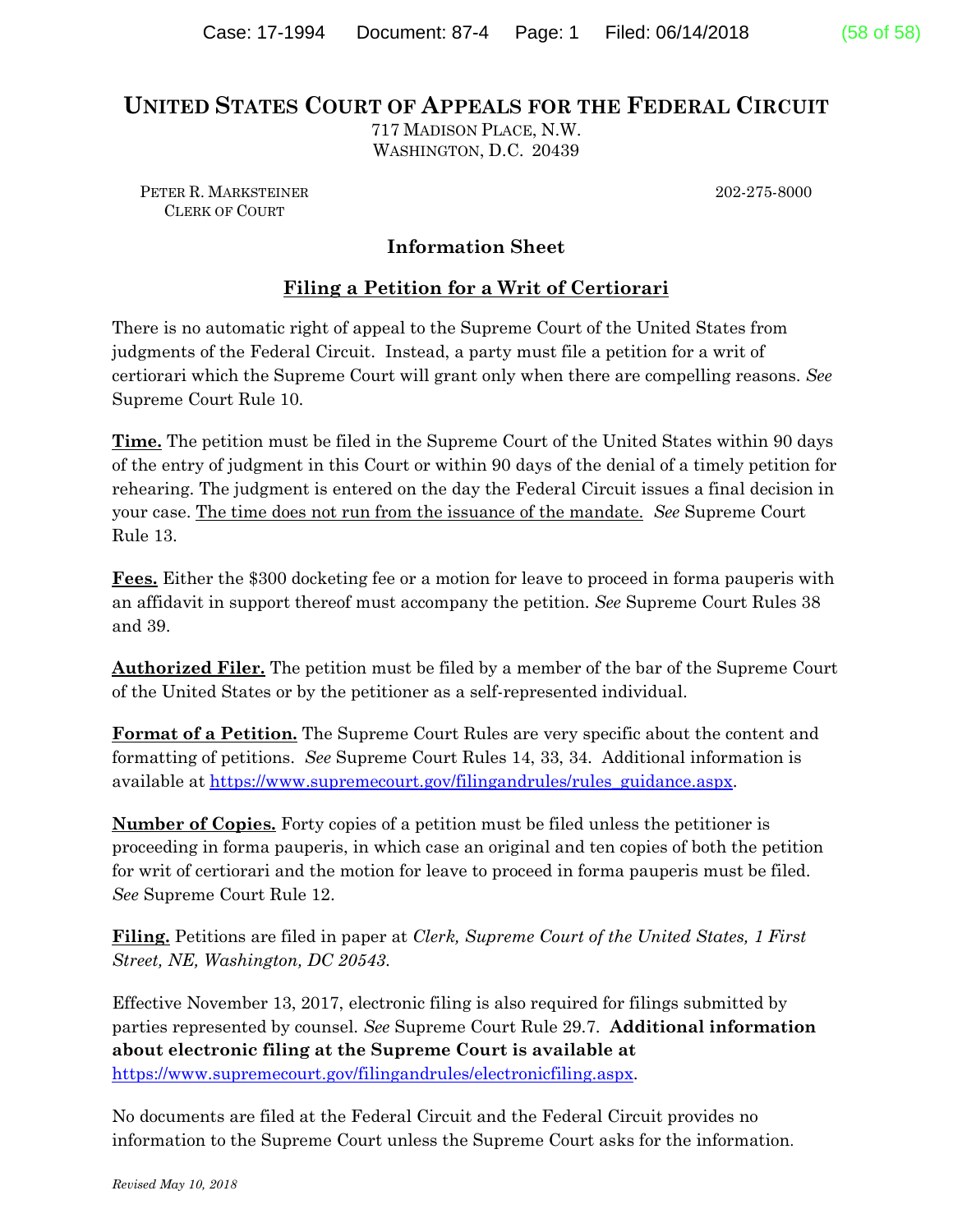# UNITED STATES COURT OF APPEALS FOR THE FEDERAL CIRCUIT

717 MADISON PLACE, N.W.
WASHINGTON, D.C. 20439

PETER R. MARKSTEINER
CLERK OF COURT

202-275-8000

## Information Sheet

### Filing a Petition for a Writ of Certiorari

There is no automatic right of appeal to the Supreme Court of the United States from judgments of the Federal Circuit. Instead, a party must file a petition for a writ of certiorari which the Supreme Court will grant only when there are compelling reasons. *See* Supreme Court Rule 10.

**Time.** The petition must be filed in the Supreme Court of the United States within 90 days of the entry of judgment in this Court or within 90 days of the denial of a timely petition for rehearing. The judgment is entered on the day the Federal Circuit issues a final decision in your case. The time does not run from the issuance of the mandate. *See* Supreme Court Rule 13.

**Fees.** Either the $300 docketing fee or a motion for leave to proceed in forma pauperis with an affidavit in support thereof must accompany the petition. *See* Supreme Court Rules 38 and 39.

**Authorized Filer.** The petition must be filed by a member of the bar of the Supreme Court of the United States or by the petitioner as a self-represented individual.

**Format of a Petition.** The Supreme Court Rules are very specific about the content and formatting of petitions. *See* Supreme Court Rules 14, 33, 34. Additional information is available at https://www.supremecourt.gov/filingandrules/rules_guidance.aspx.

**Number of Copies.** Forty copies of a petition must be filed unless the petitioner is proceeding in forma pauperis, in which case an original and ten copies of both the petition for writ of certiorari and the motion for leave to proceed in forma pauperis must be filed. *See* Supreme Court Rule 12.

**Filing.** Petitions are filed in paper at *Clerk, Supreme Court of the United States, 1 First Street, NE, Washington, DC 20543.*

Effective November 13, 2017, electronic filing is also required for filings submitted by parties represented by counsel. *See* Supreme Court Rule 29.7. **Additional information about electronic filing at the Supreme Court is available at** https://www.supremecourt.gov/filingandrules/electronicfiling.aspx.

No documents are filed at the Federal Circuit and the Federal Circuit provides no information to the Supreme Court unless the Supreme Court asks for the information.

*Revised May 10, 2018*